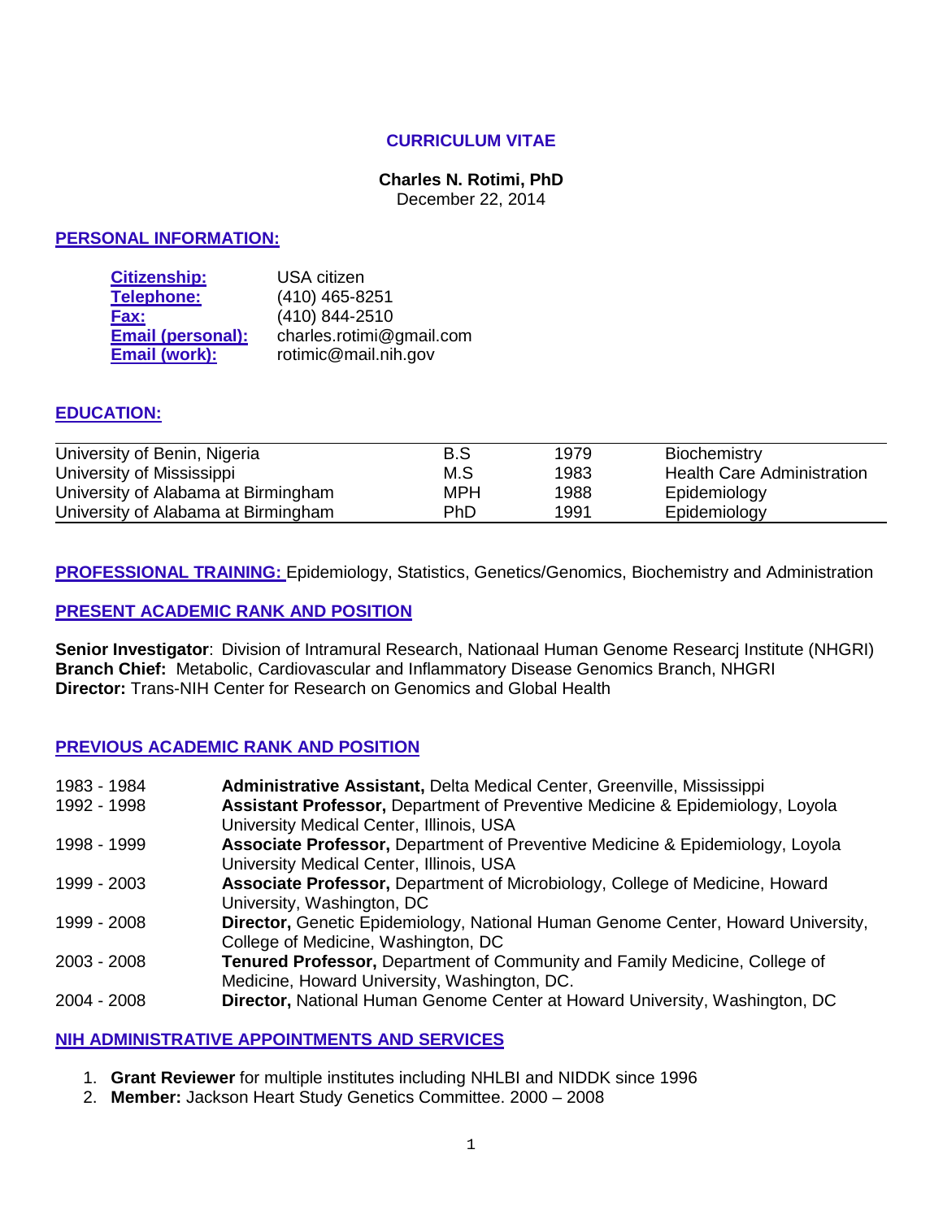# CURRICULUM VITAE

**Charles N. Rotimi, PhD**
December 22, 2014

## PERSONAL INFORMATION:

| | |
|---|---|
| **Citizenship:** | USA citizen |
| **Telephone:** | (410) 465-8251 |
| **Fax:** | (410) 844-2510 |
| **Email (personal):** | charles.rotimi@gmail.com |
| **Email (work):** | rotimic@mail.nih.gov |

## EDUCATION:

| | | | |
|---|---|---|---|
| University of Benin, Nigeria | B.S | 1979 | Biochemistry |
| University of Mississippi | M.S | 1983 | Health Care Administration |
| University of Alabama at Birmingham | MPH | 1988 | Epidemiology |
| University of Alabama at Birmingham | PhD | 1991 | Epidemiology |

**PROFESSIONAL TRAINING:** Epidemiology, Statistics, Genetics/Genomics, Biochemistry and Administration

## PRESENT ACADEMIC RANK AND POSITION

**Senior Investigator**: Division of Intramural Research, Nationaal Human Genome Researcj Institute (NHGRI)
**Branch Chief:** Metabolic, Cardiovascular and Inflammatory Disease Genomics Branch, NHGRI
**Director:** Trans-NIH Center for Research on Genomics and Global Health

## PREVIOUS ACADEMIC RANK AND POSITION

| | |
|---|---|
| 1983 - 1984 | **Administrative Assistant,** Delta Medical Center, Greenville, Mississippi |
| 1992 - 1998 | **Assistant Professor,** Department of Preventive Medicine & Epidemiology, Loyola University Medical Center, Illinois, USA |
| 1998 - 1999 | **Associate Professor,** Department of Preventive Medicine & Epidemiology, Loyola University Medical Center, Illinois, USA |
| 1999 - 2003 | **Associate Professor,** Department of Microbiology, College of Medicine, Howard University, Washington, DC |
| 1999 - 2008 | **Director,** Genetic Epidemiology, National Human Genome Center, Howard University, College of Medicine, Washington, DC |
| 2003 - 2008 | **Tenured Professor,** Department of Community and Family Medicine, College of Medicine, Howard University, Washington, DC. |
| 2004 - 2008 | **Director,** National Human Genome Center at Howard University, Washington, DC |

## NIH ADMINISTRATIVE APPOINTMENTS AND SERVICES

1. **Grant Reviewer** for multiple institutes including NHLBI and NIDDK since 1996
2. **Member:** Jackson Heart Study Genetics Committee. 2000 – 2008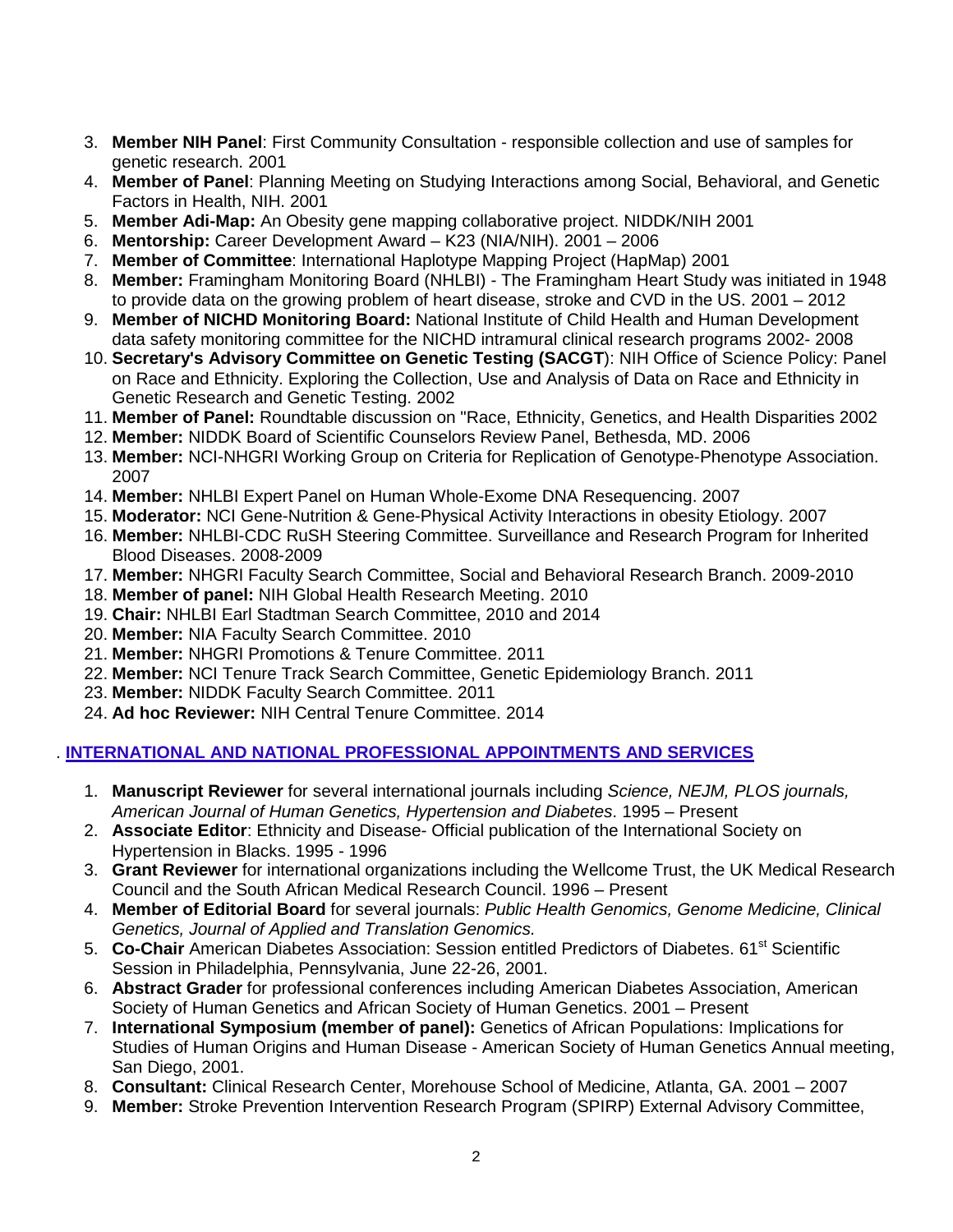3. **Member NIH Panel**: First Community Consultation - responsible collection and use of samples for genetic research. 2001
4. **Member of Panel**: Planning Meeting on Studying Interactions among Social, Behavioral, and Genetic Factors in Health, NIH. 2001
5. **Member Adi-Map:** An Obesity gene mapping collaborative project. NIDDK/NIH 2001
6. **Mentorship:** Career Development Award – K23 (NIA/NIH). 2001 – 2006
7. **Member of Committee**: International Haplotype Mapping Project (HapMap) 2001
8. **Member:** Framingham Monitoring Board (NHLBI) - The Framingham Heart Study was initiated in 1948 to provide data on the growing problem of heart disease, stroke and CVD in the US. 2001 – 2012
9. **Member of NICHD Monitoring Board:** National Institute of Child Health and Human Development data safety monitoring committee for the NICHD intramural clinical research programs 2002- 2008
10. **Secretary's Advisory Committee on Genetic Testing (SACGT**): NIH Office of Science Policy: Panel on Race and Ethnicity. Exploring the Collection, Use and Analysis of Data on Race and Ethnicity in Genetic Research and Genetic Testing. 2002
11. **Member of Panel:** Roundtable discussion on "Race, Ethnicity, Genetics, and Health Disparities 2002
12. **Member:** NIDDK Board of Scientific Counselors Review Panel, Bethesda, MD. 2006
13. **Member:** NCI-NHGRI Working Group on Criteria for Replication of Genotype-Phenotype Association. 2007
14. **Member:** NHLBI Expert Panel on Human Whole-Exome DNA Resequencing. 2007
15. **Moderator:** NCI Gene-Nutrition & Gene-Physical Activity Interactions in obesity Etiology. 2007
16. **Member:** NHLBI-CDC RuSH Steering Committee. Surveillance and Research Program for Inherited Blood Diseases. 2008-2009
17. **Member:** NHGRI Faculty Search Committee, Social and Behavioral Research Branch. 2009-2010
18. **Member of panel:** NIH Global Health Research Meeting. 2010
19. **Chair:** NHLBI Earl Stadtman Search Committee, 2010 and 2014
20. **Member:** NIA Faculty Search Committee. 2010
21. **Member:** NHGRI Promotions & Tenure Committee. 2011
22. **Member:** NCI Tenure Track Search Committee, Genetic Epidemiology Branch. 2011
23. **Member:** NIDDK Faculty Search Committee. 2011
24. **Ad hoc Reviewer:** NIH Central Tenure Committee. 2014

## . INTERNATIONAL AND NATIONAL PROFESSIONAL APPOINTMENTS AND SERVICES

1. **Manuscript Reviewer** for several international journals including *Science, NEJM, PLOS journals, American Journal of Human Genetics, Hypertension and Diabetes*. 1995 – Present
2. **Associate Editor**: Ethnicity and Disease- Official publication of the International Society on Hypertension in Blacks. 1995 - 1996
3. **Grant Reviewer** for international organizations including the Wellcome Trust, the UK Medical Research Council and the South African Medical Research Council. 1996 – Present
4. **Member of Editorial Board** for several journals: *Public Health Genomics, Genome Medicine, Clinical Genetics, Journal of Applied and Translation Genomics.*
5. **Co-Chair** American Diabetes Association: Session entitled Predictors of Diabetes. 61st Scientific Session in Philadelphia, Pennsylvania, June 22-26, 2001.
6. **Abstract Grader** for professional conferences including American Diabetes Association, American Society of Human Genetics and African Society of Human Genetics. 2001 – Present
7. **International Symposium (member of panel):** Genetics of African Populations: Implications for Studies of Human Origins and Human Disease - American Society of Human Genetics Annual meeting, San Diego, 2001.
8. **Consultant:** Clinical Research Center, Morehouse School of Medicine, Atlanta, GA. 2001 – 2007
9. **Member:** Stroke Prevention Intervention Research Program (SPIRP) External Advisory Committee,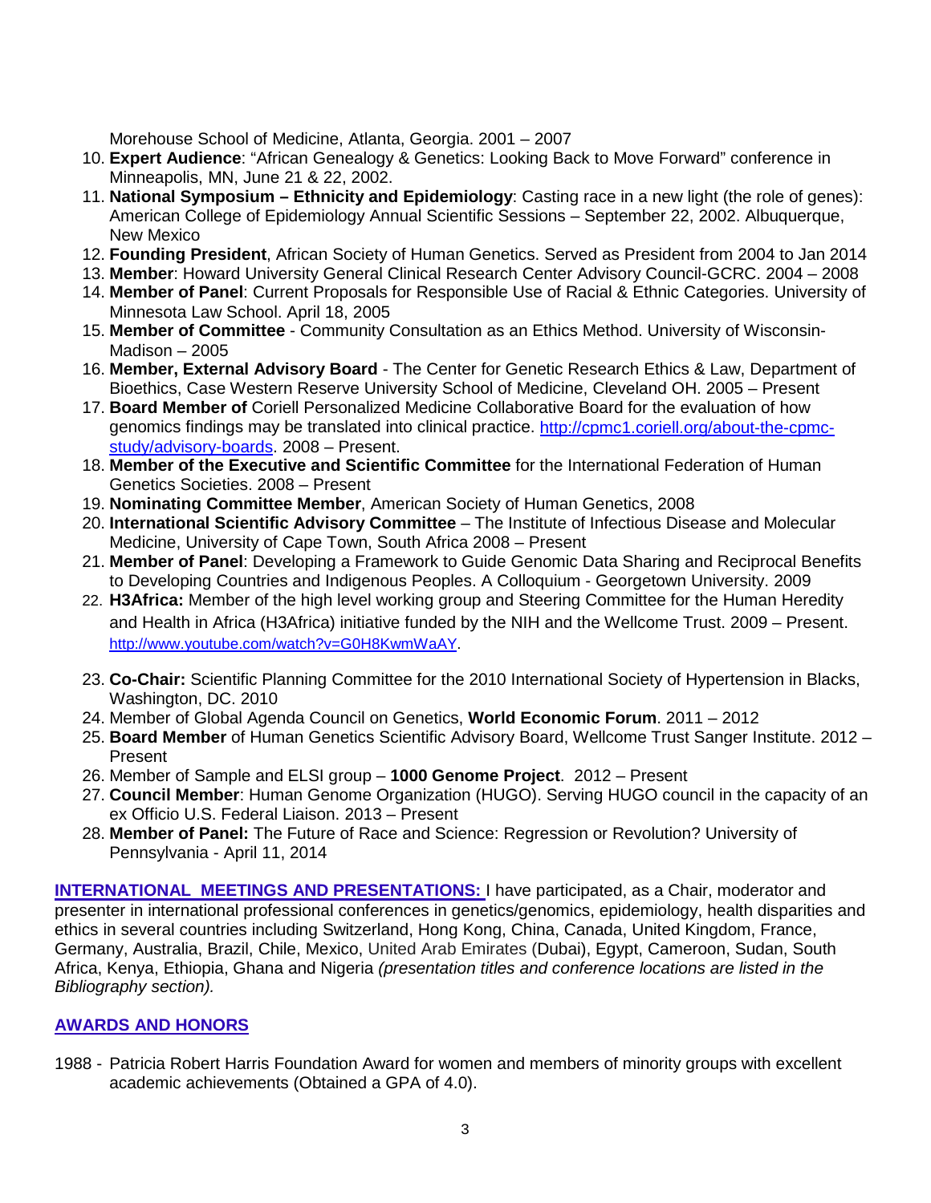Morehouse School of Medicine, Atlanta, Georgia. 2001 – 2007

10. **Expert Audience**: "African Genealogy & Genetics: Looking Back to Move Forward" conference in Minneapolis, MN, June 21 & 22, 2002.
11. **National Symposium – Ethnicity and Epidemiology**: Casting race in a new light (the role of genes): American College of Epidemiology Annual Scientific Sessions – September 22, 2002. Albuquerque, New Mexico
12. **Founding President**, African Society of Human Genetics. Served as President from 2004 to Jan 2014
13. **Member**: Howard University General Clinical Research Center Advisory Council-GCRC. 2004 – 2008
14. **Member of Panel**: Current Proposals for Responsible Use of Racial & Ethnic Categories. University of Minnesota Law School. April 18, 2005
15. **Member of Committee** - Community Consultation as an Ethics Method. University of Wisconsin-Madison – 2005
16. **Member, External Advisory Board** - The Center for Genetic Research Ethics & Law, Department of Bioethics, Case Western Reserve University School of Medicine, Cleveland OH. 2005 – Present
17. **Board Member of** Coriell Personalized Medicine Collaborative Board for the evaluation of how genomics findings may be translated into clinical practice. [http://cpmc1.coriell.org/about-the-cpmc-study/advisory-boards](http://cpmc1.coriell.org/about-the-cpmc-study/advisory-boards). 2008 – Present.
18. **Member of the Executive and Scientific Committee** for the International Federation of Human Genetics Societies. 2008 – Present
19. **Nominating Committee Member**, American Society of Human Genetics, 2008
20. **International Scientific Advisory Committee** – The Institute of Infectious Disease and Molecular Medicine, University of Cape Town, South Africa 2008 – Present
21. **Member of Panel**: Developing a Framework to Guide Genomic Data Sharing and Reciprocal Benefits to Developing Countries and Indigenous Peoples. A Colloquium - Georgetown University. 2009
22. **H3Africa:** Member of the high level working group and Steering Committee for the Human Heredity and Health in Africa (H3Africa) initiative funded by the NIH and the Wellcome Trust. 2009 – Present. [http://www.youtube.com/watch?v=G0H8KwmWaAY](http://www.youtube.com/watch?v=G0H8KwmWaAY).
23. **Co-Chair:** Scientific Planning Committee for the 2010 International Society of Hypertension in Blacks, Washington, DC. 2010
24. Member of Global Agenda Council on Genetics, **World Economic Forum**. 2011 – 2012
25. **Board Member** of Human Genetics Scientific Advisory Board, Wellcome Trust Sanger Institute. 2012 – Present
26. Member of Sample and ELSI group – **1000 Genome Project**. 2012 – Present
27. **Council Member**: Human Genome Organization (HUGO). Serving HUGO council in the capacity of an ex Officio U.S. Federal Liaison. 2013 – Present
28. **Member of Panel:** The Future of Race and Science: Regression or Revolution? University of Pennsylvania - April 11, 2014

**INTERNATIONAL MEETINGS AND PRESENTATIONS:** I have participated, as a Chair, moderator and presenter in international professional conferences in genetics/genomics, epidemiology, health disparities and ethics in several countries including Switzerland, Hong Kong, China, Canada, United Kingdom, France, Germany, Australia, Brazil, Chile, Mexico, United Arab Emirates (Dubai), Egypt, Cameroon, Sudan, South Africa, Kenya, Ethiopia, Ghana and Nigeria *(presentation titles and conference locations are listed in the Bibliography section).*

## AWARDS AND HONORS

1988 - Patricia Robert Harris Foundation Award for women and members of minority groups with excellent academic achievements (Obtained a GPA of 4.0).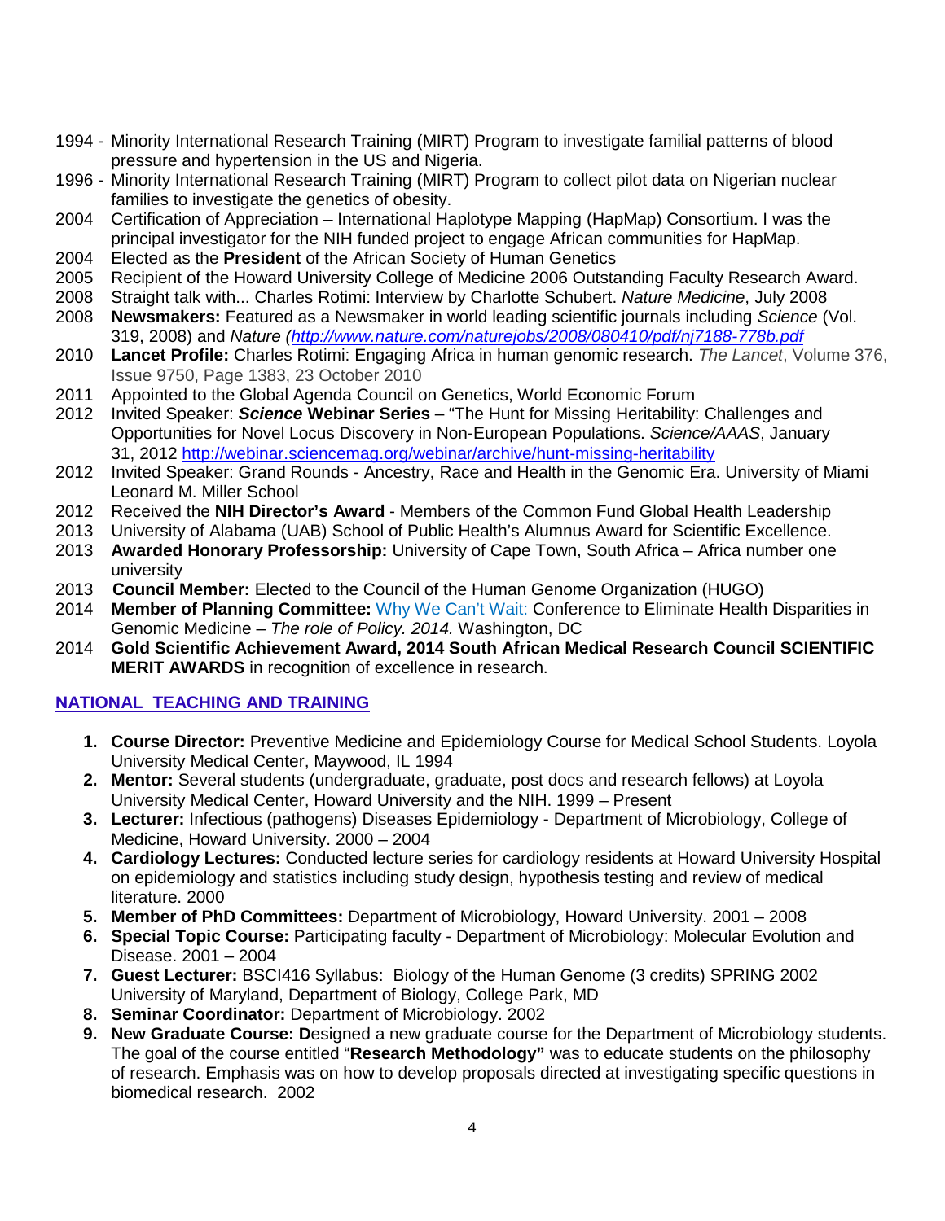1994 - Minority International Research Training (MIRT) Program to investigate familial patterns of blood pressure and hypertension in the US and Nigeria.

1996 - Minority International Research Training (MIRT) Program to collect pilot data on Nigerian nuclear families to investigate the genetics of obesity.

2004 Certification of Appreciation – International Haplotype Mapping (HapMap) Consortium. I was the principal investigator for the NIH funded project to engage African communities for HapMap.

2004 Elected as the **President** of the African Society of Human Genetics

2005 Recipient of the Howard University College of Medicine 2006 Outstanding Faculty Research Award.

2008 Straight talk with... Charles Rotimi: Interview by Charlotte Schubert. *Nature Medicine*, July 2008

2008 **Newsmakers:** Featured as a Newsmaker in world leading scientific journals including *Science* (Vol. 319, 2008) and *Nature (http://www.nature.com/naturejobs/2008/080410/pdf/nj7188-778b.pdf*

2010 **Lancet Profile:** Charles Rotimi: Engaging Africa in human genomic research. *The Lancet*, Volume 376, Issue 9750, Page 1383, 23 October 2010

2011 Appointed to the Global Agenda Council on Genetics, World Economic Forum

2012 Invited Speaker: ***Science* Webinar Series** – "The Hunt for Missing Heritability: Challenges and Opportunities for Novel Locus Discovery in Non-European Populations. *Science/AAAS*, January 31, 2012 http://webinar.sciencemag.org/webinar/archive/hunt-missing-heritability

2012 Invited Speaker: Grand Rounds - Ancestry, Race and Health in the Genomic Era. University of Miami Leonard M. Miller School

2012 Received the **NIH Director's Award** - Members of the Common Fund Global Health Leadership

2013 University of Alabama (UAB) School of Public Health's Alumnus Award for Scientific Excellence.

2013 **Awarded Honorary Professorship:** University of Cape Town, South Africa – Africa number one university

2013 **Council Member:** Elected to the Council of the Human Genome Organization (HUGO)

2014 **Member of Planning Committee:** Why We Can't Wait: Conference to Eliminate Health Disparities in Genomic Medicine – *The role of Policy. 2014.* Washington, DC

2014 **Gold Scientific Achievement Award, 2014 South African Medical Research Council SCIENTIFIC MERIT AWARDS** in recognition of excellence in research.

## NATIONAL TEACHING AND TRAINING

1. **Course Director:** Preventive Medicine and Epidemiology Course for Medical School Students. Loyola University Medical Center, Maywood, IL 1994
2. **Mentor:** Several students (undergraduate, graduate, post docs and research fellows) at Loyola University Medical Center, Howard University and the NIH. 1999 – Present
3. **Lecturer:** Infectious (pathogens) Diseases Epidemiology - Department of Microbiology, College of Medicine, Howard University. 2000 – 2004
4. **Cardiology Lectures:** Conducted lecture series for cardiology residents at Howard University Hospital on epidemiology and statistics including study design, hypothesis testing and review of medical literature. 2000
5. **Member of PhD Committees:** Department of Microbiology, Howard University. 2001 – 2008
6. **Special Topic Course:** Participating faculty - Department of Microbiology: Molecular Evolution and Disease. 2001 – 2004
7. **Guest Lecturer:** BSCI416 Syllabus: Biology of the Human Genome (3 credits) SPRING 2002 University of Maryland, Department of Biology, College Park, MD
8. **Seminar Coordinator:** Department of Microbiology. 2002
9. **New Graduate Course: D**esigned a new graduate course for the Department of Microbiology students. The goal of the course entitled "**Research Methodology"** was to educate students on the philosophy of research. Emphasis was on how to develop proposals directed at investigating specific questions in biomedical research. 2002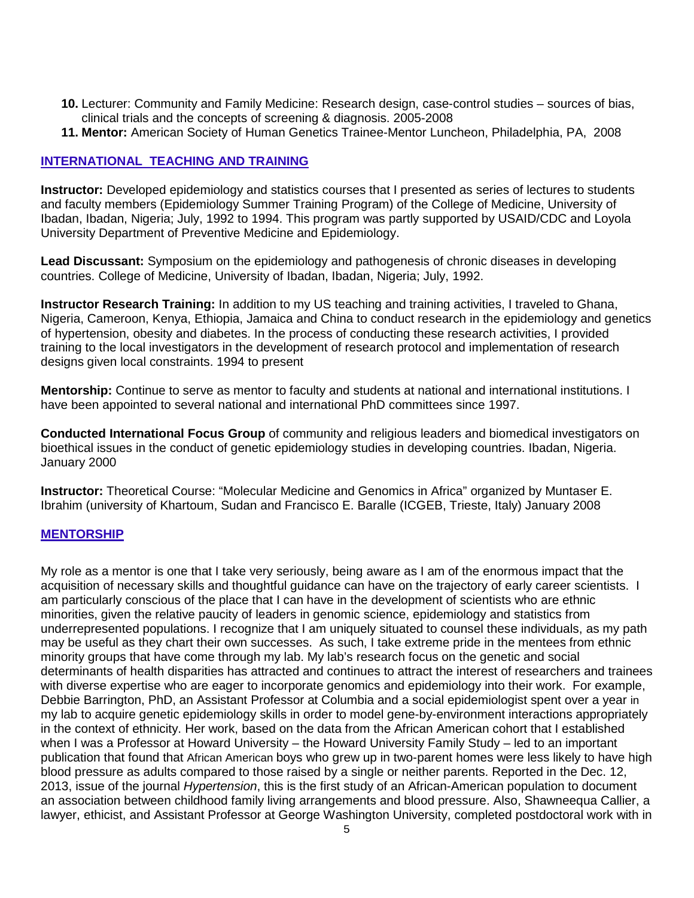10. Lecturer: Community and Family Medicine: Research design, case-control studies – sources of bias, clinical trials and the concepts of screening & diagnosis. 2005-2008
11. **Mentor:** American Society of Human Genetics Trainee-Mentor Luncheon, Philadelphia, PA, 2008

## INTERNATIONAL TEACHING AND TRAINING

**Instructor:** Developed epidemiology and statistics courses that I presented as series of lectures to students and faculty members (Epidemiology Summer Training Program) of the College of Medicine, University of Ibadan, Ibadan, Nigeria; July, 1992 to 1994. This program was partly supported by USAID/CDC and Loyola University Department of Preventive Medicine and Epidemiology.

**Lead Discussant:** Symposium on the epidemiology and pathogenesis of chronic diseases in developing countries. College of Medicine, University of Ibadan, Ibadan, Nigeria; July, 1992.

**Instructor Research Training:** In addition to my US teaching and training activities, I traveled to Ghana, Nigeria, Cameroon, Kenya, Ethiopia, Jamaica and China to conduct research in the epidemiology and genetics of hypertension, obesity and diabetes. In the process of conducting these research activities, I provided training to the local investigators in the development of research protocol and implementation of research designs given local constraints. 1994 to present

**Mentorship:** Continue to serve as mentor to faculty and students at national and international institutions. I have been appointed to several national and international PhD committees since 1997.

**Conducted International Focus Group** of community and religious leaders and biomedical investigators on bioethical issues in the conduct of genetic epidemiology studies in developing countries. Ibadan, Nigeria. January 2000

**Instructor:** Theoretical Course: "Molecular Medicine and Genomics in Africa" organized by Muntaser E. Ibrahim (university of Khartoum, Sudan and Francisco E. Baralle (ICGEB, Trieste, Italy) January 2008

## MENTORSHIP

My role as a mentor is one that I take very seriously, being aware as I am of the enormous impact that the acquisition of necessary skills and thoughtful guidance can have on the trajectory of early career scientists. I am particularly conscious of the place that I can have in the development of scientists who are ethnic minorities, given the relative paucity of leaders in genomic science, epidemiology and statistics from underrepresented populations. I recognize that I am uniquely situated to counsel these individuals, as my path may be useful as they chart their own successes. As such, I take extreme pride in the mentees from ethnic minority groups that have come through my lab. My lab's research focus on the genetic and social determinants of health disparities has attracted and continues to attract the interest of researchers and trainees with diverse expertise who are eager to incorporate genomics and epidemiology into their work. For example, Debbie Barrington, PhD, an Assistant Professor at Columbia and a social epidemiologist spent over a year in my lab to acquire genetic epidemiology skills in order to model gene-by-environment interactions appropriately in the context of ethnicity. Her work, based on the data from the African American cohort that I established when I was a Professor at Howard University – the Howard University Family Study – led to an important publication that found that African American boys who grew up in two-parent homes were less likely to have high blood pressure as adults compared to those raised by a single or neither parents. Reported in the Dec. 12, 2013, issue of the journal *Hypertension*, this is the first study of an African-American population to document an association between childhood family living arrangements and blood pressure. Also, Shawneequa Callier, a lawyer, ethicist, and Assistant Professor at George Washington University, completed postdoctoral work with in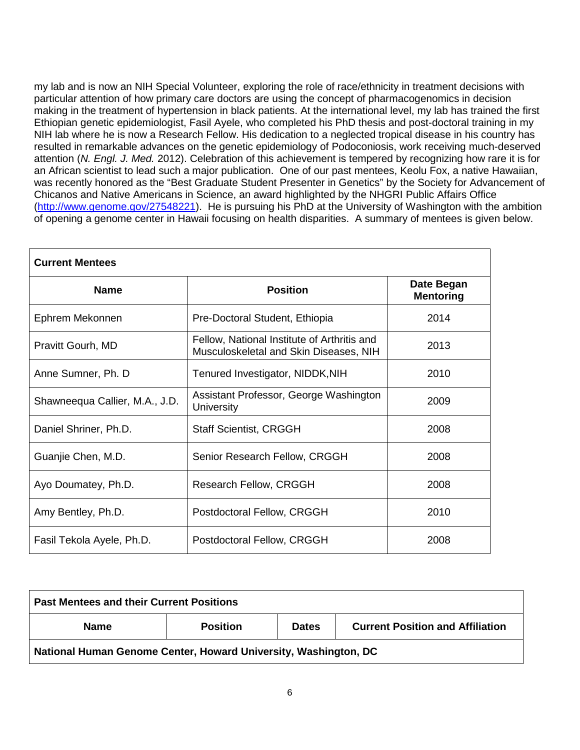my lab and is now an NIH Special Volunteer, exploring the role of race/ethnicity in treatment decisions with particular attention of how primary care doctors are using the concept of pharmacogenomics in decision making in the treatment of hypertension in black patients. At the international level, my lab has trained the first Ethiopian genetic epidemiologist, Fasil Ayele, who completed his PhD thesis and post-doctoral training in my NIH lab where he is now a Research Fellow. His dedication to a neglected tropical disease in his country has resulted in remarkable advances on the genetic epidemiology of Podoconiosis, work receiving much-deserved attention (*N. Engl. J. Med.* 2012). Celebration of this achievement is tempered by recognizing how rare it is for an African scientist to lead such a major publication. One of our past mentees, Keolu Fox, a native Hawaiian, was recently honored as the "Best Graduate Student Presenter in Genetics" by the Society for Advancement of Chicanos and Native Americans in Science, an award highlighted by the NHGRI Public Affairs Office (http://www.genome.gov/27548221). He is pursuing his PhD at the University of Washington with the ambition of opening a genome center in Hawaii focusing on health disparities. A summary of mentees is given below.

| **Current Mentees** | | |
|---|---|---|
| **Name** | **Position** | **Date Began Mentoring** |
| Ephrem Mekonnen | Pre-Doctoral Student, Ethiopia | 2014 |
| Pravitt Gourh, MD | Fellow, National Institute of Arthritis and Musculoskeletal and Skin Diseases, NIH | 2013 |
| Anne Sumner, Ph. D | Tenured Investigator, NIDDK,NIH | 2010 |
| Shawneequa Callier, M.A., J.D. | Assistant Professor, George Washington University | 2009 |
| Daniel Shriner, Ph.D. | Staff Scientist, CRGGH | 2008 |
| Guanjie Chen, M.D. | Senior Research Fellow, CRGGH | 2008 |
| Ayo Doumatey, Ph.D. | Research Fellow, CRGGH | 2008 |
| Amy Bentley, Ph.D. | Postdoctoral Fellow, CRGGH | 2010 |
| Fasil Tekola Ayele, Ph.D. | Postdoctoral Fellow, CRGGH | 2008 |

| **Past Mentees and their Current Positions** | | | |
|---|---|---|---|
| **Name** | **Position** | **Dates** | **Current Position and Affiliation** |
| **National Human Genome Center, Howard University, Washington, DC** | | | |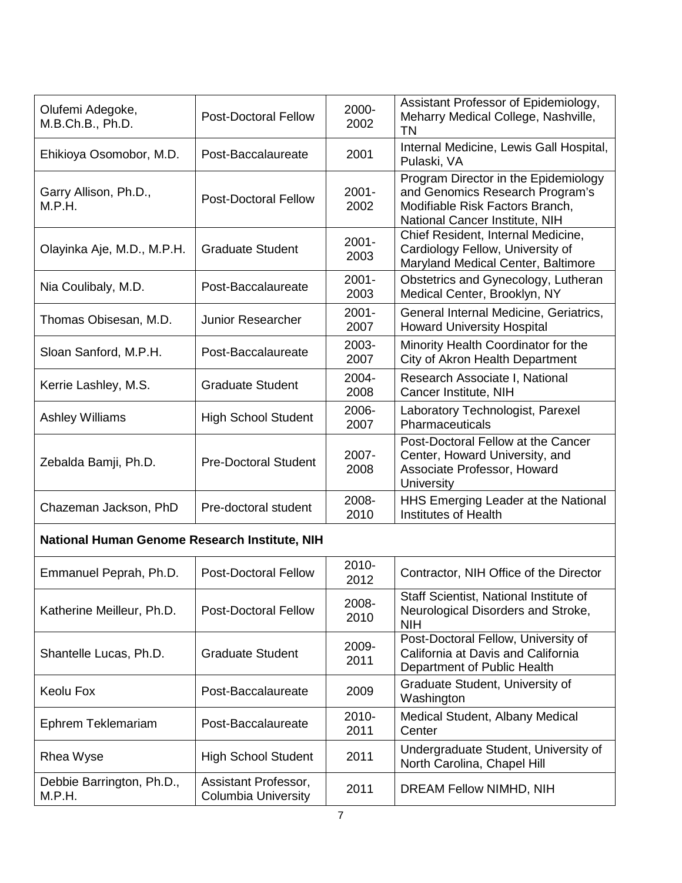| | | | |
|---|---|---|---|
| Olufemi Adegoke, M.B.Ch.B., Ph.D. | Post-Doctoral Fellow | 2000-2002 | Assistant Professor of Epidemiology, Meharry Medical College, Nashville, TN |
| Ehikioya Osomobor, M.D. | Post-Baccalaureate | 2001 | Internal Medicine, Lewis Gall Hospital, Pulaski, VA |
| Garry Allison, Ph.D., M.P.H. | Post-Doctoral Fellow | 2001-2002 | Program Director in the Epidemiology and Genomics Research Program's Modifiable Risk Factors Branch, National Cancer Institute, NIH |
| Olayinka Aje, M.D., M.P.H. | Graduate Student | 2001-2003 | Chief Resident, Internal Medicine, Cardiology Fellow, University of Maryland Medical Center, Baltimore |
| Nia Coulibaly, M.D. | Post-Baccalaureate | 2001-2003 | Obstetrics and Gynecology, Lutheran Medical Center, Brooklyn, NY |
| Thomas Obisesan, M.D. | Junior Researcher | 2001-2007 | General Internal Medicine, Geriatrics, Howard University Hospital |
| Sloan Sanford, M.P.H. | Post-Baccalaureate | 2003-2007 | Minority Health Coordinator for the City of Akron Health Department |
| Kerrie Lashley, M.S. | Graduate Student | 2004-2008 | Research Associate I, National Cancer Institute, NIH |
| Ashley Williams | High School Student | 2006-2007 | Laboratory Technologist, Parexel Pharmaceuticals |
| Zebalda Bamji, Ph.D. | Pre-Doctoral Student | 2007-2008 | Post-Doctoral Fellow at the Cancer Center, Howard University, and Associate Professor, Howard University |
| Chazeman Jackson, PhD | Pre-doctoral student | 2008-2010 | HHS Emerging Leader at the National Institutes of Health |
| **National Human Genome Research Institute, NIH** | | | |
| Emmanuel Peprah, Ph.D. | Post-Doctoral Fellow | 2010-2012 | Contractor, NIH Office of the Director |
| Katherine Meilleur, Ph.D. | Post-Doctoral Fellow | 2008-2010 | Staff Scientist, National Institute of Neurological Disorders and Stroke, NIH |
| Shantelle Lucas, Ph.D. | Graduate Student | 2009-2011 | Post-Doctoral Fellow, University of California at Davis and California Department of Public Health |
| Keolu Fox | Post-Baccalaureate | 2009 | Graduate Student, University of Washington |
| Ephrem Teklemariam | Post-Baccalaureate | 2010-2011 | Medical Student, Albany Medical Center |
| Rhea Wyse | High School Student | 2011 | Undergraduate Student, University of North Carolina, Chapel Hill |
| Debbie Barrington, Ph.D., M.P.H. | Assistant Professor, Columbia University | 2011 | DREAM Fellow NIMHD, NIH |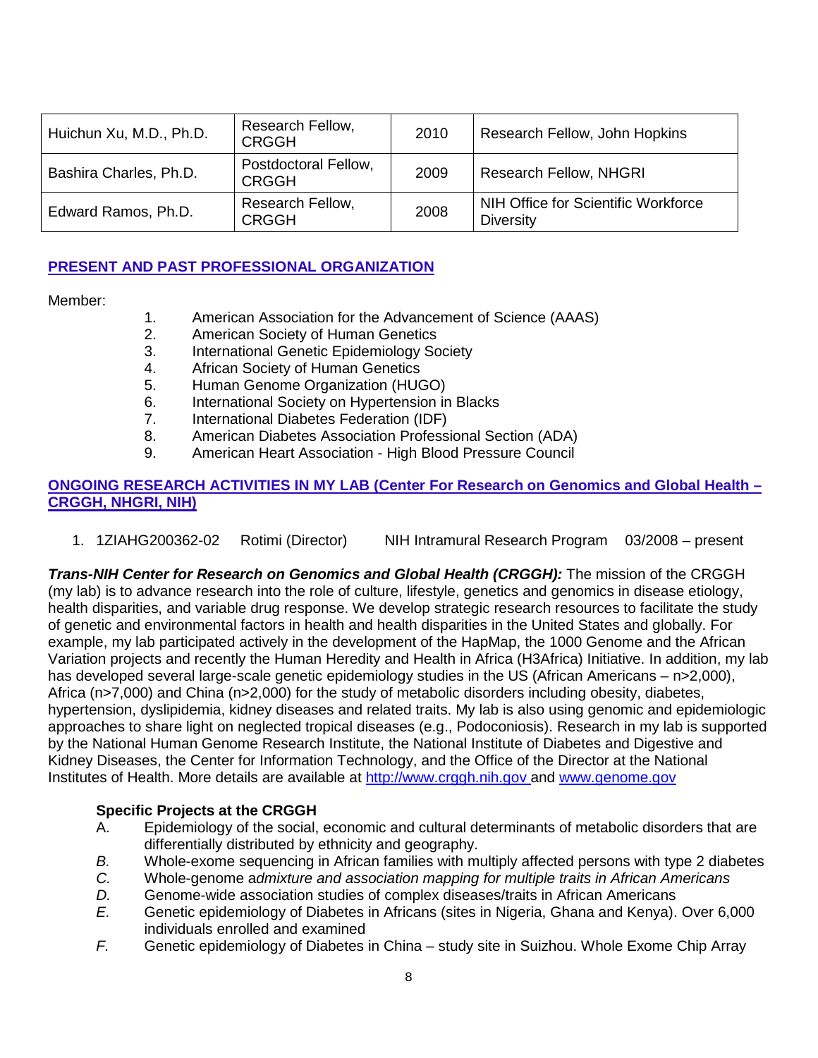| Huichun Xu, M.D., Ph.D. | Research Fellow, CRGGH | 2010 | Research Fellow, John Hopkins |
|---|---|---|---|
| Bashira Charles, Ph.D. | Postdoctoral Fellow, CRGGH | 2009 | Research Fellow, NHGRI |
| Edward Ramos, Ph.D. | Research Fellow, CRGGH | 2008 | NIH Office for Scientific Workforce Diversity |

## PRESENT AND PAST PROFESSIONAL ORGANIZATION

Member:

1. American Association for the Advancement of Science (AAAS)
2. American Society of Human Genetics
3. International Genetic Epidemiology Society
4. African Society of Human Genetics
5. Human Genome Organization (HUGO)
6. International Society on Hypertension in Blacks
7. International Diabetes Federation (IDF)
8. American Diabetes Association Professional Section (ADA)
9. American Heart Association - High Blood Pressure Council

## ONGOING RESEARCH ACTIVITIES IN MY LAB (Center For Research on Genomics and Global Health – CRGGH, NHGRI, NIH)

1. 1ZIAHG200362-02 Rotimi (Director) NIH Intramural Research Program 03/2008 – present

***Trans-NIH Center for Research on Genomics and Global Health (CRGGH):*** The mission of the CRGGH (my lab) is to advance research into the role of culture, lifestyle, genetics and genomics in disease etiology, health disparities, and variable drug response. We develop strategic research resources to facilitate the study of genetic and environmental factors in health and health disparities in the United States and globally. For example, my lab participated actively in the development of the HapMap, the 1000 Genome and the African Variation projects and recently the Human Heredity and Health in Africa (H3Africa) Initiative. In addition, my lab has developed several large-scale genetic epidemiology studies in the US (African Americans – n>2,000), Africa (n>7,000) and China (n>2,000) for the study of metabolic disorders including obesity, diabetes, hypertension, dyslipidemia, kidney diseases and related traits. My lab is also using genomic and epidemiologic approaches to share light on neglected tropical diseases (e.g., Podoconiosis). Research in my lab is supported by the National Human Genome Research Institute, the National Institute of Diabetes and Digestive and Kidney Diseases, the Center for Information Technology, and the Office of the Director at the National Institutes of Health. More details are available at http://www.crggh.nih.gov and www.genome.gov

**Specific Projects at the CRGGH**

A. Epidemiology of the social, economic and cultural determinants of metabolic disorders that are differentially distributed by ethnicity and geography.

*B.* Whole-exome sequencing in African families with multiply affected persons with type 2 diabetes

*C.* Whole-genome a*dmixture and association mapping for multiple traits in African Americans*

*D.* Genome-wide association studies of complex diseases/traits in African Americans

*E.* Genetic epidemiology of Diabetes in Africans (sites in Nigeria, Ghana and Kenya). Over 6,000 individuals enrolled and examined

*F.* Genetic epidemiology of Diabetes in China – study site in Suizhou. Whole Exome Chip Array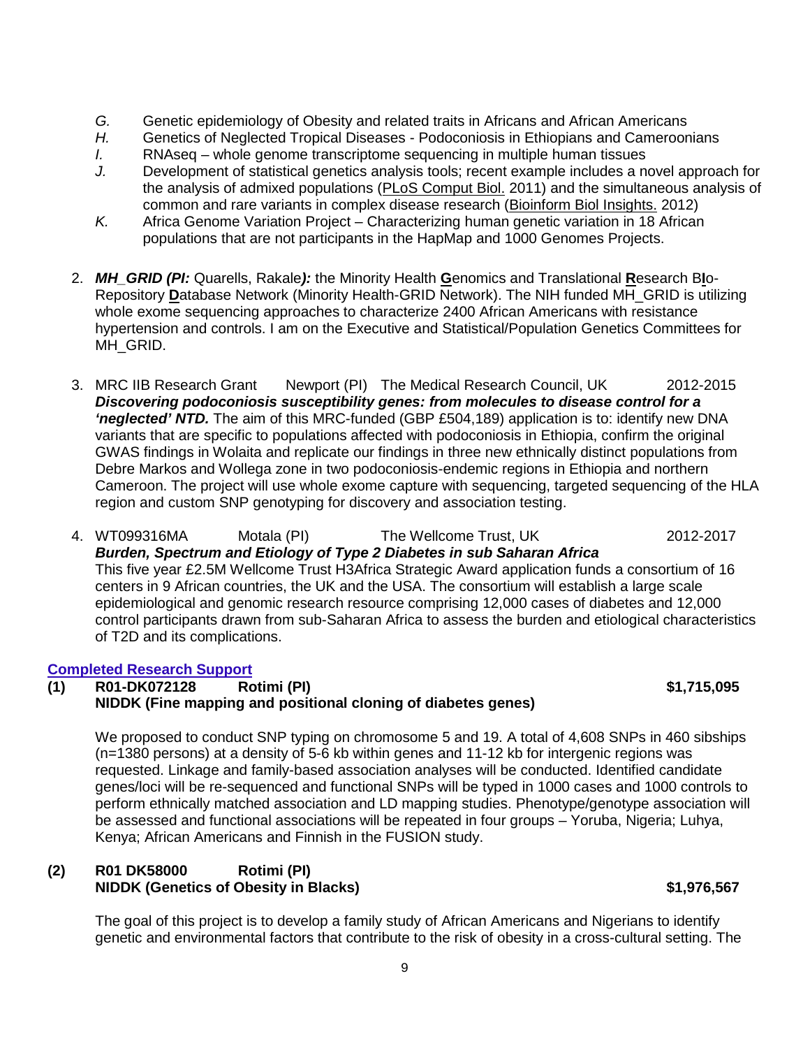- *G.* Genetic epidemiology of Obesity and related traits in Africans and African Americans
- *H.* Genetics of Neglected Tropical Diseases - Podoconiosis in Ethiopians and Cameroonians
- *I.* RNAseq – whole genome transcriptome sequencing in multiple human tissues
- *J.* Development of statistical genetics analysis tools; recent example includes a novel approach for the analysis of admixed populations (PLoS Comput Biol. 2011) and the simultaneous analysis of common and rare variants in complex disease research (Bioinform Biol Insights. 2012)
- *K.* Africa Genome Variation Project – Characterizing human genetic variation in 18 African populations that are not participants in the HapMap and 1000 Genomes Projects.

2. ***MH_GRID (PI:*** Quarells, Rakale***):*** the Minority Health **G**enomics and Translational **R**esearch B**I**o-Repository **D**atabase Network (Minority Health-GRID Network). The NIH funded MH_GRID is utilizing whole exome sequencing approaches to characterize 2400 African Americans with resistance hypertension and controls. I am on the Executive and Statistical/Population Genetics Committees for MH_GRID.

3. MRC IIB Research Grant Newport (PI) The Medical Research Council, UK 2012-2015
***Discovering podoconiosis susceptibility genes: from molecules to disease control for a 'neglected' NTD.*** The aim of this MRC-funded (GBP £504,189) application is to: identify new DNA variants that are specific to populations affected with podoconiosis in Ethiopia, confirm the original GWAS findings in Wolaita and replicate our findings in three new ethnically distinct populations from Debre Markos and Wollega zone in two podoconiosis-endemic regions in Ethiopia and northern Cameroon. The project will use whole exome capture with sequencing, targeted sequencing of the HLA region and custom SNP genotyping for discovery and association testing.

4. WT099316MA Motala (PI) The Wellcome Trust, UK 2012-2017
***Burden, Spectrum and Etiology of Type 2 Diabetes in sub Saharan Africa***
This five year £2.5M Wellcome Trust H3Africa Strategic Award application funds a consortium of 16 centers in 9 African countries, the UK and the USA. The consortium will establish a large scale epidemiological and genomic research resource comprising 12,000 cases of diabetes and 12,000 control participants drawn from sub-Saharan Africa to assess the burden and etiological characteristics of T2D and its complications.

## Completed Research Support

**(1) R01-DK072128 Rotimi (PI) $1,715,095**
**NIDDK (Fine mapping and positional cloning of diabetes genes)**

We proposed to conduct SNP typing on chromosome 5 and 19. A total of 4,608 SNPs in 460 sibships (n=1380 persons) at a density of 5-6 kb within genes and 11-12 kb for intergenic regions was requested. Linkage and family-based association analyses will be conducted. Identified candidate genes/loci will be re-sequenced and functional SNPs will be typed in 1000 cases and 1000 controls to perform ethnically matched association and LD mapping studies. Phenotype/genotype association will be assessed and functional associations will be repeated in four groups – Yoruba, Nigeria; Luhya, Kenya; African Americans and Finnish in the FUSION study.

**(2) R01 DK58000 Rotimi (PI)**
**NIDDK (Genetics of Obesity in Blacks) $1,976,567**

The goal of this project is to develop a family study of African Americans and Nigerians to identify genetic and environmental factors that contribute to the risk of obesity in a cross-cultural setting. The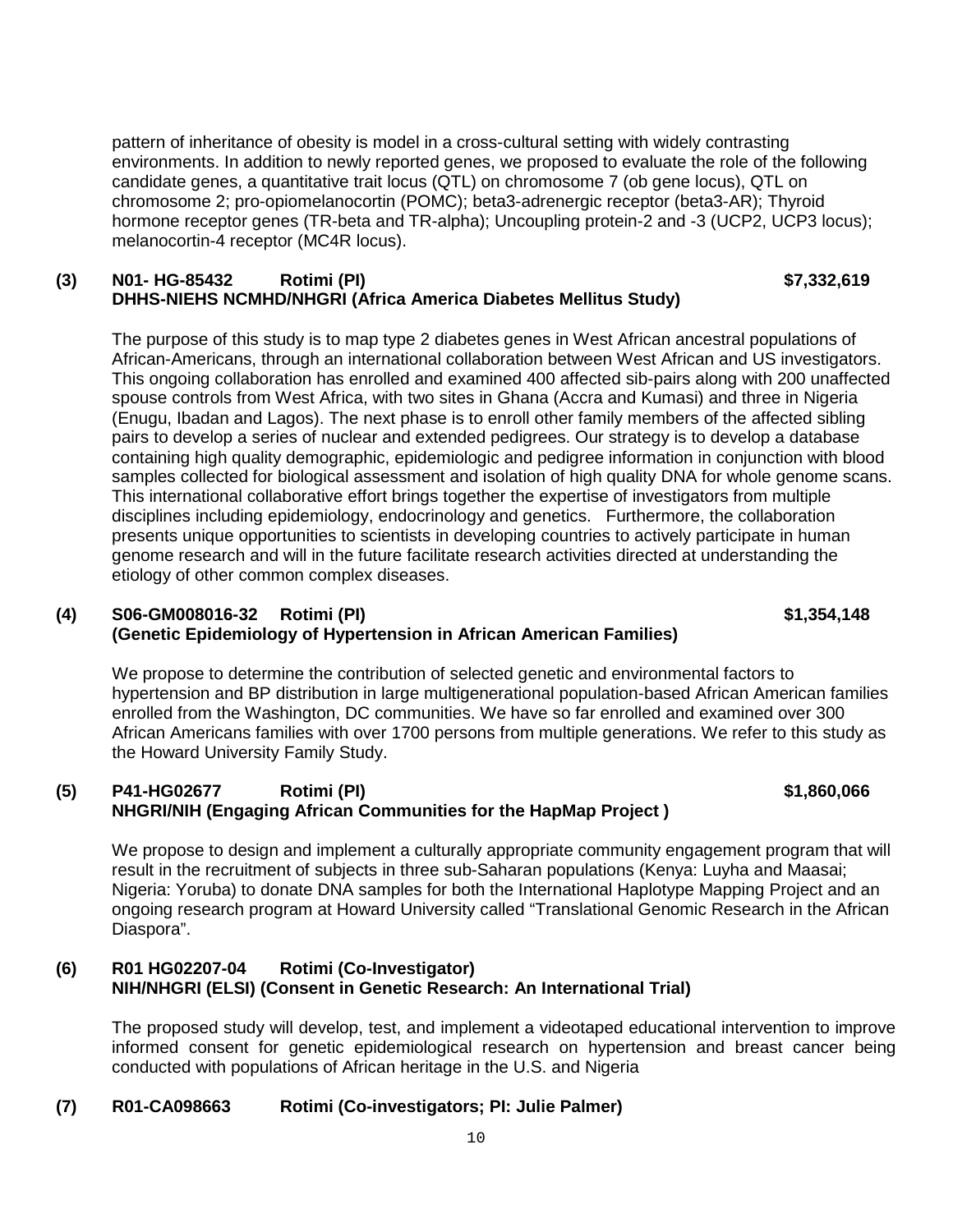pattern of inheritance of obesity is model in a cross-cultural setting with widely contrasting environments. In addition to newly reported genes, we proposed to evaluate the role of the following candidate genes, a quantitative trait locus (QTL) on chromosome 7 (ob gene locus), QTL on chromosome 2; pro-opiomelanocortin (POMC); beta3-adrenergic receptor (beta3-AR); Thyroid hormone receptor genes (TR-beta and TR-alpha); Uncoupling protein-2 and -3 (UCP2, UCP3 locus); melanocortin-4 receptor (MC4R locus).

**(3) N01- HG-85432 Rotimi (PI) $7,332,619**
**DHHS-NIEHS NCMHD/NHGRI (Africa America Diabetes Mellitus Study)**

The purpose of this study is to map type 2 diabetes genes in West African ancestral populations of African-Americans, through an international collaboration between West African and US investigators. This ongoing collaboration has enrolled and examined 400 affected sib-pairs along with 200 unaffected spouse controls from West Africa, with two sites in Ghana (Accra and Kumasi) and three in Nigeria (Enugu, Ibadan and Lagos). The next phase is to enroll other family members of the affected sibling pairs to develop a series of nuclear and extended pedigrees. Our strategy is to develop a database containing high quality demographic, epidemiologic and pedigree information in conjunction with blood samples collected for biological assessment and isolation of high quality DNA for whole genome scans. This international collaborative effort brings together the expertise of investigators from multiple disciplines including epidemiology, endocrinology and genetics. Furthermore, the collaboration presents unique opportunities to scientists in developing countries to actively participate in human genome research and will in the future facilitate research activities directed at understanding the etiology of other common complex diseases.

**(4) S06-GM008016-32 Rotimi (PI) $1,354,148**
**(Genetic Epidemiology of Hypertension in African American Families)**

We propose to determine the contribution of selected genetic and environmental factors to hypertension and BP distribution in large multigenerational population-based African American families enrolled from the Washington, DC communities. We have so far enrolled and examined over 300 African Americans families with over 1700 persons from multiple generations. We refer to this study as the Howard University Family Study.

**(5) P41-HG02677 Rotimi (PI) $1,860,066**
**NHGRI/NIH (Engaging African Communities for the HapMap Project )**

We propose to design and implement a culturally appropriate community engagement program that will result in the recruitment of subjects in three sub-Saharan populations (Kenya: Luyha and Maasai; Nigeria: Yoruba) to donate DNA samples for both the International Haplotype Mapping Project and an ongoing research program at Howard University called "Translational Genomic Research in the African Diaspora".

**(6) R01 HG02207-04 Rotimi (Co-Investigator)**
**NIH/NHGRI (ELSI) (Consent in Genetic Research: An International Trial)**

The proposed study will develop, test, and implement a videotaped educational intervention to improve informed consent for genetic epidemiological research on hypertension and breast cancer being conducted with populations of African heritage in the U.S. and Nigeria

**(7) R01-CA098663 Rotimi (Co-investigators; PI: Julie Palmer)**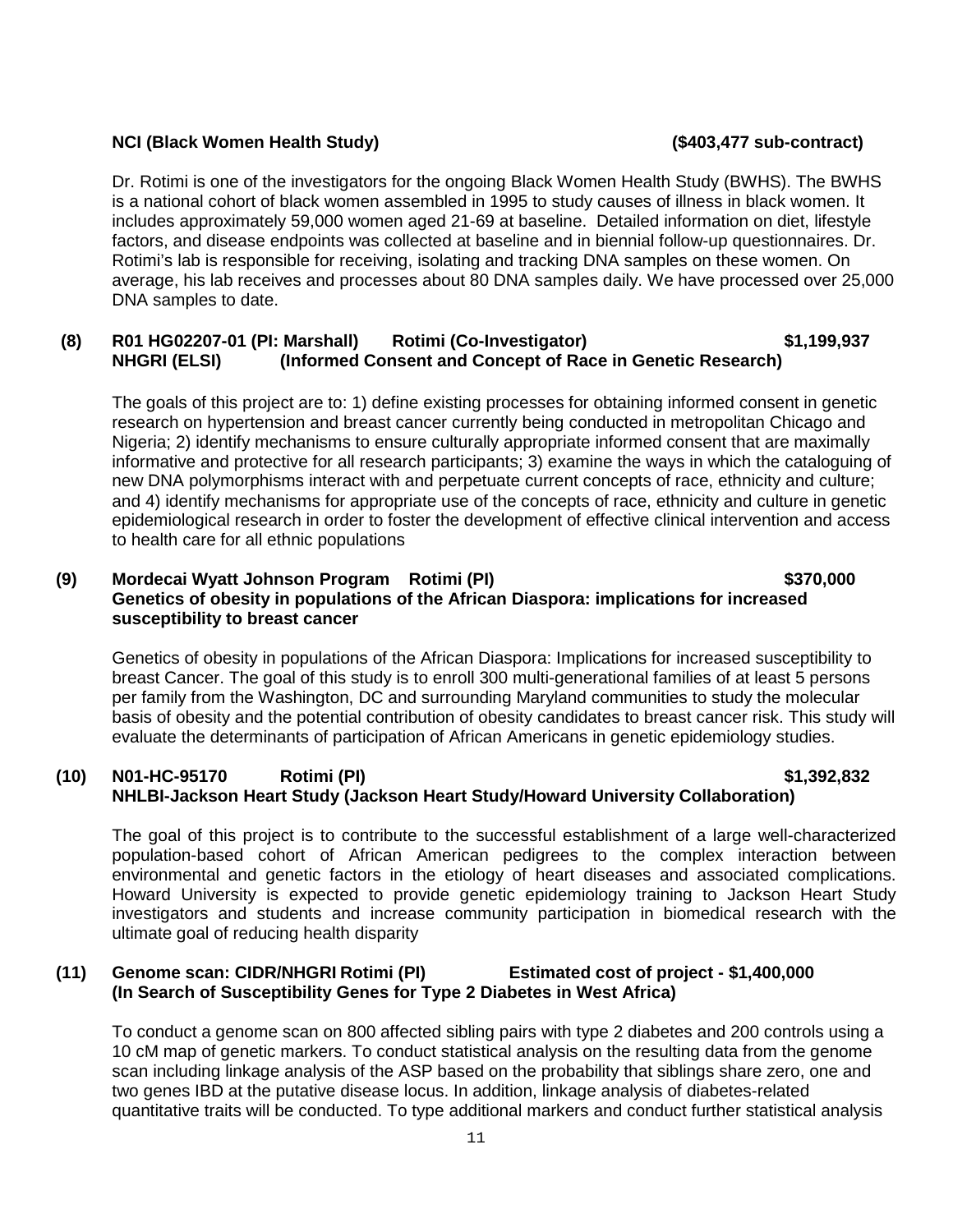**NCI (Black Women Health Study) ($403,477 sub-contract)**

Dr. Rotimi is one of the investigators for the ongoing Black Women Health Study (BWHS). The BWHS is a national cohort of black women assembled in 1995 to study causes of illness in black women. It includes approximately 59,000 women aged 21-69 at baseline. Detailed information on diet, lifestyle factors, and disease endpoints was collected at baseline and in biennial follow-up questionnaires. Dr. Rotimi's lab is responsible for receiving, isolating and tracking DNA samples on these women. On average, his lab receives and processes about 80 DNA samples daily. We have processed over 25,000 DNA samples to date.

**(8) R01 HG02207-01 (PI: Marshall) Rotimi (Co-Investigator) $1,199,937**
**NHGRI (ELSI) (Informed Consent and Concept of Race in Genetic Research)**

The goals of this project are to: 1) define existing processes for obtaining informed consent in genetic research on hypertension and breast cancer currently being conducted in metropolitan Chicago and Nigeria; 2) identify mechanisms to ensure culturally appropriate informed consent that are maximally informative and protective for all research participants; 3) examine the ways in which the cataloguing of new DNA polymorphisms interact with and perpetuate current concepts of race, ethnicity and culture; and 4) identify mechanisms for appropriate use of the concepts of race, ethnicity and culture in genetic epidemiological research in order to foster the development of effective clinical intervention and access to health care for all ethnic populations

**(9) Mordecai Wyatt Johnson Program Rotimi (PI) $370,000**
**Genetics of obesity in populations of the African Diaspora: implications for increased susceptibility to breast cancer**

Genetics of obesity in populations of the African Diaspora: Implications for increased susceptibility to breast Cancer. The goal of this study is to enroll 300 multi-generational families of at least 5 persons per family from the Washington, DC and surrounding Maryland communities to study the molecular basis of obesity and the potential contribution of obesity candidates to breast cancer risk. This study will evaluate the determinants of participation of African Americans in genetic epidemiology studies.

**(10) N01-HC-95170 Rotimi (PI) $1,392,832**
**NHLBI-Jackson Heart Study (Jackson Heart Study/Howard University Collaboration)**

The goal of this project is to contribute to the successful establishment of a large well-characterized population-based cohort of African American pedigrees to the complex interaction between environmental and genetic factors in the etiology of heart diseases and associated complications. Howard University is expected to provide genetic epidemiology training to Jackson Heart Study investigators and students and increase community participation in biomedical research with the ultimate goal of reducing health disparity

**(11) Genome scan: CIDR/NHGRI Rotimi (PI) Estimated cost of project - $1,400,000**
**(In Search of Susceptibility Genes for Type 2 Diabetes in West Africa)**

To conduct a genome scan on 800 affected sibling pairs with type 2 diabetes and 200 controls using a 10 cM map of genetic markers. To conduct statistical analysis on the resulting data from the genome scan including linkage analysis of the ASP based on the probability that siblings share zero, one and two genes IBD at the putative disease locus. In addition, linkage analysis of diabetes-related quantitative traits will be conducted. To type additional markers and conduct further statistical analysis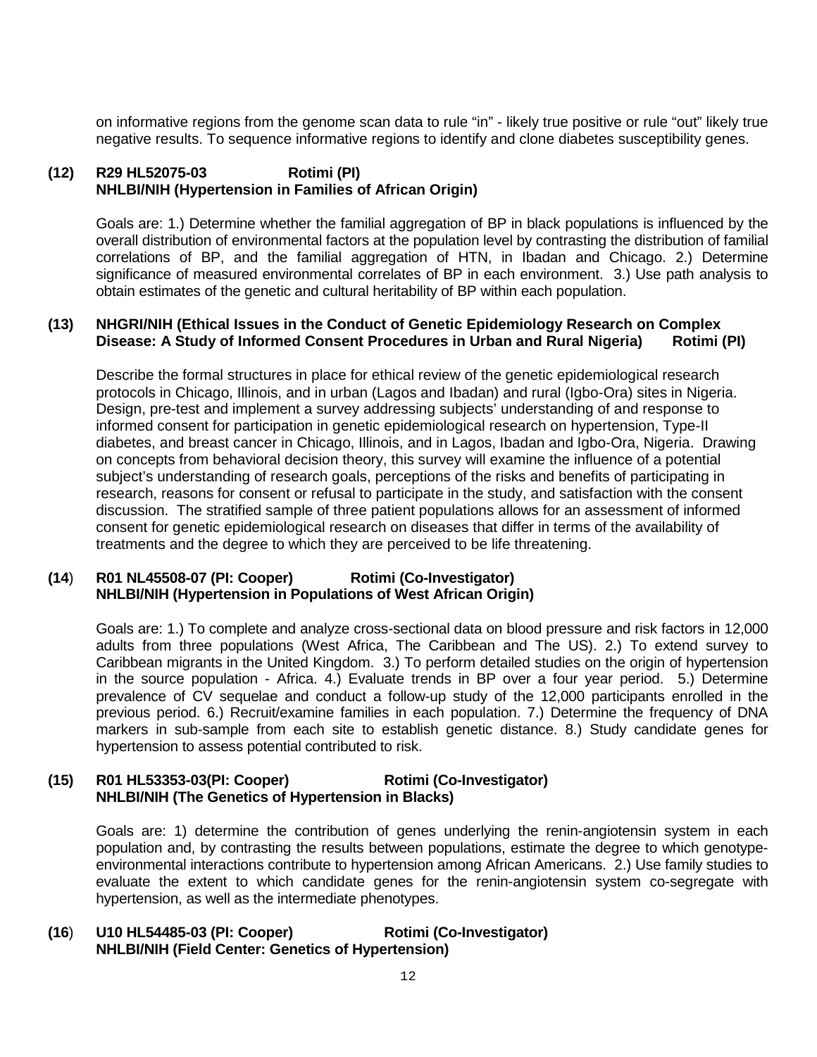on informative regions from the genome scan data to rule "in" - likely true positive or rule "out" likely true negative results. To sequence informative regions to identify and clone diabetes susceptibility genes.

**(12) R29 HL52075-03 Rotimi (PI)**
**NHLBI/NIH (Hypertension in Families of African Origin)**

Goals are: 1.) Determine whether the familial aggregation of BP in black populations is influenced by the overall distribution of environmental factors at the population level by contrasting the distribution of familial correlations of BP, and the familial aggregation of HTN, in Ibadan and Chicago. 2.) Determine significance of measured environmental correlates of BP in each environment. 3.) Use path analysis to obtain estimates of the genetic and cultural heritability of BP within each population.

**(13) NHGRI/NIH (Ethical Issues in the Conduct of Genetic Epidemiology Research on Complex Disease: A Study of Informed Consent Procedures in Urban and Rural Nigeria) Rotimi (PI)**

Describe the formal structures in place for ethical review of the genetic epidemiological research protocols in Chicago, Illinois, and in urban (Lagos and Ibadan) and rural (Igbo-Ora) sites in Nigeria. Design, pre-test and implement a survey addressing subjects' understanding of and response to informed consent for participation in genetic epidemiological research on hypertension, Type-II diabetes, and breast cancer in Chicago, Illinois, and in Lagos, Ibadan and Igbo-Ora, Nigeria. Drawing on concepts from behavioral decision theory, this survey will examine the influence of a potential subject's understanding of research goals, perceptions of the risks and benefits of participating in research, reasons for consent or refusal to participate in the study, and satisfaction with the consent discussion. The stratified sample of three patient populations allows for an assessment of informed consent for genetic epidemiological research on diseases that differ in terms of the availability of treatments and the degree to which they are perceived to be life threatening.

**(14) R01 NL45508-07 (PI: Cooper) Rotimi (Co-Investigator)**
**NHLBI/NIH (Hypertension in Populations of West African Origin)**

Goals are: 1.) To complete and analyze cross-sectional data on blood pressure and risk factors in 12,000 adults from three populations (West Africa, The Caribbean and The US). 2.) To extend survey to Caribbean migrants in the United Kingdom. 3.) To perform detailed studies on the origin of hypertension in the source population - Africa. 4.) Evaluate trends in BP over a four year period. 5.) Determine prevalence of CV sequelae and conduct a follow-up study of the 12,000 participants enrolled in the previous period. 6.) Recruit/examine families in each population. 7.) Determine the frequency of DNA markers in sub-sample from each site to establish genetic distance. 8.) Study candidate genes for hypertension to assess potential contributed to risk.

**(15) R01 HL53353-03(PI: Cooper) Rotimi (Co-Investigator)**
**NHLBI/NIH (The Genetics of Hypertension in Blacks)**

Goals are: 1) determine the contribution of genes underlying the renin-angiotensin system in each population and, by contrasting the results between populations, estimate the degree to which genotype-environmental interactions contribute to hypertension among African Americans. 2.) Use family studies to evaluate the extent to which candidate genes for the renin-angiotensin system co-segregate with hypertension, as well as the intermediate phenotypes.

**(16) U10 HL54485-03 (PI: Cooper) Rotimi (Co-Investigator)**
**NHLBI/NIH (Field Center: Genetics of Hypertension)**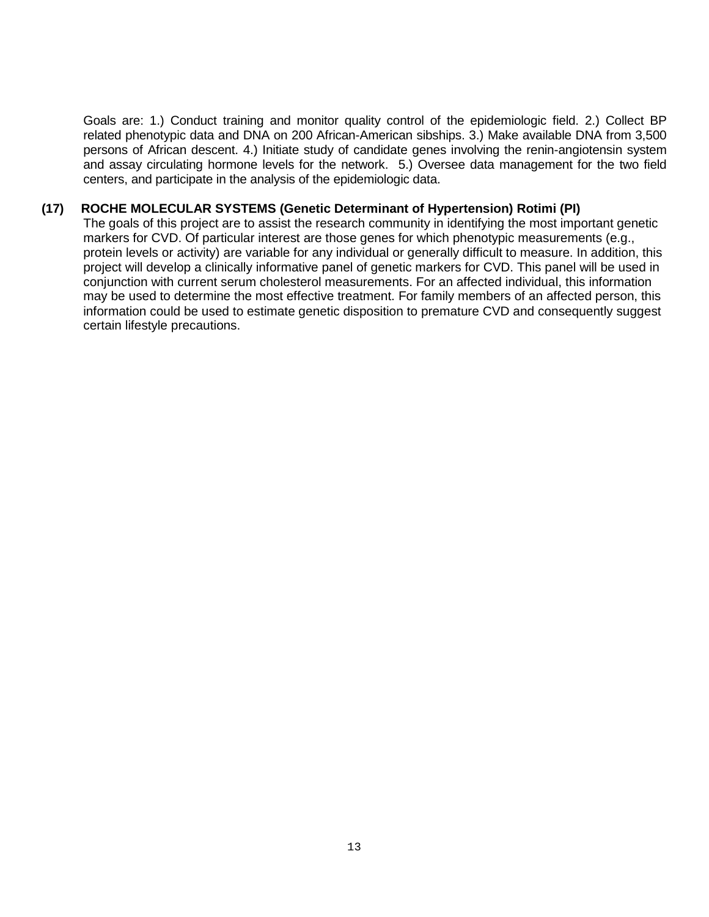Goals are: 1.) Conduct training and monitor quality control of the epidemiologic field. 2.) Collect BP related phenotypic data and DNA on 200 African-American sibships. 3.) Make available DNA from 3,500 persons of African descent. 4.) Initiate study of candidate genes involving the renin-angiotensin system and assay circulating hormone levels for the network. 5.) Oversee data management for the two field centers, and participate in the analysis of the epidemiologic data.

**(17) ROCHE MOLECULAR SYSTEMS (Genetic Determinant of Hypertension) Rotimi (PI)**

The goals of this project are to assist the research community in identifying the most important genetic markers for CVD. Of particular interest are those genes for which phenotypic measurements (e.g., protein levels or activity) are variable for any individual or generally difficult to measure. In addition, this project will develop a clinically informative panel of genetic markers for CVD. This panel will be used in conjunction with current serum cholesterol measurements. For an affected individual, this information may be used to determine the most effective treatment. For family members of an affected person, this information could be used to estimate genetic disposition to premature CVD and consequently suggest certain lifestyle precautions.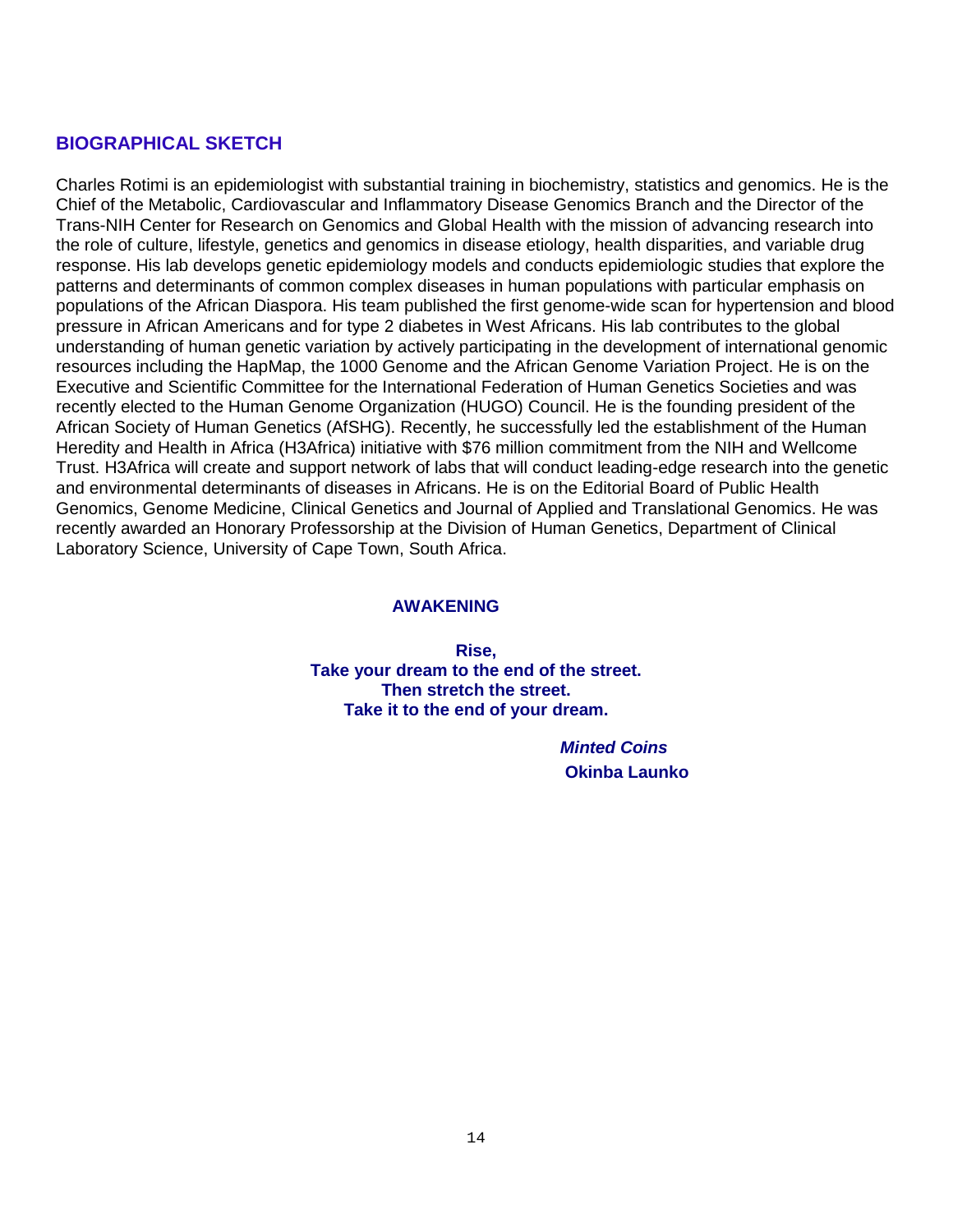## BIOGRAPHICAL SKETCH

Charles Rotimi is an epidemiologist with substantial training in biochemistry, statistics and genomics. He is the Chief of the Metabolic, Cardiovascular and Inflammatory Disease Genomics Branch and the Director of the Trans-NIH Center for Research on Genomics and Global Health with the mission of advancing research into the role of culture, lifestyle, genetics and genomics in disease etiology, health disparities, and variable drug response. His lab develops genetic epidemiology models and conducts epidemiologic studies that explore the patterns and determinants of common complex diseases in human populations with particular emphasis on populations of the African Diaspora. His team published the first genome-wide scan for hypertension and blood pressure in African Americans and for type 2 diabetes in West Africans. His lab contributes to the global understanding of human genetic variation by actively participating in the development of international genomic resources including the HapMap, the 1000 Genome and the African Genome Variation Project. He is on the Executive and Scientific Committee for the International Federation of Human Genetics Societies and was recently elected to the Human Genome Organization (HUGO) Council. He is the founding president of the African Society of Human Genetics (AfSHG). Recently, he successfully led the establishment of the Human Heredity and Health in Africa (H3Africa) initiative with $76 million commitment from the NIH and Wellcome Trust. H3Africa will create and support network of labs that will conduct leading-edge research into the genetic and environmental determinants of diseases in Africans. He is on the Editorial Board of Public Health Genomics, Genome Medicine, Clinical Genetics and Journal of Applied and Translational Genomics. He was recently awarded an Honorary Professorship at the Division of Human Genetics, Department of Clinical Laboratory Science, University of Cape Town, South Africa.

**AWAKENING**

**Rise,**
**Take your dream to the end of the street.**
**Then stretch the street.**
**Take it to the end of your dream.**

***Minted Coins***
**Okinba Launko**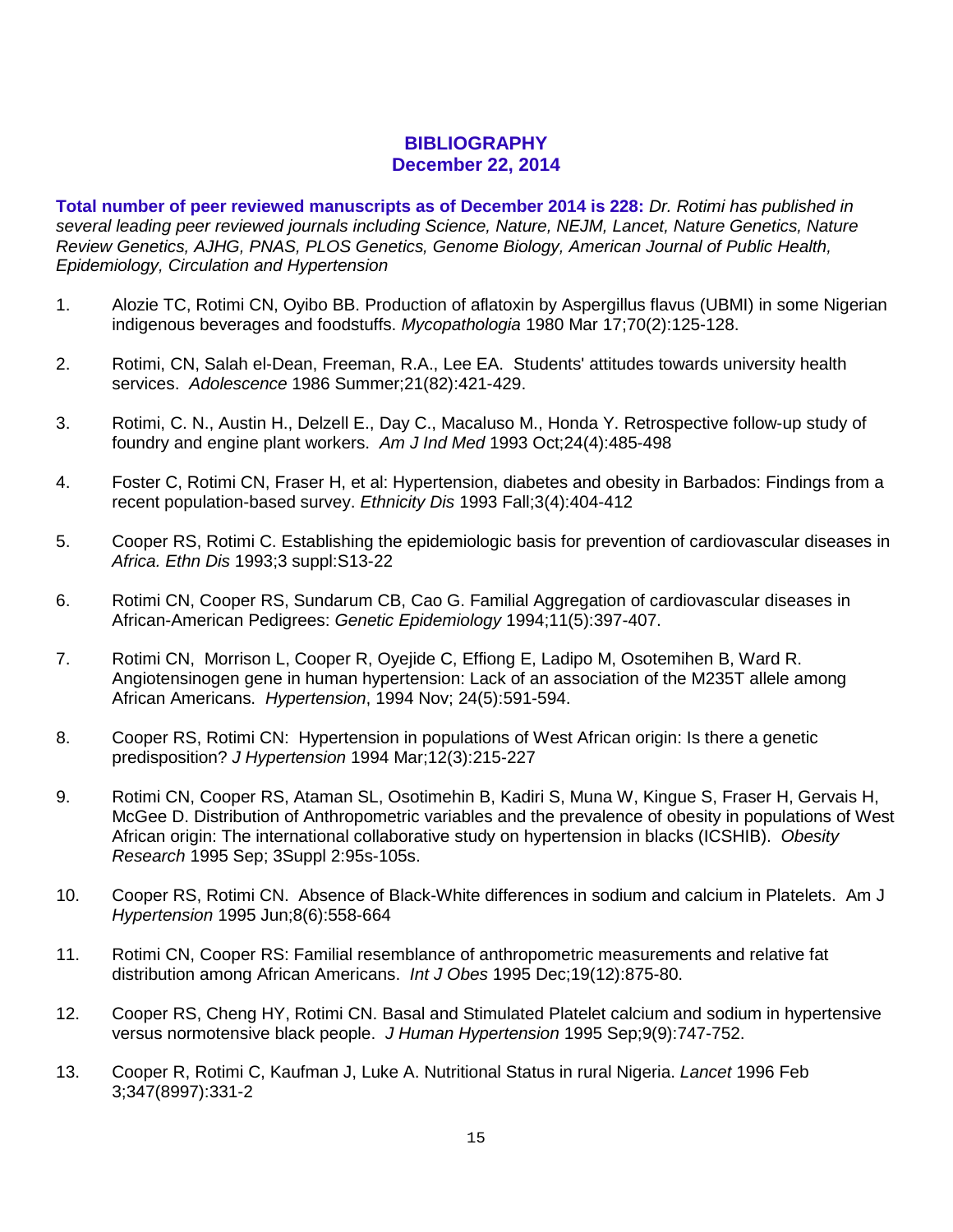# BIBLIOGRAPHY
## December 22, 2014

**Total number of peer reviewed manuscripts as of December 2014 is 228:** *Dr. Rotimi has published in several leading peer reviewed journals including Science, Nature, NEJM, Lancet, Nature Genetics, Nature Review Genetics, AJHG, PNAS, PLOS Genetics, Genome Biology, American Journal of Public Health, Epidemiology, Circulation and Hypertension*

1. Alozie TC, Rotimi CN, Oyibo BB. Production of aflatoxin by Aspergillus flavus (UBMI) in some Nigerian indigenous beverages and foodstuffs. *Mycopathologia* 1980 Mar 17;70(2):125-128.

2. Rotimi, CN, Salah el-Dean, Freeman, R.A., Lee EA. Students' attitudes towards university health services. *Adolescence* 1986 Summer;21(82):421-429.

3. Rotimi, C. N., Austin H., Delzell E., Day C., Macaluso M., Honda Y. Retrospective follow-up study of foundry and engine plant workers. *Am J Ind Med* 1993 Oct;24(4):485-498

4. Foster C, Rotimi CN, Fraser H, et al: Hypertension, diabetes and obesity in Barbados: Findings from a recent population-based survey. *Ethnicity Dis* 1993 Fall;3(4):404-412

5. Cooper RS, Rotimi C. Establishing the epidemiologic basis for prevention of cardiovascular diseases in *Africa. Ethn Dis* 1993;3 suppl:S13-22

6. Rotimi CN, Cooper RS, Sundarum CB, Cao G. Familial Aggregation of cardiovascular diseases in African-American Pedigrees: *Genetic Epidemiology* 1994;11(5):397-407.

7. Rotimi CN, Morrison L, Cooper R, Oyejide C, Effiong E, Ladipo M, Osotemihen B, Ward R. Angiotensinogen gene in human hypertension: Lack of an association of the M235T allele among African Americans. *Hypertension*, 1994 Nov; 24(5):591-594.

8. Cooper RS, Rotimi CN: Hypertension in populations of West African origin: Is there a genetic predisposition? *J Hypertension* 1994 Mar;12(3):215-227

9. Rotimi CN, Cooper RS, Ataman SL, Osotimehin B, Kadiri S, Muna W, Kingue S, Fraser H, Gervais H, McGee D. Distribution of Anthropometric variables and the prevalence of obesity in populations of West African origin: The international collaborative study on hypertension in blacks (ICSHIB). *Obesity Research* 1995 Sep; 3Suppl 2:95s-105s.

10. Cooper RS, Rotimi CN. Absence of Black-White differences in sodium and calcium in Platelets. Am J *Hypertension* 1995 Jun;8(6):558-664

11. Rotimi CN, Cooper RS: Familial resemblance of anthropometric measurements and relative fat distribution among African Americans. *Int J Obes* 1995 Dec;19(12):875-80.

12. Cooper RS, Cheng HY, Rotimi CN. Basal and Stimulated Platelet calcium and sodium in hypertensive versus normotensive black people. *J Human Hypertension* 1995 Sep;9(9):747-752.

13. Cooper R, Rotimi C, Kaufman J, Luke A. Nutritional Status in rural Nigeria. *Lancet* 1996 Feb 3;347(8997):331-2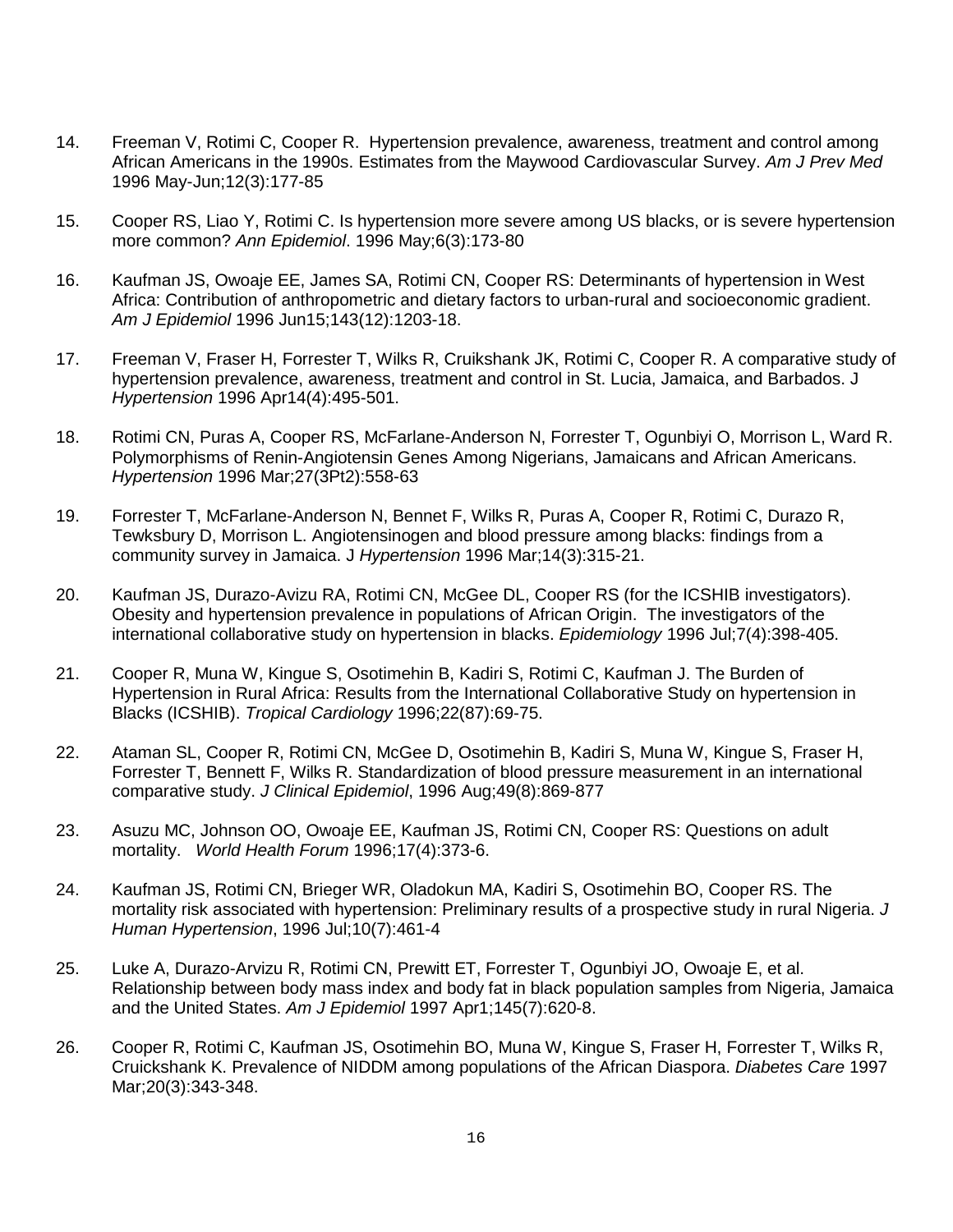14. Freeman V, Rotimi C, Cooper R. Hypertension prevalence, awareness, treatment and control among African Americans in the 1990s. Estimates from the Maywood Cardiovascular Survey. *Am J Prev Med* 1996 May-Jun;12(3):177-85

15. Cooper RS, Liao Y, Rotimi C. Is hypertension more severe among US blacks, or is severe hypertension more common? *Ann Epidemiol*. 1996 May;6(3):173-80

16. Kaufman JS, Owoaje EE, James SA, Rotimi CN, Cooper RS: Determinants of hypertension in West Africa: Contribution of anthropometric and dietary factors to urban-rural and socioeconomic gradient. *Am J Epidemiol* 1996 Jun15;143(12):1203-18.

17. Freeman V, Fraser H, Forrester T, Wilks R, Cruikshank JK, Rotimi C, Cooper R. A comparative study of hypertension prevalence, awareness, treatment and control in St. Lucia, Jamaica, and Barbados. J *Hypertension* 1996 Apr14(4):495-501.

18. Rotimi CN, Puras A, Cooper RS, McFarlane-Anderson N, Forrester T, Ogunbiyi O, Morrison L, Ward R. Polymorphisms of Renin-Angiotensin Genes Among Nigerians, Jamaicans and African Americans. *Hypertension* 1996 Mar;27(3Pt2):558-63

19. Forrester T, McFarlane-Anderson N, Bennet F, Wilks R, Puras A, Cooper R, Rotimi C, Durazo R, Tewksbury D, Morrison L. Angiotensinogen and blood pressure among blacks: findings from a community survey in Jamaica. J *Hypertension* 1996 Mar;14(3):315-21.

20. Kaufman JS, Durazo-Avizu RA, Rotimi CN, McGee DL, Cooper RS (for the ICSHIB investigators). Obesity and hypertension prevalence in populations of African Origin. The investigators of the international collaborative study on hypertension in blacks. *Epidemiology* 1996 Jul;7(4):398-405.

21. Cooper R, Muna W, Kingue S, Osotimehin B, Kadiri S, Rotimi C, Kaufman J. The Burden of Hypertension in Rural Africa: Results from the International Collaborative Study on hypertension in Blacks (ICSHIB). *Tropical Cardiology* 1996;22(87):69-75.

22. Ataman SL, Cooper R, Rotimi CN, McGee D, Osotimehin B, Kadiri S, Muna W, Kingue S, Fraser H, Forrester T, Bennett F, Wilks R. Standardization of blood pressure measurement in an international comparative study. *J Clinical Epidemiol*, 1996 Aug;49(8):869-877

23. Asuzu MC, Johnson OO, Owoaje EE, Kaufman JS, Rotimi CN, Cooper RS: Questions on adult mortality. *World Health Forum* 1996;17(4):373-6.

24. Kaufman JS, Rotimi CN, Brieger WR, Oladokun MA, Kadiri S, Osotimehin BO, Cooper RS. The mortality risk associated with hypertension: Preliminary results of a prospective study in rural Nigeria. *J Human Hypertension*, 1996 Jul;10(7):461-4

25. Luke A, Durazo-Arvizu R, Rotimi CN, Prewitt ET, Forrester T, Ogunbiyi JO, Owoaje E, et al. Relationship between body mass index and body fat in black population samples from Nigeria, Jamaica and the United States. *Am J Epidemiol* 1997 Apr1;145(7):620-8.

26. Cooper R, Rotimi C, Kaufman JS, Osotimehin BO, Muna W, Kingue S, Fraser H, Forrester T, Wilks R, Cruickshank K. Prevalence of NIDDM among populations of the African Diaspora. *Diabetes Care* 1997 Mar;20(3):343-348.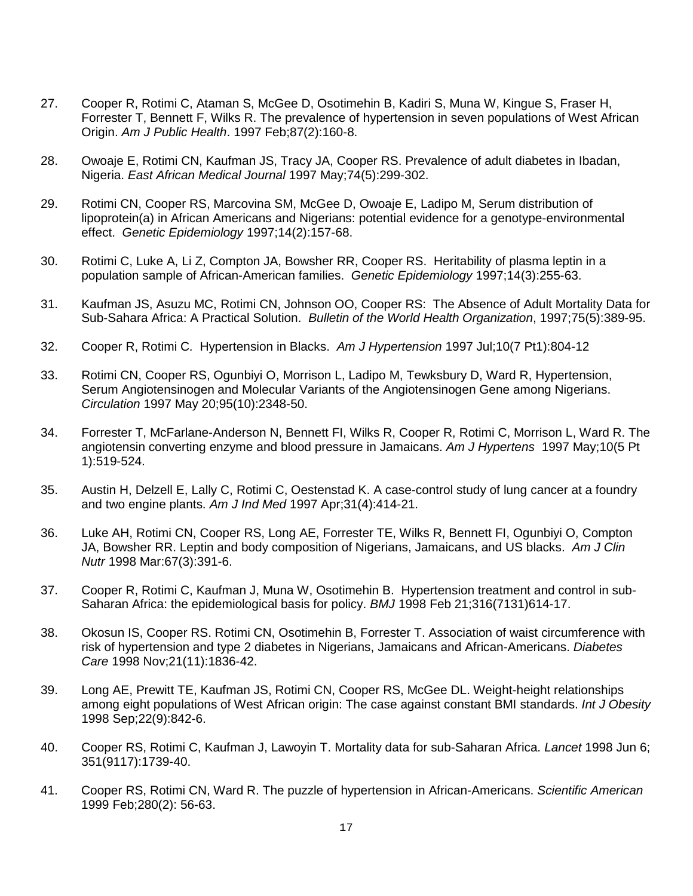27. Cooper R, Rotimi C, Ataman S, McGee D, Osotimehin B, Kadiri S, Muna W, Kingue S, Fraser H, Forrester T, Bennett F, Wilks R. The prevalence of hypertension in seven populations of West African Origin. *Am J Public Health*. 1997 Feb;87(2):160-8.

28. Owoaje E, Rotimi CN, Kaufman JS, Tracy JA, Cooper RS. Prevalence of adult diabetes in Ibadan, Nigeria. *East African Medical Journal* 1997 May;74(5):299-302.

29. Rotimi CN, Cooper RS, Marcovina SM, McGee D, Owoaje E, Ladipo M, Serum distribution of lipoprotein(a) in African Americans and Nigerians: potential evidence for a genotype-environmental effect. *Genetic Epidemiology* 1997;14(2):157-68.

30. Rotimi C, Luke A, Li Z, Compton JA, Bowsher RR, Cooper RS. Heritability of plasma leptin in a population sample of African-American families. *Genetic Epidemiology* 1997;14(3):255-63.

31. Kaufman JS, Asuzu MC, Rotimi CN, Johnson OO, Cooper RS: The Absence of Adult Mortality Data for Sub-Sahara Africa: A Practical Solution. *Bulletin of the World Health Organization*, 1997;75(5):389-95.

32. Cooper R, Rotimi C. Hypertension in Blacks. *Am J Hypertension* 1997 Jul;10(7 Pt1):804-12

33. Rotimi CN, Cooper RS, Ogunbiyi O, Morrison L, Ladipo M, Tewksbury D, Ward R, Hypertension, Serum Angiotensinogen and Molecular Variants of the Angiotensinogen Gene among Nigerians. *Circulation* 1997 May 20;95(10):2348-50.

34. Forrester T, McFarlane-Anderson N, Bennett FI, Wilks R, Cooper R, Rotimi C, Morrison L, Ward R. The angiotensin converting enzyme and blood pressure in Jamaicans. *Am J Hypertens* 1997 May;10(5 Pt 1):519-524.

35. Austin H, Delzell E, Lally C, Rotimi C, Oestenstad K. A case-control study of lung cancer at a foundry and two engine plants. *Am J Ind Med* 1997 Apr;31(4):414-21.

36. Luke AH, Rotimi CN, Cooper RS, Long AE, Forrester TE, Wilks R, Bennett FI, Ogunbiyi O, Compton JA, Bowsher RR. Leptin and body composition of Nigerians, Jamaicans, and US blacks. *Am J Clin Nutr* 1998 Mar:67(3):391-6.

37. Cooper R, Rotimi C, Kaufman J, Muna W, Osotimehin B. Hypertension treatment and control in sub-Saharan Africa: the epidemiological basis for policy. *BMJ* 1998 Feb 21;316(7131)614-17.

38. Okosun IS, Cooper RS. Rotimi CN, Osotimehin B, Forrester T. Association of waist circumference with risk of hypertension and type 2 diabetes in Nigerians, Jamaicans and African-Americans. *Diabetes Care* 1998 Nov;21(11):1836-42.

39. Long AE, Prewitt TE, Kaufman JS, Rotimi CN, Cooper RS, McGee DL. Weight-height relationships among eight populations of West African origin: The case against constant BMI standards. *Int J Obesity* 1998 Sep;22(9):842-6.

40. Cooper RS, Rotimi C, Kaufman J, Lawoyin T. Mortality data for sub-Saharan Africa. *Lancet* 1998 Jun 6; 351(9117):1739-40.

41. Cooper RS, Rotimi CN, Ward R. The puzzle of hypertension in African-Americans. *Scientific American* 1999 Feb;280(2): 56-63.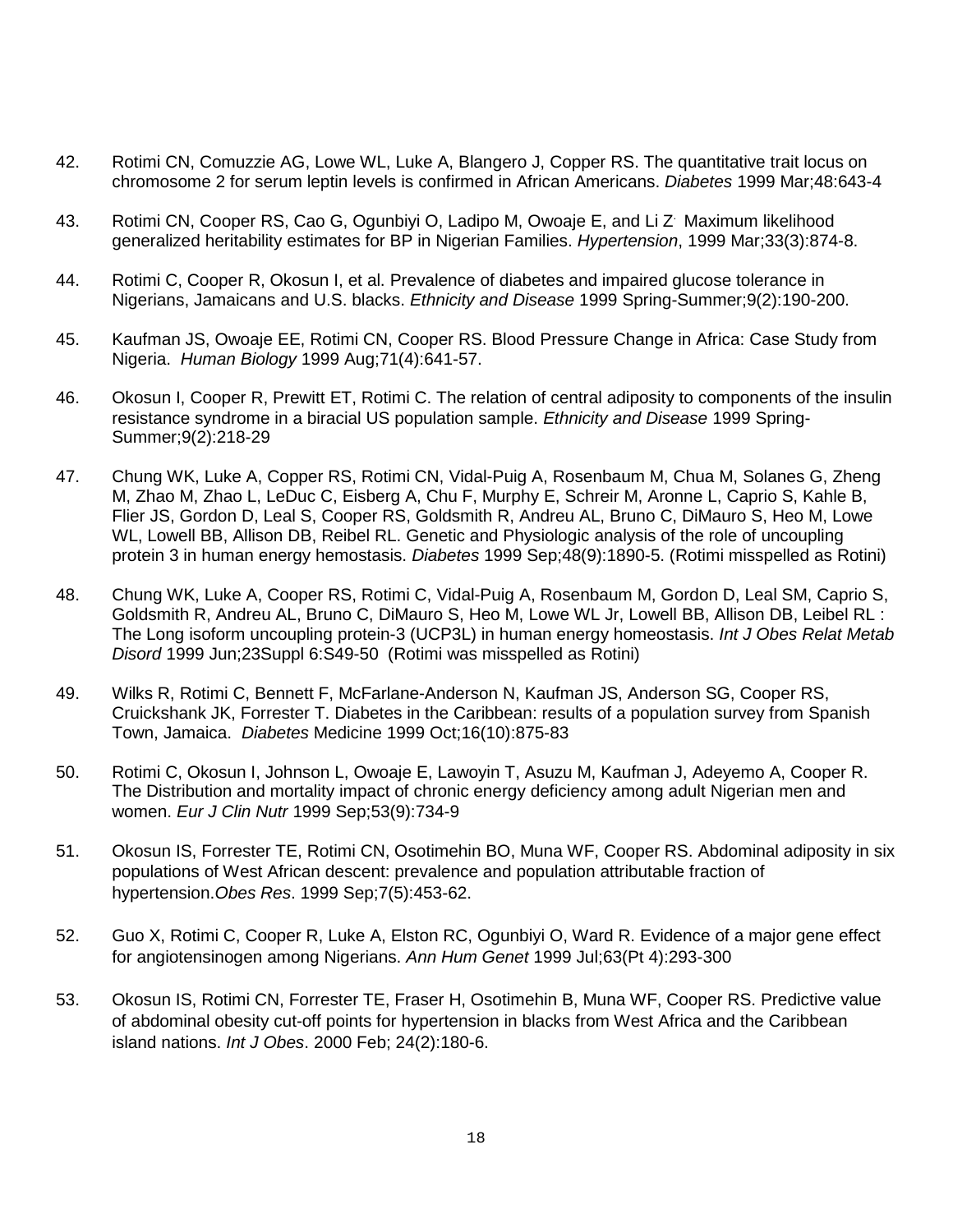42. Rotimi CN, Comuzzie AG, Lowe WL, Luke A, Blangero J, Copper RS. The quantitative trait locus on chromosome 2 for serum leptin levels is confirmed in African Americans. *Diabetes* 1999 Mar;48:643-4

43. Rotimi CN, Cooper RS, Cao G, Ogunbiyi O, Ladipo M, Owoaje E, and Li Z. Maximum likelihood generalized heritability estimates for BP in Nigerian Families. *Hypertension*, 1999 Mar;33(3):874-8.

44. Rotimi C, Cooper R, Okosun I, et al. Prevalence of diabetes and impaired glucose tolerance in Nigerians, Jamaicans and U.S. blacks. *Ethnicity and Disease* 1999 Spring-Summer;9(2):190-200.

45. Kaufman JS, Owoaje EE, Rotimi CN, Cooper RS. Blood Pressure Change in Africa: Case Study from Nigeria. *Human Biology* 1999 Aug;71(4):641-57.

46. Okosun I, Cooper R, Prewitt ET, Rotimi C. The relation of central adiposity to components of the insulin resistance syndrome in a biracial US population sample. *Ethnicity and Disease* 1999 Spring-Summer;9(2):218-29

47. Chung WK, Luke A, Copper RS, Rotimi CN, Vidal-Puig A, Rosenbaum M, Chua M, Solanes G, Zheng M, Zhao M, Zhao L, LeDuc C, Eisberg A, Chu F, Murphy E, Schreir M, Aronne L, Caprio S, Kahle B, Flier JS, Gordon D, Leal S, Cooper RS, Goldsmith R, Andreu AL, Bruno C, DiMauro S, Heo M, Lowe WL, Lowell BB, Allison DB, Reibel RL. Genetic and Physiologic analysis of the role of uncoupling protein 3 in human energy hemostasis. *Diabetes* 1999 Sep;48(9):1890-5. (Rotimi misspelled as Rotini)

48. Chung WK, Luke A, Cooper RS, Rotimi C, Vidal-Puig A, Rosenbaum M, Gordon D, Leal SM, Caprio S, Goldsmith R, Andreu AL, Bruno C, DiMauro S, Heo M, Lowe WL Jr, Lowell BB, Allison DB, Leibel RL : The Long isoform uncoupling protein-3 (UCP3L) in human energy homeostasis. *Int J Obes Relat Metab Disord* 1999 Jun;23Suppl 6:S49-50 (Rotimi was misspelled as Rotini)

49. Wilks R, Rotimi C, Bennett F, McFarlane-Anderson N, Kaufman JS, Anderson SG, Cooper RS, Cruickshank JK, Forrester T. Diabetes in the Caribbean: results of a population survey from Spanish Town, Jamaica. *Diabetes* Medicine 1999 Oct;16(10):875-83

50. Rotimi C, Okosun I, Johnson L, Owoaje E, Lawoyin T, Asuzu M, Kaufman J, Adeyemo A, Cooper R. The Distribution and mortality impact of chronic energy deficiency among adult Nigerian men and women. *Eur J Clin Nutr* 1999 Sep;53(9):734-9

51. Okosun IS, Forrester TE, Rotimi CN, Osotimehin BO, Muna WF, Cooper RS. Abdominal adiposity in six populations of West African descent: prevalence and population attributable fraction of hypertension.*Obes Res*. 1999 Sep;7(5):453-62.

52. Guo X, Rotimi C, Cooper R, Luke A, Elston RC, Ogunbiyi O, Ward R. Evidence of a major gene effect for angiotensinogen among Nigerians. *Ann Hum Genet* 1999 Jul;63(Pt 4):293-300

53. Okosun IS, Rotimi CN, Forrester TE, Fraser H, Osotimehin B, Muna WF, Cooper RS. Predictive value of abdominal obesity cut-off points for hypertension in blacks from West Africa and the Caribbean island nations. *Int J Obes*. 2000 Feb; 24(2):180-6.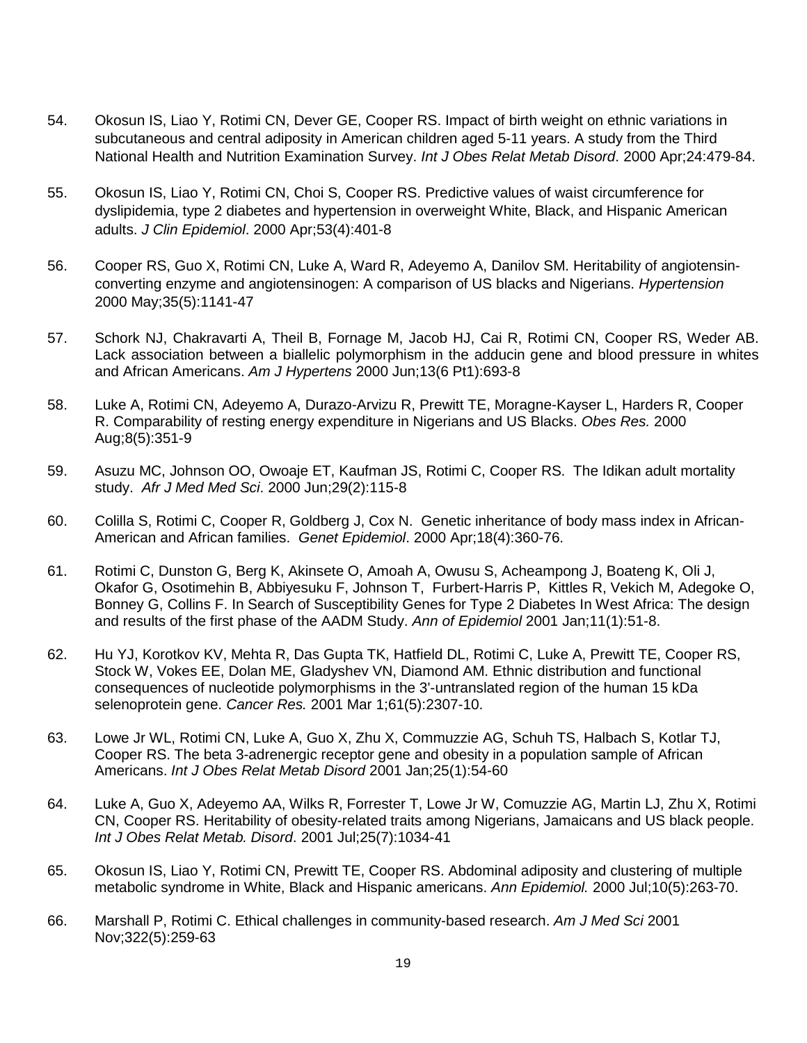54. Okosun IS, Liao Y, Rotimi CN, Dever GE, Cooper RS. Impact of birth weight on ethnic variations in subcutaneous and central adiposity in American children aged 5-11 years. A study from the Third National Health and Nutrition Examination Survey. *Int J Obes Relat Metab Disord*. 2000 Apr;24:479-84.

55. Okosun IS, Liao Y, Rotimi CN, Choi S, Cooper RS. Predictive values of waist circumference for dyslipidemia, type 2 diabetes and hypertension in overweight White, Black, and Hispanic American adults. *J Clin Epidemiol*. 2000 Apr;53(4):401-8

56. Cooper RS, Guo X, Rotimi CN, Luke A, Ward R, Adeyemo A, Danilov SM. Heritability of angiotensin-converting enzyme and angiotensinogen: A comparison of US blacks and Nigerians. *Hypertension* 2000 May;35(5):1141-47

57. Schork NJ, Chakravarti A, Theil B, Fornage M, Jacob HJ, Cai R, Rotimi CN, Cooper RS, Weder AB. Lack association between a biallelic polymorphism in the adducin gene and blood pressure in whites and African Americans. *Am J Hypertens* 2000 Jun;13(6 Pt1):693-8

58. Luke A, Rotimi CN, Adeyemo A, Durazo-Arvizu R, Prewitt TE, Moragne-Kayser L, Harders R, Cooper R. Comparability of resting energy expenditure in Nigerians and US Blacks. *Obes Res.* 2000 Aug;8(5):351-9

59. Asuzu MC, Johnson OO, Owoaje ET, Kaufman JS, Rotimi C, Cooper RS. The Idikan adult mortality study. *Afr J Med Med Sci*. 2000 Jun;29(2):115-8

60. Colilla S, Rotimi C, Cooper R, Goldberg J, Cox N. Genetic inheritance of body mass index in African-American and African families. *Genet Epidemiol*. 2000 Apr;18(4):360-76.

61. Rotimi C, Dunston G, Berg K, Akinsete O, Amoah A, Owusu S, Acheampong J, Boateng K, Oli J, Okafor G, Osotimehin B, Abbiyesuku F, Johnson T, Furbert-Harris P, Kittles R, Vekich M, Adegoke O, Bonney G, Collins F. In Search of Susceptibility Genes for Type 2 Diabetes In West Africa: The design and results of the first phase of the AADM Study. *Ann of Epidemiol* 2001 Jan;11(1):51-8.

62. Hu YJ, Korotkov KV, Mehta R, Das Gupta TK, Hatfield DL, Rotimi C, Luke A, Prewitt TE, Cooper RS, Stock W, Vokes EE, Dolan ME, Gladyshev VN, Diamond AM. Ethnic distribution and functional consequences of nucleotide polymorphisms in the 3'-untranslated region of the human 15 kDa selenoprotein gene. *Cancer Res.* 2001 Mar 1;61(5):2307-10.

63. Lowe Jr WL, Rotimi CN, Luke A, Guo X, Zhu X, Commuzzie AG, Schuh TS, Halbach S, Kotlar TJ, Cooper RS. The beta 3-adrenergic receptor gene and obesity in a population sample of African Americans. *Int J Obes Relat Metab Disord* 2001 Jan;25(1):54-60

64. Luke A, Guo X, Adeyemo AA, Wilks R, Forrester T, Lowe Jr W, Comuzzie AG, Martin LJ, Zhu X, Rotimi CN, Cooper RS. Heritability of obesity-related traits among Nigerians, Jamaicans and US black people. *Int J Obes Relat Metab. Disord*. 2001 Jul;25(7):1034-41

65. Okosun IS, Liao Y, Rotimi CN, Prewitt TE, Cooper RS. Abdominal adiposity and clustering of multiple metabolic syndrome in White, Black and Hispanic americans. *Ann Epidemiol.* 2000 Jul;10(5):263-70.

66. Marshall P, Rotimi C. Ethical challenges in community-based research. *Am J Med Sci* 2001 Nov;322(5):259-63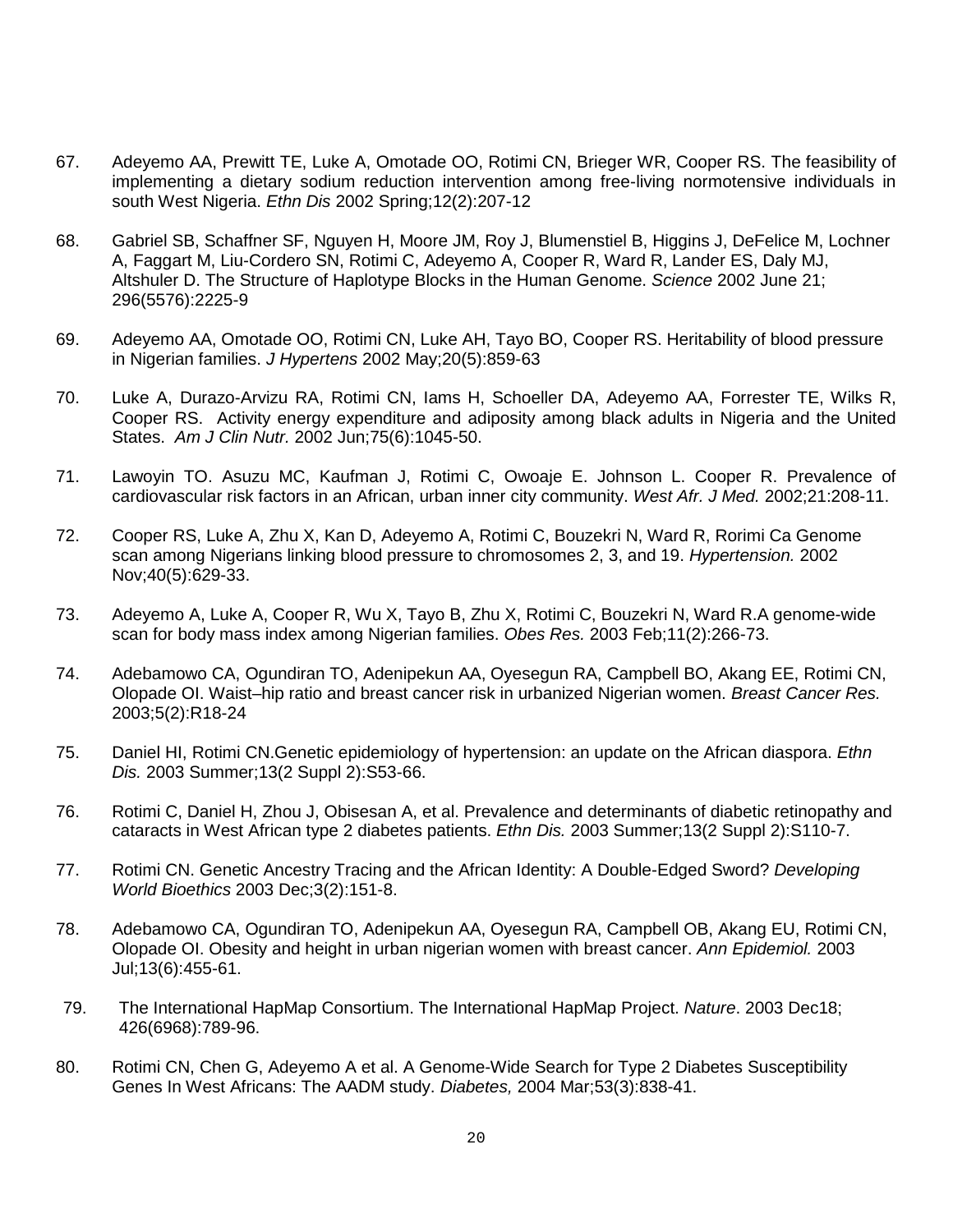67. Adeyemo AA, Prewitt TE, Luke A, Omotade OO, Rotimi CN, Brieger WR, Cooper RS. The feasibility of implementing a dietary sodium reduction intervention among free-living normotensive individuals in south West Nigeria. *Ethn Dis* 2002 Spring;12(2):207-12

68. Gabriel SB, Schaffner SF, Nguyen H, Moore JM, Roy J, Blumenstiel B, Higgins J, DeFelice M, Lochner A, Faggart M, Liu-Cordero SN, Rotimi C, Adeyemo A, Cooper R, Ward R, Lander ES, Daly MJ, Altshuler D. The Structure of Haplotype Blocks in the Human Genome. *Science* 2002 June 21; 296(5576):2225-9

69. Adeyemo AA, Omotade OO, Rotimi CN, Luke AH, Tayo BO, Cooper RS. Heritability of blood pressure in Nigerian families. *J Hypertens* 2002 May;20(5):859-63

70. Luke A, Durazo-Arvizu RA, Rotimi CN, Iams H, Schoeller DA, Adeyemo AA, Forrester TE, Wilks R, Cooper RS. Activity energy expenditure and adiposity among black adults in Nigeria and the United States. *Am J Clin Nutr.* 2002 Jun;75(6):1045-50.

71. Lawoyin TO. Asuzu MC, Kaufman J, Rotimi C, Owoaje E. Johnson L. Cooper R. Prevalence of cardiovascular risk factors in an African, urban inner city community. *West Afr. J Med.* 2002;21:208-11.

72. Cooper RS, Luke A, Zhu X, Kan D, Adeyemo A, Rotimi C, Bouzekri N, Ward R, Rorimi Ca Genome scan among Nigerians linking blood pressure to chromosomes 2, 3, and 19. *Hypertension.* 2002 Nov;40(5):629-33.

73. Adeyemo A, Luke A, Cooper R, Wu X, Tayo B, Zhu X, Rotimi C, Bouzekri N, Ward R.A genome-wide scan for body mass index among Nigerian families. *Obes Res.* 2003 Feb;11(2):266-73.

74. Adebamowo CA, Ogundiran TO, Adenipekun AA, Oyesegun RA, Campbell BO, Akang EE, Rotimi CN, Olopade OI. Waist–hip ratio and breast cancer risk in urbanized Nigerian women. *Breast Cancer Res.* 2003;5(2):R18-24

75. Daniel HI, Rotimi CN.Genetic epidemiology of hypertension: an update on the African diaspora. *Ethn Dis.* 2003 Summer;13(2 Suppl 2):S53-66.

76. Rotimi C, Daniel H, Zhou J, Obisesan A, et al. Prevalence and determinants of diabetic retinopathy and cataracts in West African type 2 diabetes patients. *Ethn Dis.* 2003 Summer;13(2 Suppl 2):S110-7.

77. Rotimi CN. Genetic Ancestry Tracing and the African Identity: A Double-Edged Sword? *Developing World Bioethics* 2003 Dec;3(2):151-8.

78. Adebamowo CA, Ogundiran TO, Adenipekun AA, Oyesegun RA, Campbell OB, Akang EU, Rotimi CN, Olopade OI. Obesity and height in urban nigerian women with breast cancer. *Ann Epidemiol.* 2003 Jul;13(6):455-61.

79. The International HapMap Consortium. The International HapMap Project. *Nature*. 2003 Dec18; 426(6968):789-96.

80. Rotimi CN, Chen G, Adeyemo A et al. A Genome-Wide Search for Type 2 Diabetes Susceptibility Genes In West Africans: The AADM study. *Diabetes,* 2004 Mar;53(3):838-41.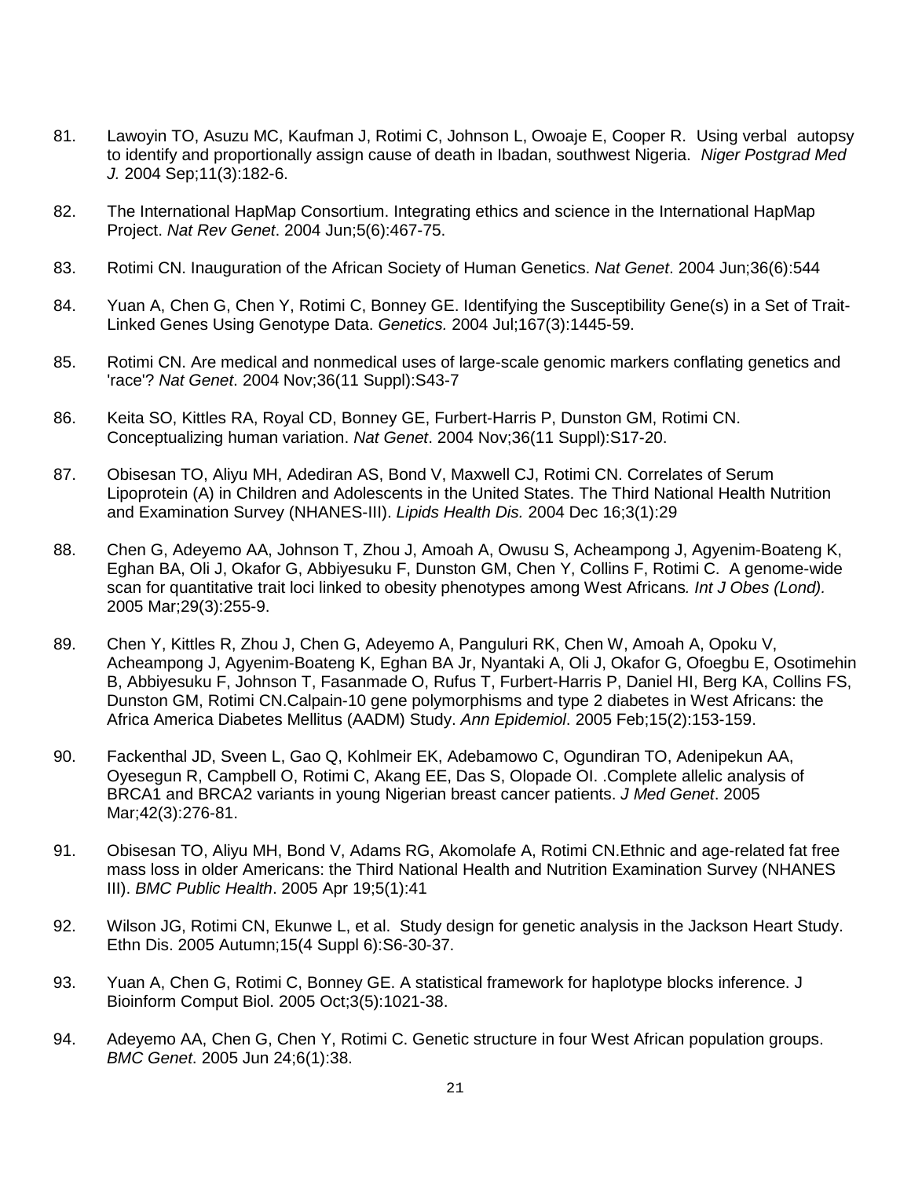81. Lawoyin TO, Asuzu MC, Kaufman J, Rotimi C, Johnson L, Owoaje E, Cooper R. Using verbal autopsy to identify and proportionally assign cause of death in Ibadan, southwest Nigeria. *Niger Postgrad Med J.* 2004 Sep;11(3):182-6.

82. The International HapMap Consortium. Integrating ethics and science in the International HapMap Project. *Nat Rev Genet*. 2004 Jun;5(6):467-75.

83. Rotimi CN. Inauguration of the African Society of Human Genetics. *Nat Genet*. 2004 Jun;36(6):544

84. Yuan A, Chen G, Chen Y, Rotimi C, Bonney GE. Identifying the Susceptibility Gene(s) in a Set of Trait-Linked Genes Using Genotype Data. *Genetics.* 2004 Jul;167(3):1445-59.

85. Rotimi CN. Are medical and nonmedical uses of large-scale genomic markers conflating genetics and 'race'? *Nat Genet*. 2004 Nov;36(11 Suppl):S43-7

86. Keita SO, Kittles RA, Royal CD, Bonney GE, Furbert-Harris P, Dunston GM, Rotimi CN. Conceptualizing human variation. *Nat Genet*. 2004 Nov;36(11 Suppl):S17-20.

87. Obisesan TO, Aliyu MH, Adediran AS, Bond V, Maxwell CJ, Rotimi CN. Correlates of Serum Lipoprotein (A) in Children and Adolescents in the United States. The Third National Health Nutrition and Examination Survey (NHANES-III). *Lipids Health Dis.* 2004 Dec 16;3(1):29

88. Chen G, Adeyemo AA, Johnson T, Zhou J, Amoah A, Owusu S, Acheampong J, Agyenim-Boateng K, Eghan BA, Oli J, Okafor G, Abbiyesuku F, Dunston GM, Chen Y, Collins F, Rotimi C. A genome-wide scan for quantitative trait loci linked to obesity phenotypes among West Africans*. Int J Obes (Lond).* 2005 Mar;29(3):255-9.

89. Chen Y, Kittles R, Zhou J, Chen G, Adeyemo A, Panguluri RK, Chen W, Amoah A, Opoku V, Acheampong J, Agyenim-Boateng K, Eghan BA Jr, Nyantaki A, Oli J, Okafor G, Ofoegbu E, Osotimehin B, Abbiyesuku F, Johnson T, Fasanmade O, Rufus T, Furbert-Harris P, Daniel HI, Berg KA, Collins FS, Dunston GM, Rotimi CN.Calpain-10 gene polymorphisms and type 2 diabetes in West Africans: the Africa America Diabetes Mellitus (AADM) Study. *Ann Epidemiol*. 2005 Feb;15(2):153-159.

90. Fackenthal JD, Sveen L, Gao Q, Kohlmeir EK, Adebamowo C, Ogundiran TO, Adenipekun AA, Oyesegun R, Campbell O, Rotimi C, Akang EE, Das S, Olopade OI. .Complete allelic analysis of BRCA1 and BRCA2 variants in young Nigerian breast cancer patients. *J Med Genet*. 2005 Mar;42(3):276-81.

91. Obisesan TO, Aliyu MH, Bond V, Adams RG, Akomolafe A, Rotimi CN.Ethnic and age-related fat free mass loss in older Americans: the Third National Health and Nutrition Examination Survey (NHANES III). *BMC Public Health*. 2005 Apr 19;5(1):41

92. Wilson JG, Rotimi CN, Ekunwe L, et al. Study design for genetic analysis in the Jackson Heart Study. Ethn Dis. 2005 Autumn;15(4 Suppl 6):S6-30-37.

93. Yuan A, Chen G, Rotimi C, Bonney GE. A statistical framework for haplotype blocks inference. J Bioinform Comput Biol. 2005 Oct;3(5):1021-38.

94. Adeyemo AA, Chen G, Chen Y, Rotimi C. Genetic structure in four West African population groups. *BMC Genet*. 2005 Jun 24;6(1):38.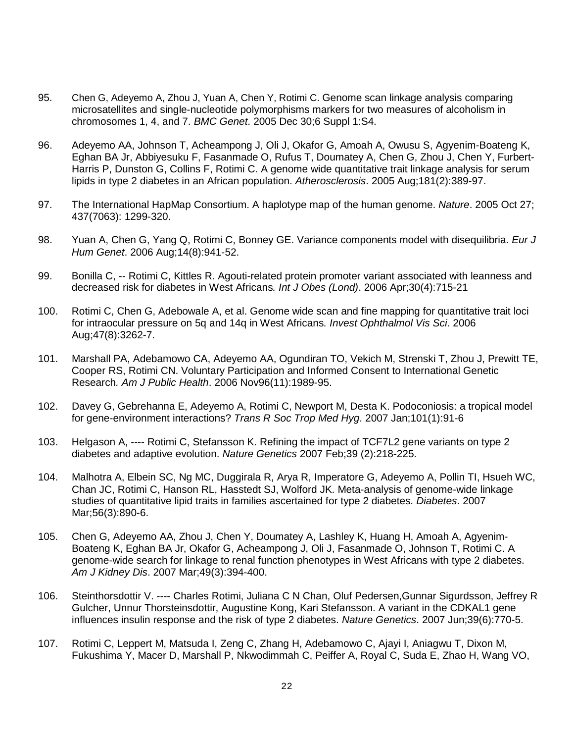95. Chen G, Adeyemo A, Zhou J, Yuan A, Chen Y, Rotimi C. Genome scan linkage analysis comparing microsatellites and single-nucleotide polymorphisms markers for two measures of alcoholism in chromosomes 1, 4, and 7. *BMC Genet*. 2005 Dec 30;6 Suppl 1:S4.

96. Adeyemo AA, Johnson T, Acheampong J, Oli J, Okafor G, Amoah A, Owusu S, Agyenim-Boateng K, Eghan BA Jr, Abbiyesuku F, Fasanmade O, Rufus T, Doumatey A, Chen G, Zhou J, Chen Y, Furbert-Harris P, Dunston G, Collins F, Rotimi C. A genome wide quantitative trait linkage analysis for serum lipids in type 2 diabetes in an African population. *Atherosclerosis*. 2005 Aug;181(2):389-97.

97. The International HapMap Consortium. A haplotype map of the human genome. *Nature*. 2005 Oct 27; 437(7063): 1299-320.

98. Yuan A, Chen G, Yang Q, Rotimi C, Bonney GE. Variance components model with disequilibria. *Eur J Hum Genet*. 2006 Aug;14(8):941-52.

99. Bonilla C, -- Rotimi C, Kittles R. Agouti-related protein promoter variant associated with leanness and decreased risk for diabetes in West Africans*. Int J Obes (Lond)*. 2006 Apr;30(4):715-21

100. Rotimi C, Chen G, Adebowale A, et al. Genome wide scan and fine mapping for quantitative trait loci for intraocular pressure on 5q and 14q in West Africans*. Invest Ophthalmol Vis Sci*. 2006 Aug;47(8):3262-7.

101. Marshall PA, Adebamowo CA, Adeyemo AA, Ogundiran TO, Vekich M, Strenski T, Zhou J, Prewitt TE, Cooper RS, Rotimi CN. Voluntary Participation and Informed Consent to International Genetic Research*. Am J Public Health*. 2006 Nov96(11):1989-95.

102. Davey G, Gebrehanna E, Adeyemo A, Rotimi C, Newport M, Desta K. Podoconiosis: a tropical model for gene-environment interactions? *Trans R Soc Trop Med Hyg*. 2007 Jan;101(1):91-6

103. Helgason A, ---- Rotimi C, Stefansson K. Refining the impact of TCF7L2 gene variants on type 2 diabetes and adaptive evolution. *Nature Genetics* 2007 Feb;39 (2):218-225.

104. Malhotra A, Elbein SC, Ng MC, Duggirala R, Arya R, Imperatore G, Adeyemo A, Pollin TI, Hsueh WC, Chan JC, Rotimi C, Hanson RL, Hasstedt SJ, Wolford JK. Meta-analysis of genome-wide linkage studies of quantitative lipid traits in families ascertained for type 2 diabetes. *Diabetes*. 2007 Mar;56(3):890-6.

105. Chen G, Adeyemo AA, Zhou J, Chen Y, Doumatey A, Lashley K, Huang H, Amoah A, Agyenim-Boateng K, Eghan BA Jr, Okafor G, Acheampong J, Oli J, Fasanmade O, Johnson T, Rotimi C. A genome-wide search for linkage to renal function phenotypes in West Africans with type 2 diabetes. *Am J Kidney Dis*. 2007 Mar;49(3):394-400.

106. Steinthorsdottir V. ---- Charles Rotimi, Juliana C N Chan, Oluf Pedersen,Gunnar Sigurdsson, Jeffrey R Gulcher, Unnur Thorsteinsdottir, Augustine Kong, Kari Stefansson. A variant in the CDKAL1 gene influences insulin response and the risk of type 2 diabetes. *Nature Genetics*. 2007 Jun;39(6):770-5.

107. Rotimi C, Leppert M, Matsuda I, Zeng C, Zhang H, Adebamowo C, Ajayi I, Aniagwu T, Dixon M, Fukushima Y, Macer D, Marshall P, Nkwodimmah C, Peiffer A, Royal C, Suda E, Zhao H, Wang VO,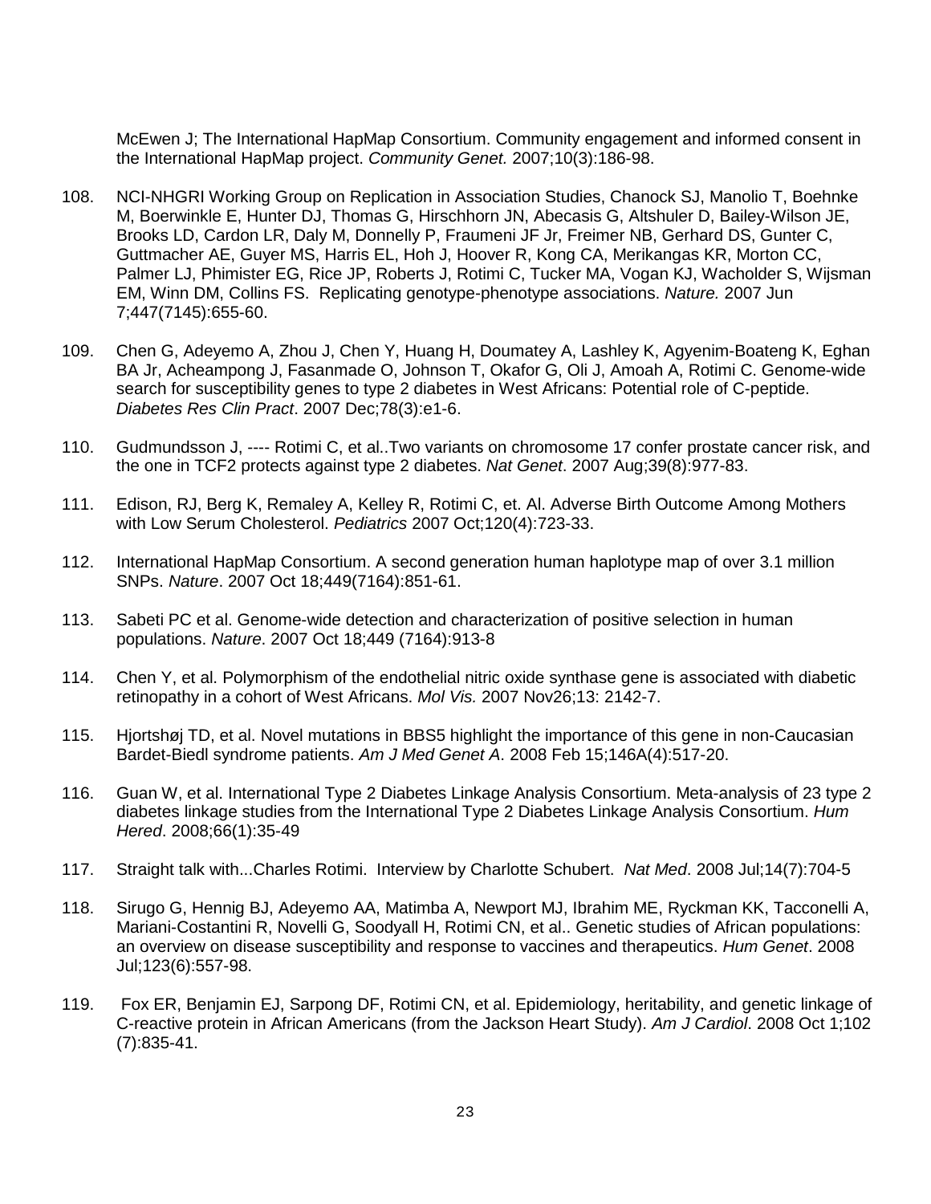McEwen J; The International HapMap Consortium. Community engagement and informed consent in the International HapMap project. *Community Genet.* 2007;10(3):186-98.

108. NCI-NHGRI Working Group on Replication in Association Studies, Chanock SJ, Manolio T, Boehnke M, Boerwinkle E, Hunter DJ, Thomas G, Hirschhorn JN, Abecasis G, Altshuler D, Bailey-Wilson JE, Brooks LD, Cardon LR, Daly M, Donnelly P, Fraumeni JF Jr, Freimer NB, Gerhard DS, Gunter C, Guttmacher AE, Guyer MS, Harris EL, Hoh J, Hoover R, Kong CA, Merikangas KR, Morton CC, Palmer LJ, Phimister EG, Rice JP, Roberts J, Rotimi C, Tucker MA, Vogan KJ, Wacholder S, Wijsman EM, Winn DM, Collins FS. Replicating genotype-phenotype associations. *Nature.* 2007 Jun 7;447(7145):655-60.

109. Chen G, Adeyemo A, Zhou J, Chen Y, Huang H, Doumatey A, Lashley K, Agyenim-Boateng K, Eghan BA Jr, Acheampong J, Fasanmade O, Johnson T, Okafor G, Oli J, Amoah A, Rotimi C. Genome-wide search for susceptibility genes to type 2 diabetes in West Africans: Potential role of C-peptide. *Diabetes Res Clin Pract*. 2007 Dec;78(3):e1-6.

110. Gudmundsson J, ---- Rotimi C, et al..Two variants on chromosome 17 confer prostate cancer risk, and the one in TCF2 protects against type 2 diabetes. *Nat Genet*. 2007 Aug;39(8):977-83.

111. Edison, RJ, Berg K, Remaley A, Kelley R, Rotimi C, et. Al. Adverse Birth Outcome Among Mothers with Low Serum Cholesterol. *Pediatrics* 2007 Oct;120(4):723-33.

112. International HapMap Consortium. A second generation human haplotype map of over 3.1 million SNPs. *Nature*. 2007 Oct 18;449(7164):851-61.

113. Sabeti PC et al. Genome-wide detection and characterization of positive selection in human populations. *Nature*. 2007 Oct 18;449 (7164):913-8

114. Chen Y, et al. Polymorphism of the endothelial nitric oxide synthase gene is associated with diabetic retinopathy in a cohort of West Africans. *Mol Vis.* 2007 Nov26;13: 2142-7.

115. Hjortshøj TD, et al. Novel mutations in BBS5 highlight the importance of this gene in non-Caucasian Bardet-Biedl syndrome patients. *Am J Med Genet A*. 2008 Feb 15;146A(4):517-20.

116. Guan W, et al. International Type 2 Diabetes Linkage Analysis Consortium. Meta-analysis of 23 type 2 diabetes linkage studies from the International Type 2 Diabetes Linkage Analysis Consortium. *Hum Hered*. 2008;66(1):35-49

117. Straight talk with...Charles Rotimi. Interview by Charlotte Schubert. *Nat Med*. 2008 Jul;14(7):704-5

118. Sirugo G, Hennig BJ, Adeyemo AA, Matimba A, Newport MJ, Ibrahim ME, Ryckman KK, Tacconelli A, Mariani-Costantini R, Novelli G, Soodyall H, Rotimi CN, et al.. Genetic studies of African populations: an overview on disease susceptibility and response to vaccines and therapeutics. *Hum Genet*. 2008 Jul;123(6):557-98.

119. Fox ER, Benjamin EJ, Sarpong DF, Rotimi CN, et al. Epidemiology, heritability, and genetic linkage of C-reactive protein in African Americans (from the Jackson Heart Study). *Am J Cardiol*. 2008 Oct 1;102 (7):835-41.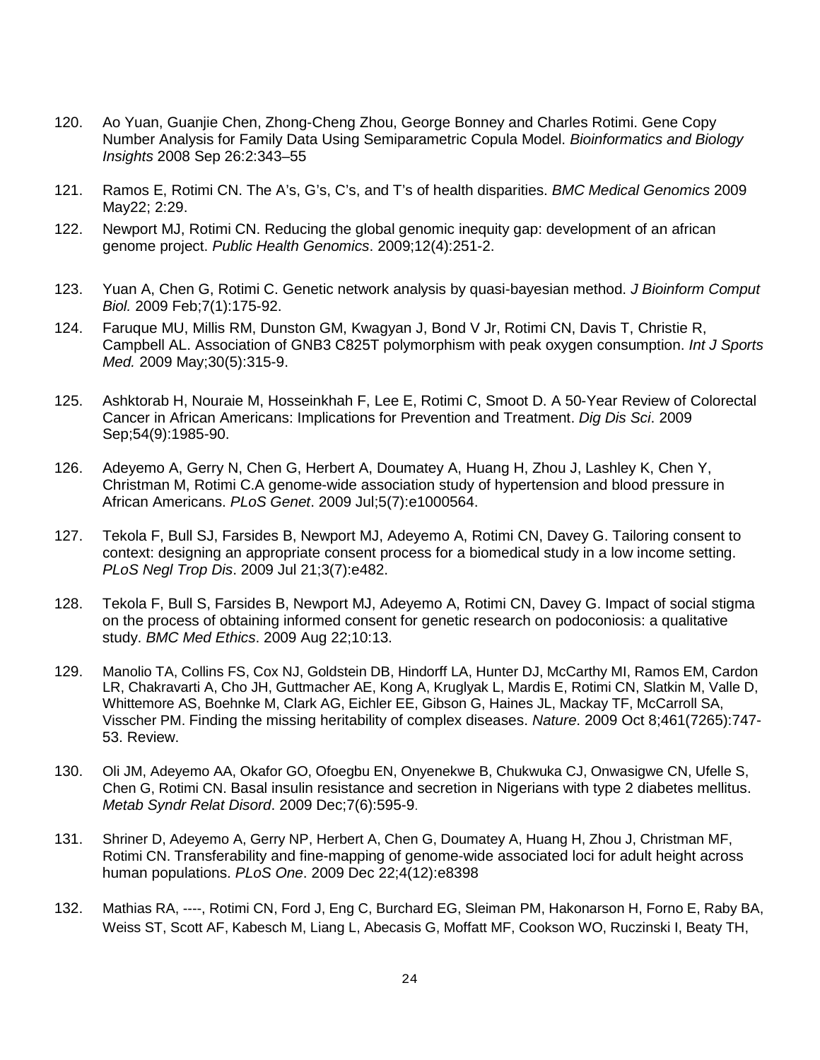120. Ao Yuan, Guanjie Chen, Zhong-Cheng Zhou, George Bonney and Charles Rotimi. Gene Copy Number Analysis for Family Data Using Semiparametric Copula Model. *Bioinformatics and Biology Insights* 2008 Sep 26:2:343–55

121. Ramos E, Rotimi CN. The A's, G's, C's, and T's of health disparities. *BMC Medical Genomics* 2009 May22; 2:29.

122. Newport MJ, Rotimi CN. Reducing the global genomic inequity gap: development of an african genome project. *Public Health Genomics*. 2009;12(4):251-2.

123. Yuan A, Chen G, Rotimi C. Genetic network analysis by quasi-bayesian method. *J Bioinform Comput Biol.* 2009 Feb;7(1):175-92.

124. Faruque MU, Millis RM, Dunston GM, Kwagyan J, Bond V Jr, Rotimi CN, Davis T, Christie R, Campbell AL. Association of GNB3 C825T polymorphism with peak oxygen consumption. *Int J Sports Med.* 2009 May;30(5):315-9.

125. Ashktorab H, Nouraie M, Hosseinkhah F, Lee E, Rotimi C, Smoot D. A 50-Year Review of Colorectal Cancer in African Americans: Implications for Prevention and Treatment. *Dig Dis Sci*. 2009 Sep;54(9):1985-90.

126. Adeyemo A, Gerry N, Chen G, Herbert A, Doumatey A, Huang H, Zhou J, Lashley K, Chen Y, Christman M, Rotimi C.A genome-wide association study of hypertension and blood pressure in African Americans. *PLoS Genet*. 2009 Jul;5(7):e1000564.

127. Tekola F, Bull SJ, Farsides B, Newport MJ, Adeyemo A, Rotimi CN, Davey G. Tailoring consent to context: designing an appropriate consent process for a biomedical study in a low income setting. *PLoS Negl Trop Dis*. 2009 Jul 21;3(7):e482.

128. Tekola F, Bull S, Farsides B, Newport MJ, Adeyemo A, Rotimi CN, Davey G. Impact of social stigma on the process of obtaining informed consent for genetic research on podoconiosis: a qualitative study. *BMC Med Ethics*. 2009 Aug 22;10:13.

129. Manolio TA, Collins FS, Cox NJ, Goldstein DB, Hindorff LA, Hunter DJ, McCarthy MI, Ramos EM, Cardon LR, Chakravarti A, Cho JH, Guttmacher AE, Kong A, Kruglyak L, Mardis E, Rotimi CN, Slatkin M, Valle D, Whittemore AS, Boehnke M, Clark AG, Eichler EE, Gibson G, Haines JL, Mackay TF, McCarroll SA, Visscher PM. Finding the missing heritability of complex diseases. *Nature*. 2009 Oct 8;461(7265):747-53. Review.

130. Oli JM, Adeyemo AA, Okafor GO, Ofoegbu EN, Onyenekwe B, Chukwuka CJ, Onwasigwe CN, Ufelle S, Chen G, Rotimi CN. Basal insulin resistance and secretion in Nigerians with type 2 diabetes mellitus. *Metab Syndr Relat Disord*. 2009 Dec;7(6):595-9.

131. Shriner D, Adeyemo A, Gerry NP, Herbert A, Chen G, Doumatey A, Huang H, Zhou J, Christman MF, Rotimi CN. Transferability and fine-mapping of genome-wide associated loci for adult height across human populations. *PLoS One*. 2009 Dec 22;4(12):e8398

132. Mathias RA, ----, Rotimi CN, Ford J, Eng C, Burchard EG, Sleiman PM, Hakonarson H, Forno E, Raby BA, Weiss ST, Scott AF, Kabesch M, Liang L, Abecasis G, Moffatt MF, Cookson WO, Ruczinski I, Beaty TH,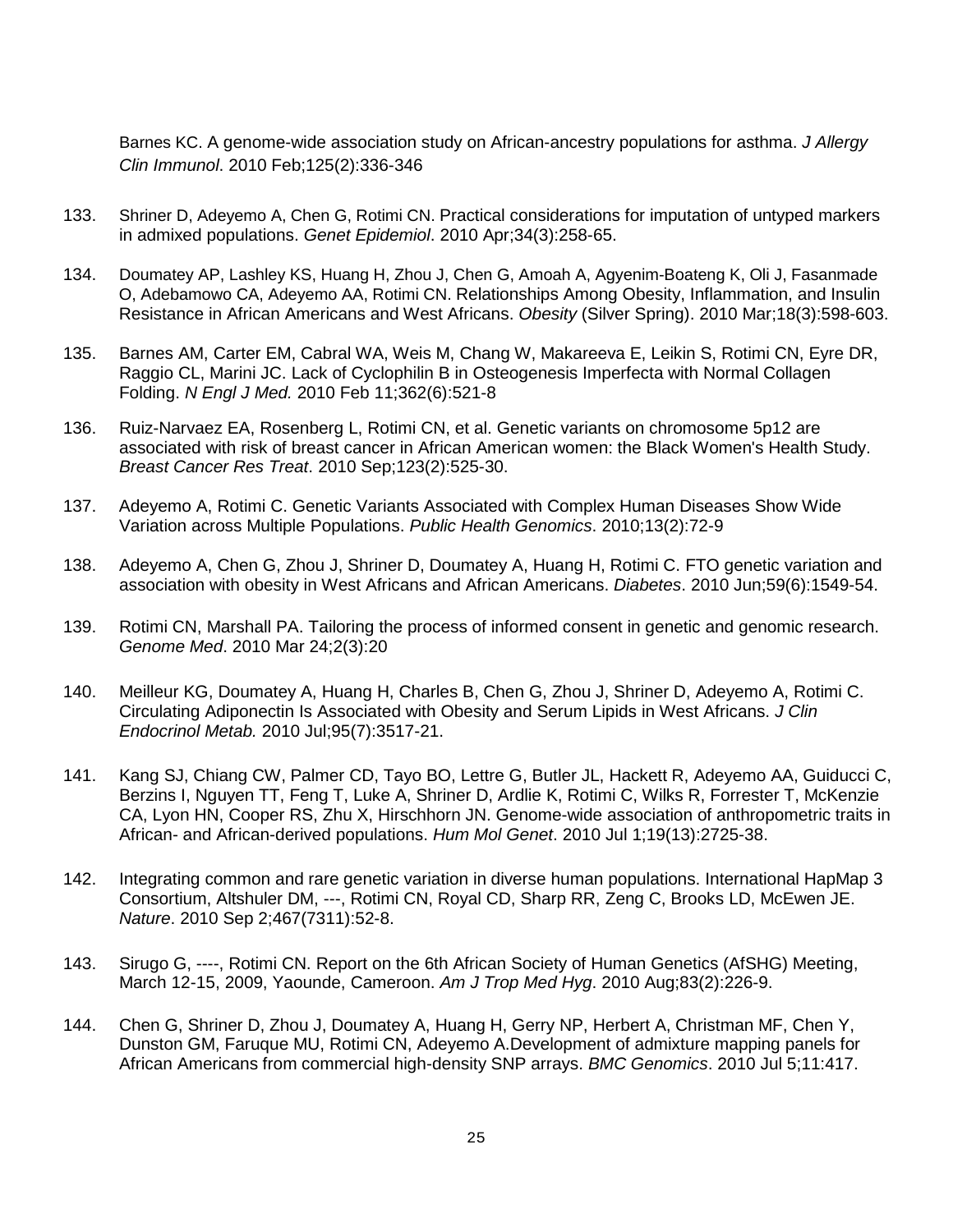Barnes KC. A genome-wide association study on African-ancestry populations for asthma. *J Allergy Clin Immunol*. 2010 Feb;125(2):336-346

133. Shriner D, Adeyemo A, Chen G, Rotimi CN. Practical considerations for imputation of untyped markers in admixed populations. *Genet Epidemiol*. 2010 Apr;34(3):258-65.

134. Doumatey AP, Lashley KS, Huang H, Zhou J, Chen G, Amoah A, Agyenim-Boateng K, Oli J, Fasanmade O, Adebamowo CA, Adeyemo AA, Rotimi CN. Relationships Among Obesity, Inflammation, and Insulin Resistance in African Americans and West Africans. *Obesity* (Silver Spring). 2010 Mar;18(3):598-603.

135. Barnes AM, Carter EM, Cabral WA, Weis M, Chang W, Makareeva E, Leikin S, Rotimi CN, Eyre DR, Raggio CL, Marini JC. Lack of Cyclophilin B in Osteogenesis Imperfecta with Normal Collagen Folding. *N Engl J Med.* 2010 Feb 11;362(6):521-8

136. Ruiz-Narvaez EA, Rosenberg L, Rotimi CN, et al. Genetic variants on chromosome 5p12 are associated with risk of breast cancer in African American women: the Black Women's Health Study. *Breast Cancer Res Treat*. 2010 Sep;123(2):525-30.

137. Adeyemo A, Rotimi C. Genetic Variants Associated with Complex Human Diseases Show Wide Variation across Multiple Populations. *Public Health Genomics*. 2010;13(2):72-9

138. Adeyemo A, Chen G, Zhou J, Shriner D, Doumatey A, Huang H, Rotimi C. FTO genetic variation and association with obesity in West Africans and African Americans. *Diabetes*. 2010 Jun;59(6):1549-54.

139. Rotimi CN, Marshall PA. Tailoring the process of informed consent in genetic and genomic research. *Genome Med*. 2010 Mar 24;2(3):20

140. Meilleur KG, Doumatey A, Huang H, Charles B, Chen G, Zhou J, Shriner D, Adeyemo A, Rotimi C. Circulating Adiponectin Is Associated with Obesity and Serum Lipids in West Africans. *J Clin Endocrinol Metab.* 2010 Jul;95(7):3517-21.

141. Kang SJ, Chiang CW, Palmer CD, Tayo BO, Lettre G, Butler JL, Hackett R, Adeyemo AA, Guiducci C, Berzins I, Nguyen TT, Feng T, Luke A, Shriner D, Ardlie K, Rotimi C, Wilks R, Forrester T, McKenzie CA, Lyon HN, Cooper RS, Zhu X, Hirschhorn JN. Genome-wide association of anthropometric traits in African- and African-derived populations. *Hum Mol Genet*. 2010 Jul 1;19(13):2725-38.

142. Integrating common and rare genetic variation in diverse human populations. International HapMap 3 Consortium, Altshuler DM, ---, Rotimi CN, Royal CD, Sharp RR, Zeng C, Brooks LD, McEwen JE. *Nature*. 2010 Sep 2;467(7311):52-8.

143. Sirugo G, ----, Rotimi CN. Report on the 6th African Society of Human Genetics (AfSHG) Meeting, March 12-15, 2009, Yaounde, Cameroon. *Am J Trop Med Hyg*. 2010 Aug;83(2):226-9.

144. Chen G, Shriner D, Zhou J, Doumatey A, Huang H, Gerry NP, Herbert A, Christman MF, Chen Y, Dunston GM, Faruque MU, Rotimi CN, Adeyemo A.Development of admixture mapping panels for African Americans from commercial high-density SNP arrays. *BMC Genomics*. 2010 Jul 5;11:417.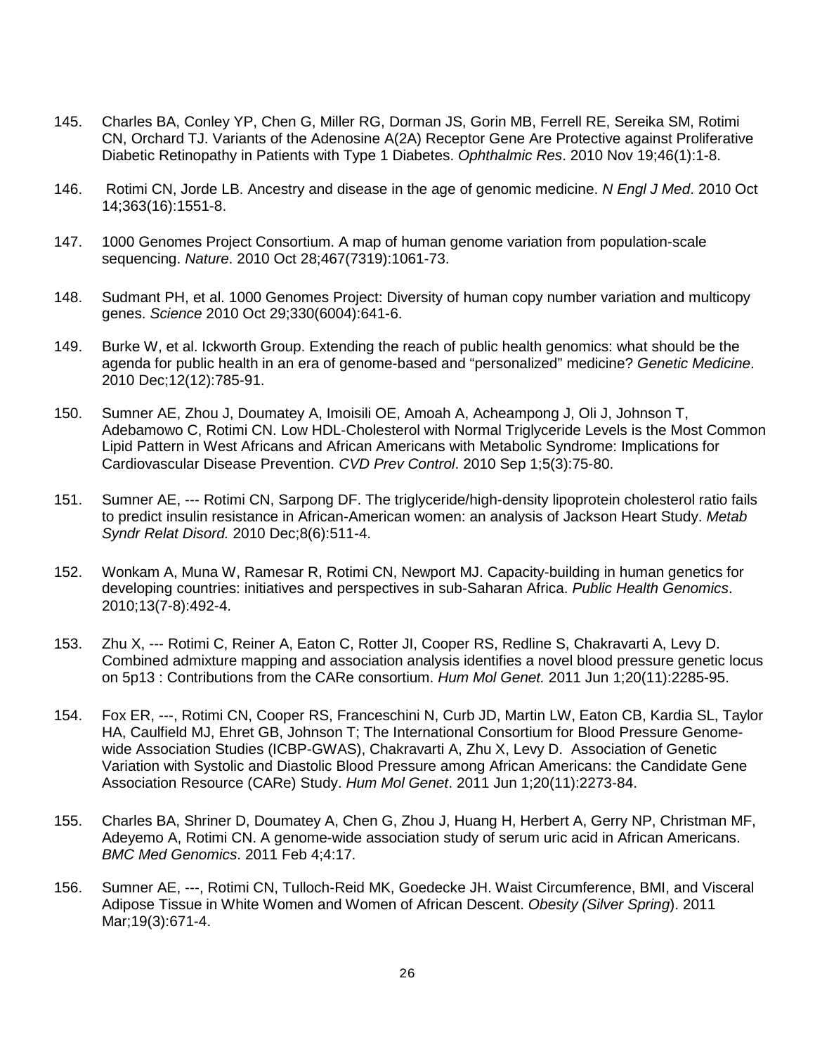145. Charles BA, Conley YP, Chen G, Miller RG, Dorman JS, Gorin MB, Ferrell RE, Sereika SM, Rotimi CN, Orchard TJ. Variants of the Adenosine A(2A) Receptor Gene Are Protective against Proliferative Diabetic Retinopathy in Patients with Type 1 Diabetes. *Ophthalmic Res*. 2010 Nov 19;46(1):1-8.

146. Rotimi CN, Jorde LB. Ancestry and disease in the age of genomic medicine. *N Engl J Med*. 2010 Oct 14;363(16):1551-8.

147. 1000 Genomes Project Consortium. A map of human genome variation from population-scale sequencing. *Nature*. 2010 Oct 28;467(7319):1061-73.

148. Sudmant PH, et al. 1000 Genomes Project: Diversity of human copy number variation and multicopy genes. *Science* 2010 Oct 29;330(6004):641-6.

149. Burke W, et al. Ickworth Group. Extending the reach of public health genomics: what should be the agenda for public health in an era of genome-based and "personalized" medicine? *Genetic Medicine*. 2010 Dec;12(12):785-91.

150. Sumner AE, Zhou J, Doumatey A, Imoisili OE, Amoah A, Acheampong J, Oli J, Johnson T, Adebamowo C, Rotimi CN. Low HDL-Cholesterol with Normal Triglyceride Levels is the Most Common Lipid Pattern in West Africans and African Americans with Metabolic Syndrome: Implications for Cardiovascular Disease Prevention. *CVD Prev Control*. 2010 Sep 1;5(3):75-80.

151. Sumner AE, --- Rotimi CN, Sarpong DF. The triglyceride/high-density lipoprotein cholesterol ratio fails to predict insulin resistance in African-American women: an analysis of Jackson Heart Study. *Metab Syndr Relat Disord.* 2010 Dec;8(6):511-4.

152. Wonkam A, Muna W, Ramesar R, Rotimi CN, Newport MJ. Capacity-building in human genetics for developing countries: initiatives and perspectives in sub-Saharan Africa. *Public Health Genomics*. 2010;13(7-8):492-4.

153. Zhu X, --- Rotimi C, Reiner A, Eaton C, Rotter JI, Cooper RS, Redline S, Chakravarti A, Levy D. Combined admixture mapping and association analysis identifies a novel blood pressure genetic locus on 5p13 : Contributions from the CARe consortium. *Hum Mol Genet.* 2011 Jun 1;20(11):2285-95.

154. Fox ER, ---, Rotimi CN, Cooper RS, Franceschini N, Curb JD, Martin LW, Eaton CB, Kardia SL, Taylor HA, Caulfield MJ, Ehret GB, Johnson T; The International Consortium for Blood Pressure Genome-wide Association Studies (ICBP-GWAS), Chakravarti A, Zhu X, Levy D. Association of Genetic Variation with Systolic and Diastolic Blood Pressure among African Americans: the Candidate Gene Association Resource (CARe) Study. *Hum Mol Genet*. 2011 Jun 1;20(11):2273-84.

155. Charles BA, Shriner D, Doumatey A, Chen G, Zhou J, Huang H, Herbert A, Gerry NP, Christman MF, Adeyemo A, Rotimi CN. A genome-wide association study of serum uric acid in African Americans. *BMC Med Genomics*. 2011 Feb 4;4:17.

156. Sumner AE, ---, Rotimi CN, Tulloch-Reid MK, Goedecke JH. Waist Circumference, BMI, and Visceral Adipose Tissue in White Women and Women of African Descent. *Obesity (Silver Spring*). 2011 Mar;19(3):671-4.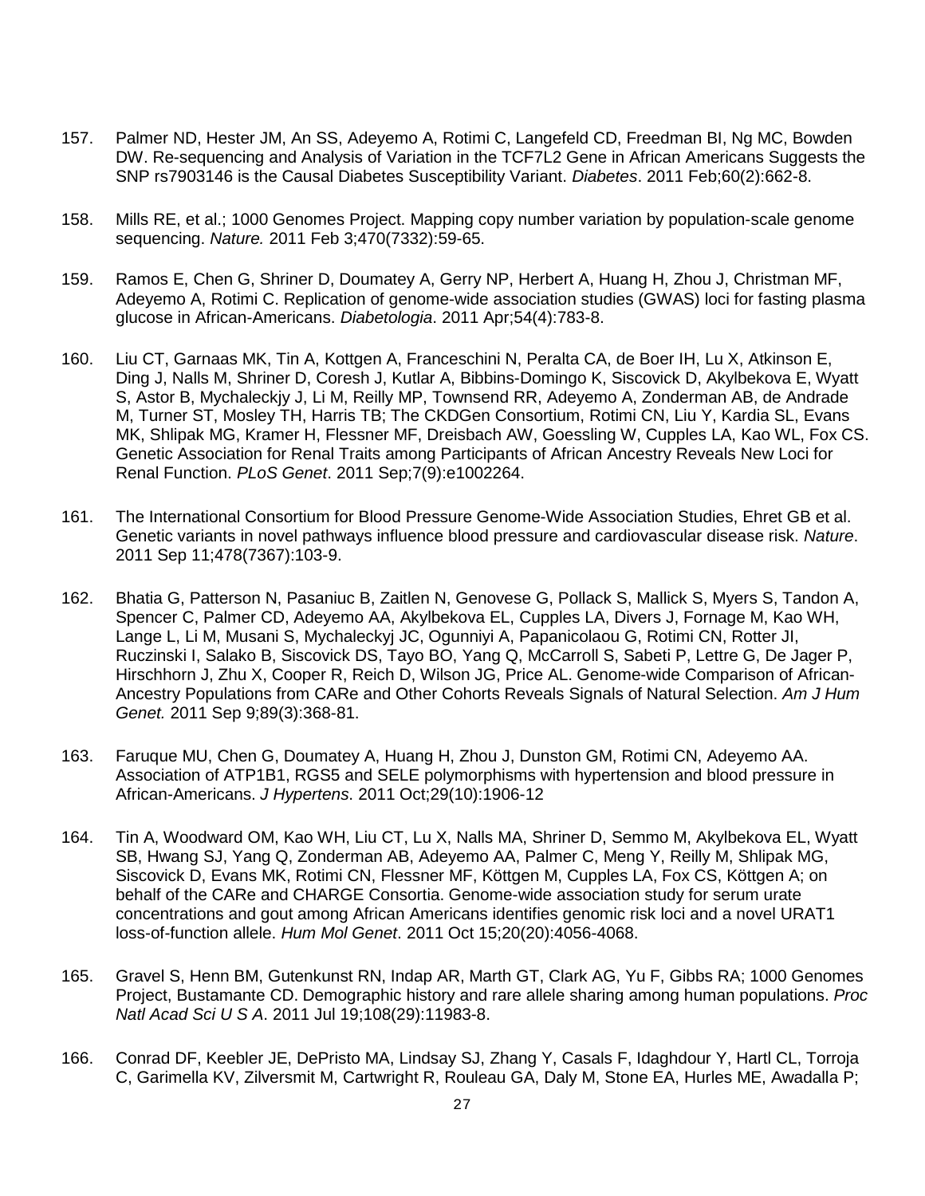157. Palmer ND, Hester JM, An SS, Adeyemo A, Rotimi C, Langefeld CD, Freedman BI, Ng MC, Bowden DW. Re-sequencing and Analysis of Variation in the TCF7L2 Gene in African Americans Suggests the SNP rs7903146 is the Causal Diabetes Susceptibility Variant. *Diabetes*. 2011 Feb;60(2):662-8.

158. Mills RE, et al.; 1000 Genomes Project. Mapping copy number variation by population-scale genome sequencing. *Nature.* 2011 Feb 3;470(7332):59-65.

159. Ramos E, Chen G, Shriner D, Doumatey A, Gerry NP, Herbert A, Huang H, Zhou J, Christman MF, Adeyemo A, Rotimi C. Replication of genome-wide association studies (GWAS) loci for fasting plasma glucose in African-Americans. *Diabetologia*. 2011 Apr;54(4):783-8.

160. Liu CT, Garnaas MK, Tin A, Kottgen A, Franceschini N, Peralta CA, de Boer IH, Lu X, Atkinson E, Ding J, Nalls M, Shriner D, Coresh J, Kutlar A, Bibbins-Domingo K, Siscovick D, Akylbekova E, Wyatt S, Astor B, Mychaleckjy J, Li M, Reilly MP, Townsend RR, Adeyemo A, Zonderman AB, de Andrade M, Turner ST, Mosley TH, Harris TB; The CKDGen Consortium, Rotimi CN, Liu Y, Kardia SL, Evans MK, Shlipak MG, Kramer H, Flessner MF, Dreisbach AW, Goessling W, Cupples LA, Kao WL, Fox CS. Genetic Association for Renal Traits among Participants of African Ancestry Reveals New Loci for Renal Function. *PLoS Genet*. 2011 Sep;7(9):e1002264.

161. The International Consortium for Blood Pressure Genome-Wide Association Studies, Ehret GB et al. Genetic variants in novel pathways influence blood pressure and cardiovascular disease risk. *Nature*. 2011 Sep 11;478(7367):103-9.

162. Bhatia G, Patterson N, Pasaniuc B, Zaitlen N, Genovese G, Pollack S, Mallick S, Myers S, Tandon A, Spencer C, Palmer CD, Adeyemo AA, Akylbekova EL, Cupples LA, Divers J, Fornage M, Kao WH, Lange L, Li M, Musani S, Mychaleckyj JC, Ogunniyi A, Papanicolaou G, Rotimi CN, Rotter JI, Ruczinski I, Salako B, Siscovick DS, Tayo BO, Yang Q, McCarroll S, Sabeti P, Lettre G, De Jager P, Hirschhorn J, Zhu X, Cooper R, Reich D, Wilson JG, Price AL. Genome-wide Comparison of African-Ancestry Populations from CARe and Other Cohorts Reveals Signals of Natural Selection. *Am J Hum Genet.* 2011 Sep 9;89(3):368-81.

163. Faruque MU, Chen G, Doumatey A, Huang H, Zhou J, Dunston GM, Rotimi CN, Adeyemo AA. Association of ATP1B1, RGS5 and SELE polymorphisms with hypertension and blood pressure in African-Americans. *J Hypertens*. 2011 Oct;29(10):1906-12

164. Tin A, Woodward OM, Kao WH, Liu CT, Lu X, Nalls MA, Shriner D, Semmo M, Akylbekova EL, Wyatt SB, Hwang SJ, Yang Q, Zonderman AB, Adeyemo AA, Palmer C, Meng Y, Reilly M, Shlipak MG, Siscovick D, Evans MK, Rotimi CN, Flessner MF, Köttgen M, Cupples LA, Fox CS, Köttgen A; on behalf of the CARe and CHARGE Consortia. Genome-wide association study for serum urate concentrations and gout among African Americans identifies genomic risk loci and a novel URAT1 loss-of-function allele. *Hum Mol Genet*. 2011 Oct 15;20(20):4056-4068.

165. Gravel S, Henn BM, Gutenkunst RN, Indap AR, Marth GT, Clark AG, Yu F, Gibbs RA; 1000 Genomes Project, Bustamante CD. Demographic history and rare allele sharing among human populations. *Proc Natl Acad Sci U S A*. 2011 Jul 19;108(29):11983-8.

166. Conrad DF, Keebler JE, DePristo MA, Lindsay SJ, Zhang Y, Casals F, Idaghdour Y, Hartl CL, Torroja C, Garimella KV, Zilversmit M, Cartwright R, Rouleau GA, Daly M, Stone EA, Hurles ME, Awadalla P;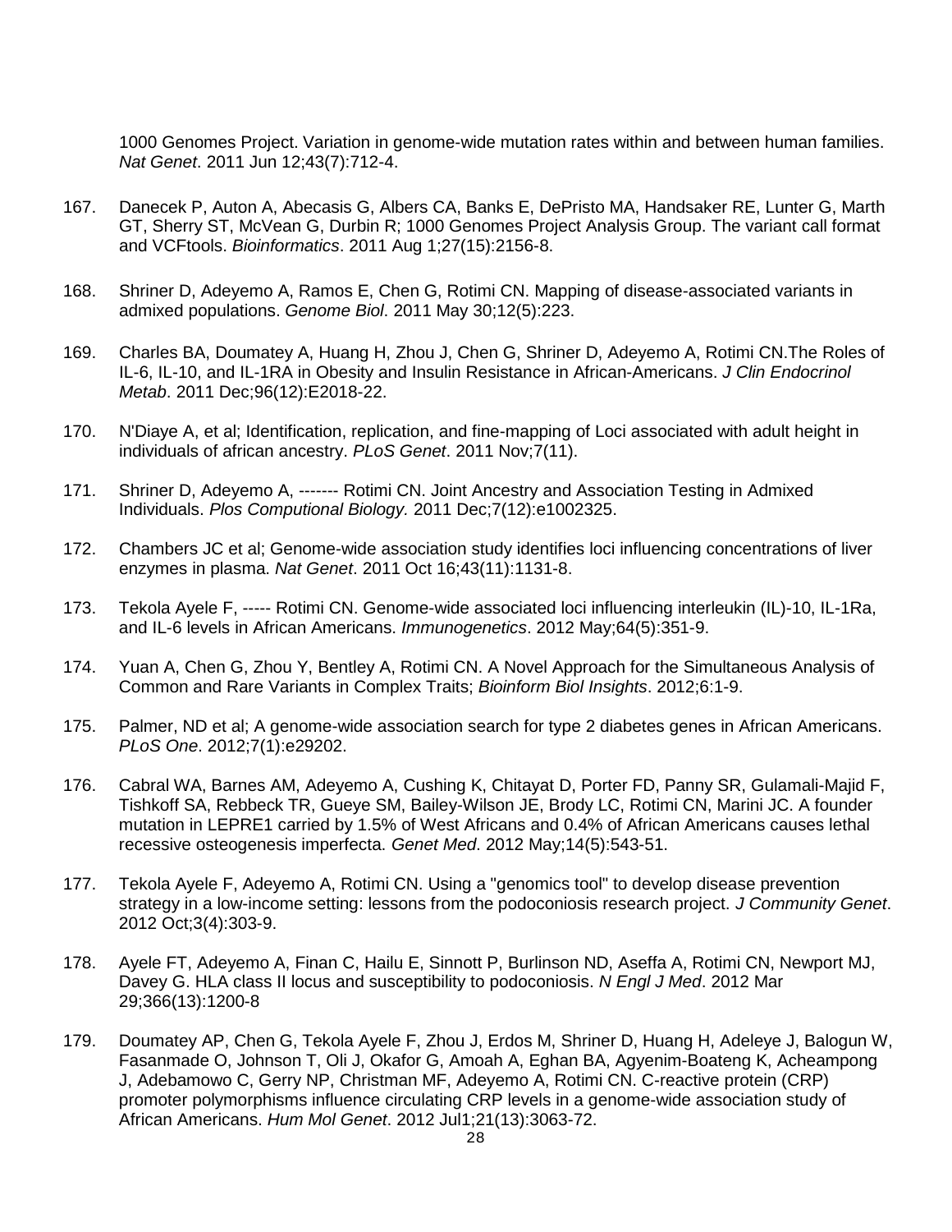1000 Genomes Project. Variation in genome-wide mutation rates within and between human families. *Nat Genet*. 2011 Jun 12;43(7):712-4.

167. Danecek P, Auton A, Abecasis G, Albers CA, Banks E, DePristo MA, Handsaker RE, Lunter G, Marth GT, Sherry ST, McVean G, Durbin R; 1000 Genomes Project Analysis Group. The variant call format and VCFtools. *Bioinformatics*. 2011 Aug 1;27(15):2156-8.

168. Shriner D, Adeyemo A, Ramos E, Chen G, Rotimi CN. Mapping of disease-associated variants in admixed populations. *Genome Biol*. 2011 May 30;12(5):223.

169. Charles BA, Doumatey A, Huang H, Zhou J, Chen G, Shriner D, Adeyemo A, Rotimi CN.The Roles of IL-6, IL-10, and IL-1RA in Obesity and Insulin Resistance in African-Americans. *J Clin Endocrinol Metab*. 2011 Dec;96(12):E2018-22.

170. N'Diaye A, et al; Identification, replication, and fine-mapping of Loci associated with adult height in individuals of african ancestry. *PLoS Genet*. 2011 Nov;7(11).

171. Shriner D, Adeyemo A, ------- Rotimi CN. Joint Ancestry and Association Testing in Admixed Individuals. *Plos Computional Biology.* 2011 Dec;7(12):e1002325.

172. Chambers JC et al; Genome-wide association study identifies loci influencing concentrations of liver enzymes in plasma. *Nat Genet*. 2011 Oct 16;43(11):1131-8.

173. Tekola Ayele F, ----- Rotimi CN. Genome-wide associated loci influencing interleukin (IL)-10, IL-1Ra, and IL-6 levels in African Americans. *Immunogenetics*. 2012 May;64(5):351-9.

174. Yuan A, Chen G, Zhou Y, Bentley A, Rotimi CN. A Novel Approach for the Simultaneous Analysis of Common and Rare Variants in Complex Traits; *Bioinform Biol Insights*. 2012;6:1-9.

175. Palmer, ND et al; A genome-wide association search for type 2 diabetes genes in African Americans. *PLoS One*. 2012;7(1):e29202.

176. Cabral WA, Barnes AM, Adeyemo A, Cushing K, Chitayat D, Porter FD, Panny SR, Gulamali-Majid F, Tishkoff SA, Rebbeck TR, Gueye SM, Bailey-Wilson JE, Brody LC, Rotimi CN, Marini JC. A founder mutation in LEPRE1 carried by 1.5% of West Africans and 0.4% of African Americans causes lethal recessive osteogenesis imperfecta. *Genet Med*. 2012 May;14(5):543-51.

177. Tekola Ayele F, Adeyemo A, Rotimi CN. Using a "genomics tool" to develop disease prevention strategy in a low-income setting: lessons from the podoconiosis research project. *J Community Genet*. 2012 Oct;3(4):303-9.

178. Ayele FT, Adeyemo A, Finan C, Hailu E, Sinnott P, Burlinson ND, Aseffa A, Rotimi CN, Newport MJ, Davey G. HLA class II locus and susceptibility to podoconiosis. *N Engl J Med*. 2012 Mar 29;366(13):1200-8

179. Doumatey AP, Chen G, Tekola Ayele F, Zhou J, Erdos M, Shriner D, Huang H, Adeleye J, Balogun W, Fasanmade O, Johnson T, Oli J, Okafor G, Amoah A, Eghan BA, Agyenim-Boateng K, Acheampong J, Adebamowo C, Gerry NP, Christman MF, Adeyemo A, Rotimi CN. C-reactive protein (CRP) promoter polymorphisms influence circulating CRP levels in a genome-wide association study of African Americans. *Hum Mol Genet*. 2012 Jul1;21(13):3063-72.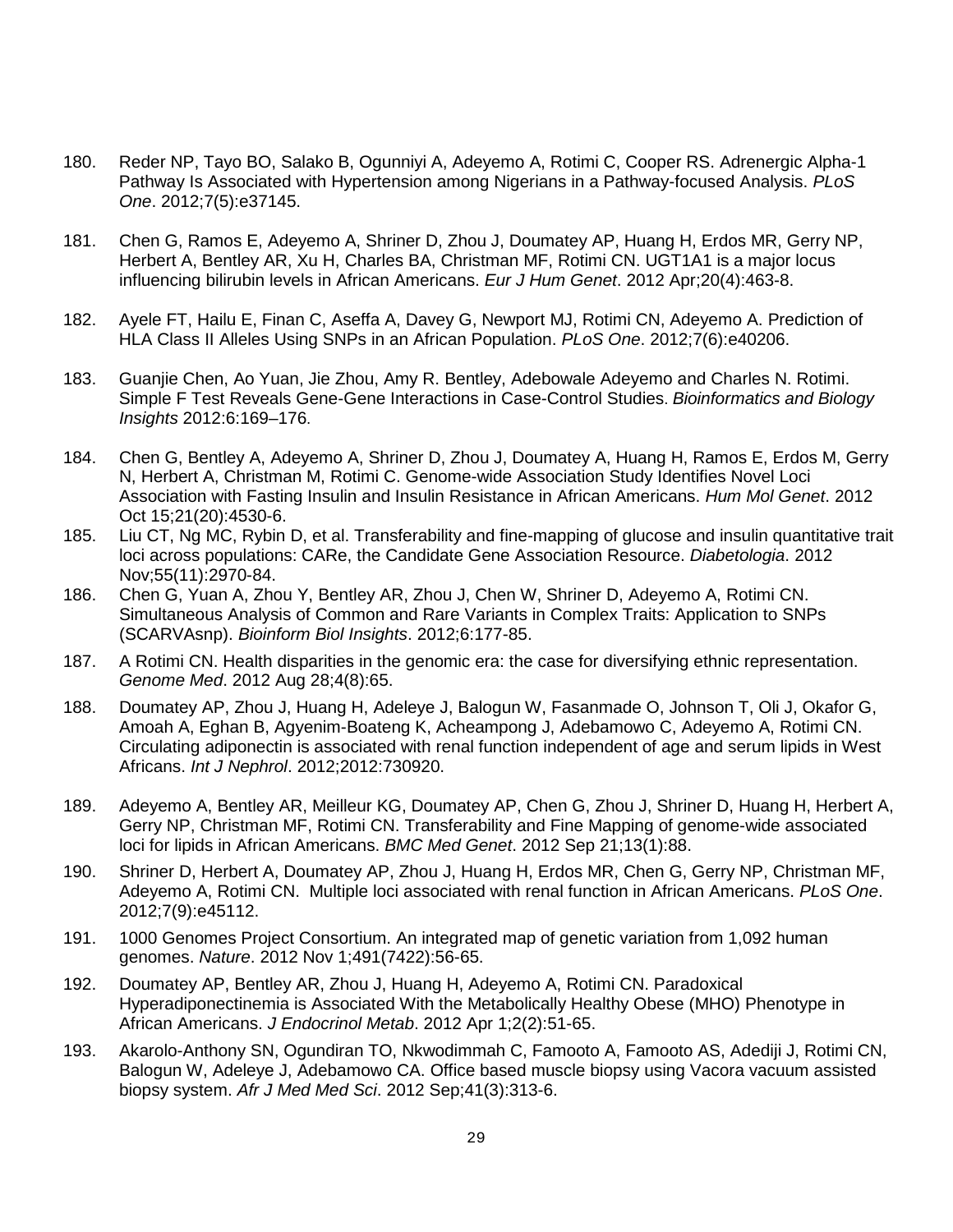180. Reder NP, Tayo BO, Salako B, Ogunniyi A, Adeyemo A, Rotimi C, Cooper RS. Adrenergic Alpha-1 Pathway Is Associated with Hypertension among Nigerians in a Pathway-focused Analysis. *PLoS One*. 2012;7(5):e37145.

181. Chen G, Ramos E, Adeyemo A, Shriner D, Zhou J, Doumatey AP, Huang H, Erdos MR, Gerry NP, Herbert A, Bentley AR, Xu H, Charles BA, Christman MF, Rotimi CN. UGT1A1 is a major locus influencing bilirubin levels in African Americans. *Eur J Hum Genet*. 2012 Apr;20(4):463-8.

182. Ayele FT, Hailu E, Finan C, Aseffa A, Davey G, Newport MJ, Rotimi CN, Adeyemo A. Prediction of HLA Class II Alleles Using SNPs in an African Population. *PLoS One*. 2012;7(6):e40206.

183. Guanjie Chen, Ao Yuan, Jie Zhou, Amy R. Bentley, Adebowale Adeyemo and Charles N. Rotimi. Simple F Test Reveals Gene-Gene Interactions in Case-Control Studies. *Bioinformatics and Biology Insights* 2012:6:169–176.

184. Chen G, Bentley A, Adeyemo A, Shriner D, Zhou J, Doumatey A, Huang H, Ramos E, Erdos M, Gerry N, Herbert A, Christman M, Rotimi C. Genome-wide Association Study Identifies Novel Loci Association with Fasting Insulin and Insulin Resistance in African Americans. *Hum Mol Genet*. 2012 Oct 15;21(20):4530-6.

185. Liu CT, Ng MC, Rybin D, et al. Transferability and fine-mapping of glucose and insulin quantitative trait loci across populations: CARe, the Candidate Gene Association Resource. *Diabetologia*. 2012 Nov;55(11):2970-84.

186. Chen G, Yuan A, Zhou Y, Bentley AR, Zhou J, Chen W, Shriner D, Adeyemo A, Rotimi CN. Simultaneous Analysis of Common and Rare Variants in Complex Traits: Application to SNPs (SCARVAsnp). *Bioinform Biol Insights*. 2012;6:177-85.

187. A Rotimi CN. Health disparities in the genomic era: the case for diversifying ethnic representation. *Genome Med*. 2012 Aug 28;4(8):65.

188. Doumatey AP, Zhou J, Huang H, Adeleye J, Balogun W, Fasanmade O, Johnson T, Oli J, Okafor G, Amoah A, Eghan B, Agyenim-Boateng K, Acheampong J, Adebamowo C, Adeyemo A, Rotimi CN. Circulating adiponectin is associated with renal function independent of age and serum lipids in West Africans. *Int J Nephrol*. 2012;2012:730920.

189. Adeyemo A, Bentley AR, Meilleur KG, Doumatey AP, Chen G, Zhou J, Shriner D, Huang H, Herbert A, Gerry NP, Christman MF, Rotimi CN. Transferability and Fine Mapping of genome-wide associated loci for lipids in African Americans. *BMC Med Genet*. 2012 Sep 21;13(1):88.

190. Shriner D, Herbert A, Doumatey AP, Zhou J, Huang H, Erdos MR, Chen G, Gerry NP, Christman MF, Adeyemo A, Rotimi CN. Multiple loci associated with renal function in African Americans. *PLoS One*. 2012;7(9):e45112.

191. 1000 Genomes Project Consortium. An integrated map of genetic variation from 1,092 human genomes. *Nature*. 2012 Nov 1;491(7422):56-65.

192. Doumatey AP, Bentley AR, Zhou J, Huang H, Adeyemo A, Rotimi CN. Paradoxical Hyperadiponectinemia is Associated With the Metabolically Healthy Obese (MHO) Phenotype in African Americans. *J Endocrinol Metab*. 2012 Apr 1;2(2):51-65.

193. Akarolo-Anthony SN, Ogundiran TO, Nkwodimmah C, Famooto A, Famooto AS, Adediji J, Rotimi CN, Balogun W, Adeleye J, Adebamowo CA. Office based muscle biopsy using Vacora vacuum assisted biopsy system. *Afr J Med Med Sci*. 2012 Sep;41(3):313-6.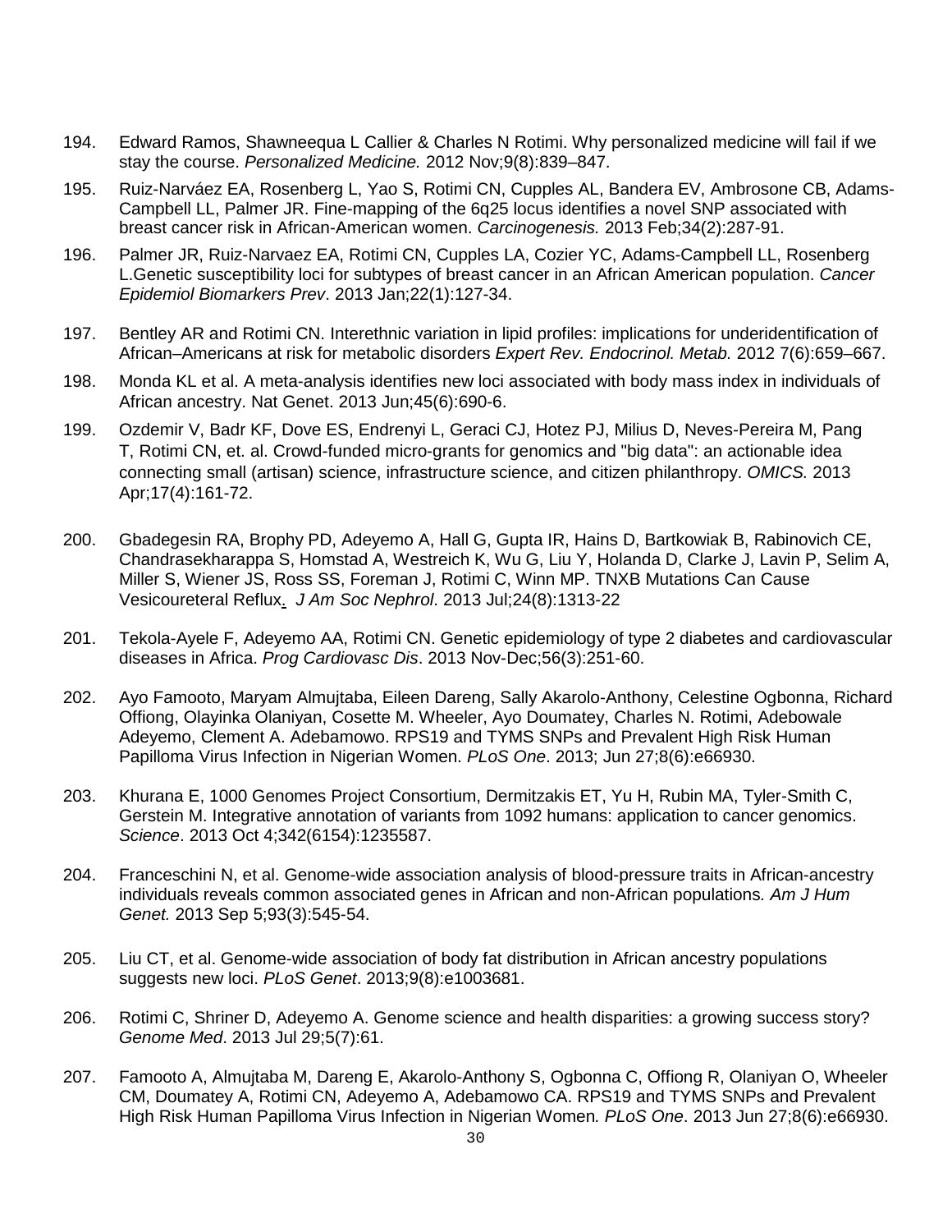194. Edward Ramos, Shawneequa L Callier & Charles N Rotimi. Why personalized medicine will fail if we stay the course. *Personalized Medicine.* 2012 Nov;9(8):839–847.

195. Ruiz-Narváez EA, Rosenberg L, Yao S, Rotimi CN, Cupples AL, Bandera EV, Ambrosone CB, Adams-Campbell LL, Palmer JR. Fine-mapping of the 6q25 locus identifies a novel SNP associated with breast cancer risk in African-American women. *Carcinogenesis.* 2013 Feb;34(2):287-91.

196. Palmer JR, Ruiz-Narvaez EA, Rotimi CN, Cupples LA, Cozier YC, Adams-Campbell LL, Rosenberg L.Genetic susceptibility loci for subtypes of breast cancer in an African American population. *Cancer Epidemiol Biomarkers Prev*. 2013 Jan;22(1):127-34.

197. Bentley AR and Rotimi CN. Interethnic variation in lipid profiles: implications for underidentification of African–Americans at risk for metabolic disorders *Expert Rev. Endocrinol. Metab.* 2012 7(6):659–667.

198. Monda KL et al. A meta-analysis identifies new loci associated with body mass index in individuals of African ancestry. Nat Genet. 2013 Jun;45(6):690-6.

199. Ozdemir V, Badr KF, Dove ES, Endrenyi L, Geraci CJ, Hotez PJ, Milius D, Neves-Pereira M, Pang T, Rotimi CN, et. al. Crowd-funded micro-grants for genomics and "big data": an actionable idea connecting small (artisan) science, infrastructure science, and citizen philanthropy. *OMICS.* 2013 Apr;17(4):161-72.

200. Gbadegesin RA, Brophy PD, Adeyemo A, Hall G, Gupta IR, Hains D, Bartkowiak B, Rabinovich CE, Chandrasekharappa S, Homstad A, Westreich K, Wu G, Liu Y, Holanda D, Clarke J, Lavin P, Selim A, Miller S, Wiener JS, Ross SS, Foreman J, Rotimi C, Winn MP. TNXB Mutations Can Cause Vesicoureteral Reflux. *J Am Soc Nephrol*. 2013 Jul;24(8):1313-22

201. Tekola-Ayele F, Adeyemo AA, Rotimi CN. Genetic epidemiology of type 2 diabetes and cardiovascular diseases in Africa. *Prog Cardiovasc Dis*. 2013 Nov-Dec;56(3):251-60.

202. Ayo Famooto, Maryam Almujtaba, Eileen Dareng, Sally Akarolo-Anthony, Celestine Ogbonna, Richard Offiong, Olayinka Olaniyan, Cosette M. Wheeler, Ayo Doumatey, Charles N. Rotimi, Adebowale Adeyemo, Clement A. Adebamowo. RPS19 and TYMS SNPs and Prevalent High Risk Human Papilloma Virus Infection in Nigerian Women. *PLoS One*. 2013; Jun 27;8(6):e66930.

203. Khurana E, 1000 Genomes Project Consortium, Dermitzakis ET, Yu H, Rubin MA, Tyler-Smith C, Gerstein M. Integrative annotation of variants from 1092 humans: application to cancer genomics. *Science*. 2013 Oct 4;342(6154):1235587.

204. Franceschini N, et al. Genome-wide association analysis of blood-pressure traits in African-ancestry individuals reveals common associated genes in African and non-African populations*. Am J Hum Genet.* 2013 Sep 5;93(3):545-54.

205. Liu CT, et al. Genome-wide association of body fat distribution in African ancestry populations suggests new loci. *PLoS Genet*. 2013;9(8):e1003681.

206. Rotimi C, Shriner D, Adeyemo A. Genome science and health disparities: a growing success story? *Genome Med*. 2013 Jul 29;5(7):61.

207. Famooto A, Almujtaba M, Dareng E, Akarolo-Anthony S, Ogbonna C, Offiong R, Olaniyan O, Wheeler CM, Doumatey A, Rotimi CN, Adeyemo A, Adebamowo CA. RPS19 and TYMS SNPs and Prevalent High Risk Human Papilloma Virus Infection in Nigerian Women*. PLoS One*. 2013 Jun 27;8(6):e66930.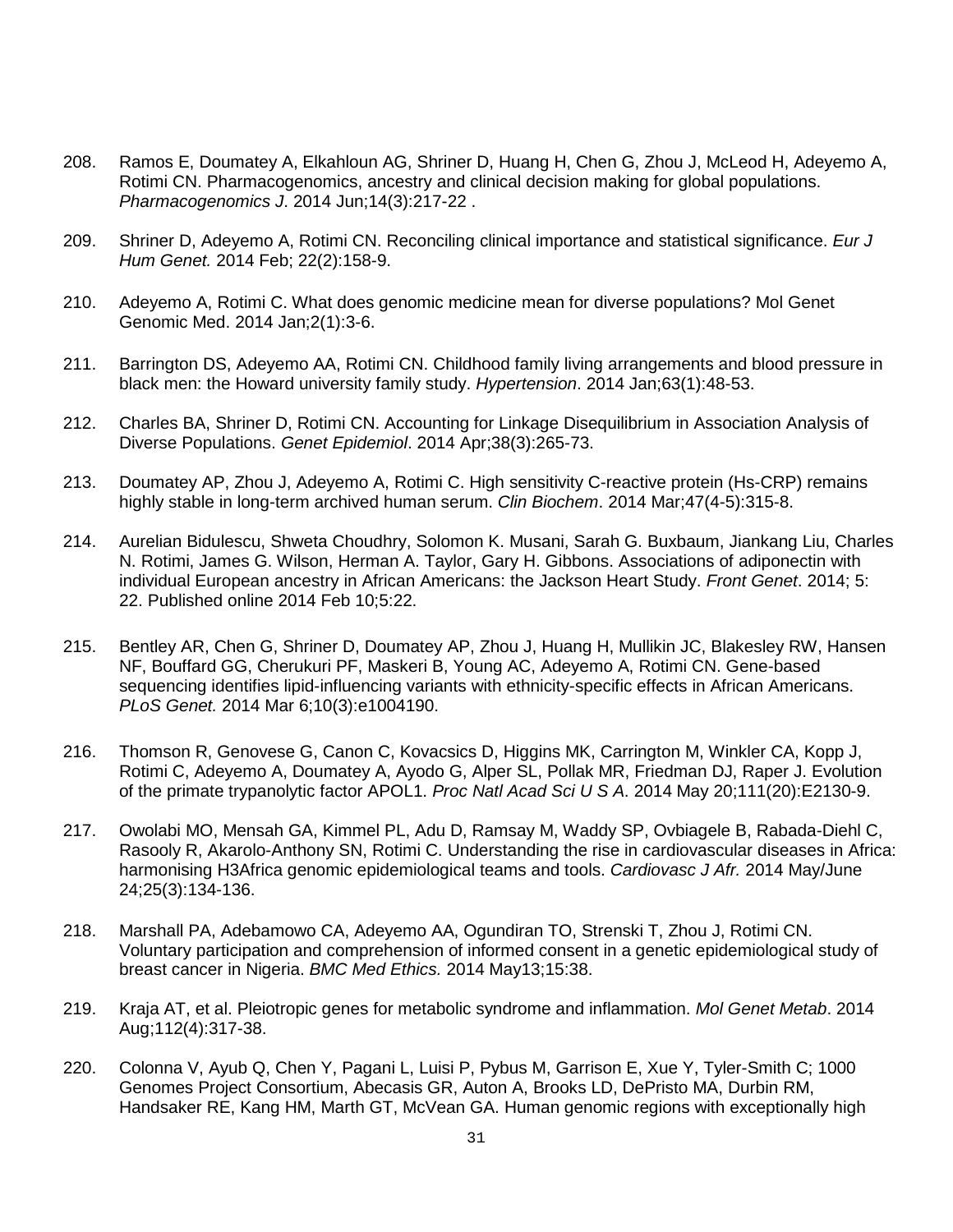208. Ramos E, Doumatey A, Elkahloun AG, Shriner D, Huang H, Chen G, Zhou J, McLeod H, Adeyemo A, Rotimi CN. Pharmacogenomics, ancestry and clinical decision making for global populations. *Pharmacogenomics J*. 2014 Jun;14(3):217-22 .

209. Shriner D, Adeyemo A, Rotimi CN. Reconciling clinical importance and statistical significance. *Eur J Hum Genet.* 2014 Feb; 22(2):158-9.

210. Adeyemo A, Rotimi C. What does genomic medicine mean for diverse populations? Mol Genet Genomic Med. 2014 Jan;2(1):3-6.

211. Barrington DS, Adeyemo AA, Rotimi CN. Childhood family living arrangements and blood pressure in black men: the Howard university family study. *Hypertension*. 2014 Jan;63(1):48-53.

212. Charles BA, Shriner D, Rotimi CN. Accounting for Linkage Disequilibrium in Association Analysis of Diverse Populations. *Genet Epidemiol*. 2014 Apr;38(3):265-73.

213. Doumatey AP, Zhou J, Adeyemo A, Rotimi C. High sensitivity C-reactive protein (Hs-CRP) remains highly stable in long-term archived human serum. *Clin Biochem*. 2014 Mar;47(4-5):315-8.

214. Aurelian Bidulescu, Shweta Choudhry, Solomon K. Musani, Sarah G. Buxbaum, Jiankang Liu, Charles N. Rotimi, James G. Wilson, Herman A. Taylor, Gary H. Gibbons. Associations of adiponectin with individual European ancestry in African Americans: the Jackson Heart Study. *Front Genet*. 2014; 5: 22. Published online 2014 Feb 10;5:22.

215. Bentley AR, Chen G, Shriner D, Doumatey AP, Zhou J, Huang H, Mullikin JC, Blakesley RW, Hansen NF, Bouffard GG, Cherukuri PF, Maskeri B, Young AC, Adeyemo A, Rotimi CN. Gene-based sequencing identifies lipid-influencing variants with ethnicity-specific effects in African Americans. *PLoS Genet.* 2014 Mar 6;10(3):e1004190.

216. Thomson R, Genovese G, Canon C, Kovacsics D, Higgins MK, Carrington M, Winkler CA, Kopp J, Rotimi C, Adeyemo A, Doumatey A, Ayodo G, Alper SL, Pollak MR, Friedman DJ, Raper J. Evolution of the primate trypanolytic factor APOL1. *Proc Natl Acad Sci U S A*. 2014 May 20;111(20):E2130-9.

217. Owolabi MO, Mensah GA, Kimmel PL, Adu D, Ramsay M, Waddy SP, Ovbiagele B, Rabada-Diehl C, Rasooly R, Akarolo-Anthony SN, Rotimi C. Understanding the rise in cardiovascular diseases in Africa: harmonising H3Africa genomic epidemiological teams and tools. *Cardiovasc J Afr.* 2014 May/June 24;25(3):134-136.

218. Marshall PA, Adebamowo CA, Adeyemo AA, Ogundiran TO, Strenski T, Zhou J, Rotimi CN. Voluntary participation and comprehension of informed consent in a genetic epidemiological study of breast cancer in Nigeria. *BMC Med Ethics.* 2014 May13;15:38.

219. Kraja AT, et al. Pleiotropic genes for metabolic syndrome and inflammation. *Mol Genet Metab*. 2014 Aug;112(4):317-38.

220. Colonna V, Ayub Q, Chen Y, Pagani L, Luisi P, Pybus M, Garrison E, Xue Y, Tyler-Smith C; 1000 Genomes Project Consortium, Abecasis GR, Auton A, Brooks LD, DePristo MA, Durbin RM, Handsaker RE, Kang HM, Marth GT, McVean GA. Human genomic regions with exceptionally high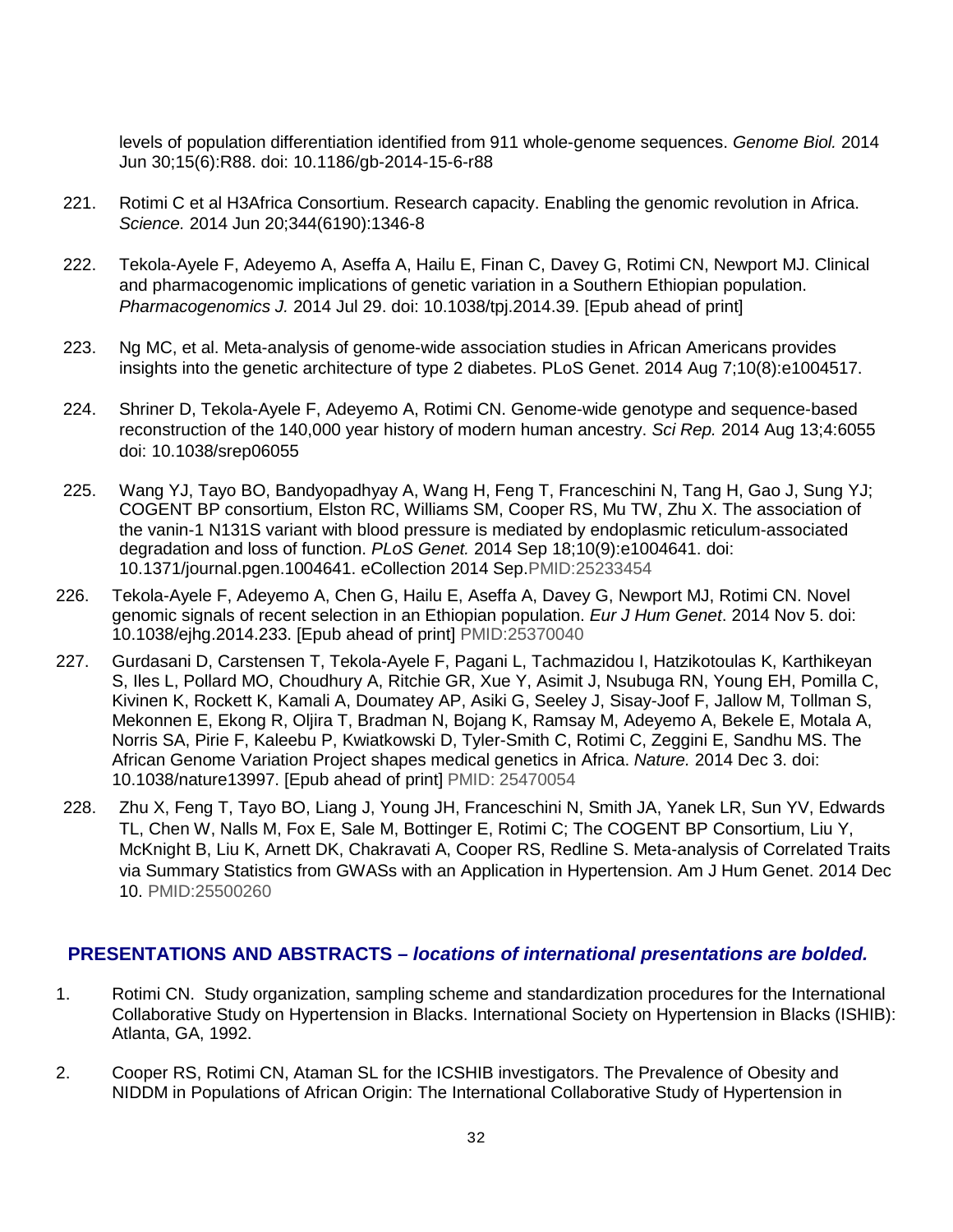levels of population differentiation identified from 911 whole-genome sequences. *Genome Biol.* 2014 Jun 30;15(6):R88. doi: 10.1186/gb-2014-15-6-r88

221. Rotimi C et al H3Africa Consortium. Research capacity. Enabling the genomic revolution in Africa. *Science.* 2014 Jun 20;344(6190):1346-8

222. Tekola-Ayele F, Adeyemo A, Aseffa A, Hailu E, Finan C, Davey G, Rotimi CN, Newport MJ. Clinical and pharmacogenomic implications of genetic variation in a Southern Ethiopian population. *Pharmacogenomics J.* 2014 Jul 29. doi: 10.1038/tpj.2014.39. [Epub ahead of print]

223. Ng MC, et al. Meta-analysis of genome-wide association studies in African Americans provides insights into the genetic architecture of type 2 diabetes. PLoS Genet. 2014 Aug 7;10(8):e1004517.

224. Shriner D, Tekola-Ayele F, Adeyemo A, Rotimi CN. Genome-wide genotype and sequence-based reconstruction of the 140,000 year history of modern human ancestry. *Sci Rep.* 2014 Aug 13;4:6055 doi: 10.1038/srep06055

225. Wang YJ, Tayo BO, Bandyopadhyay A, Wang H, Feng T, Franceschini N, Tang H, Gao J, Sung YJ; COGENT BP consortium, Elston RC, Williams SM, Cooper RS, Mu TW, Zhu X. The association of the vanin-1 N131S variant with blood pressure is mediated by endoplasmic reticulum-associated degradation and loss of function. *PLoS Genet.* 2014 Sep 18;10(9):e1004641. doi: 10.1371/journal.pgen.1004641. eCollection 2014 Sep.PMID:25233454

226. Tekola-Ayele F, Adeyemo A, Chen G, Hailu E, Aseffa A, Davey G, Newport MJ, Rotimi CN. Novel genomic signals of recent selection in an Ethiopian population. *Eur J Hum Genet*. 2014 Nov 5. doi: 10.1038/ejhg.2014.233. [Epub ahead of print] PMID:25370040

227. Gurdasani D, Carstensen T, Tekola-Ayele F, Pagani L, Tachmazidou I, Hatzikotoulas K, Karthikeyan S, Iles L, Pollard MO, Choudhury A, Ritchie GR, Xue Y, Asimit J, Nsubuga RN, Young EH, Pomilla C, Kivinen K, Rockett K, Kamali A, Doumatey AP, Asiki G, Seeley J, Sisay-Joof F, Jallow M, Tollman S, Mekonnen E, Ekong R, Oljira T, Bradman N, Bojang K, Ramsay M, Adeyemo A, Bekele E, Motala A, Norris SA, Pirie F, Kaleebu P, Kwiatkowski D, Tyler-Smith C, Rotimi C, Zeggini E, Sandhu MS. The African Genome Variation Project shapes medical genetics in Africa. *Nature.* 2014 Dec 3. doi: 10.1038/nature13997. [Epub ahead of print] PMID: 25470054

228. Zhu X, Feng T, Tayo BO, Liang J, Young JH, Franceschini N, Smith JA, Yanek LR, Sun YV, Edwards TL, Chen W, Nalls M, Fox E, Sale M, Bottinger E, Rotimi C; The COGENT BP Consortium, Liu Y, McKnight B, Liu K, Arnett DK, Chakravati A, Cooper RS, Redline S. Meta-analysis of Correlated Traits via Summary Statistics from GWASs with an Application in Hypertension. Am J Hum Genet. 2014 Dec 10. PMID:25500260

## PRESENTATIONS AND ABSTRACTS – *locations of international presentations are bolded.*

1. Rotimi CN. Study organization, sampling scheme and standardization procedures for the International Collaborative Study on Hypertension in Blacks. International Society on Hypertension in Blacks (ISHIB): Atlanta, GA, 1992.

2. Cooper RS, Rotimi CN, Ataman SL for the ICSHIB investigators. The Prevalence of Obesity and NIDDM in Populations of African Origin: The International Collaborative Study of Hypertension in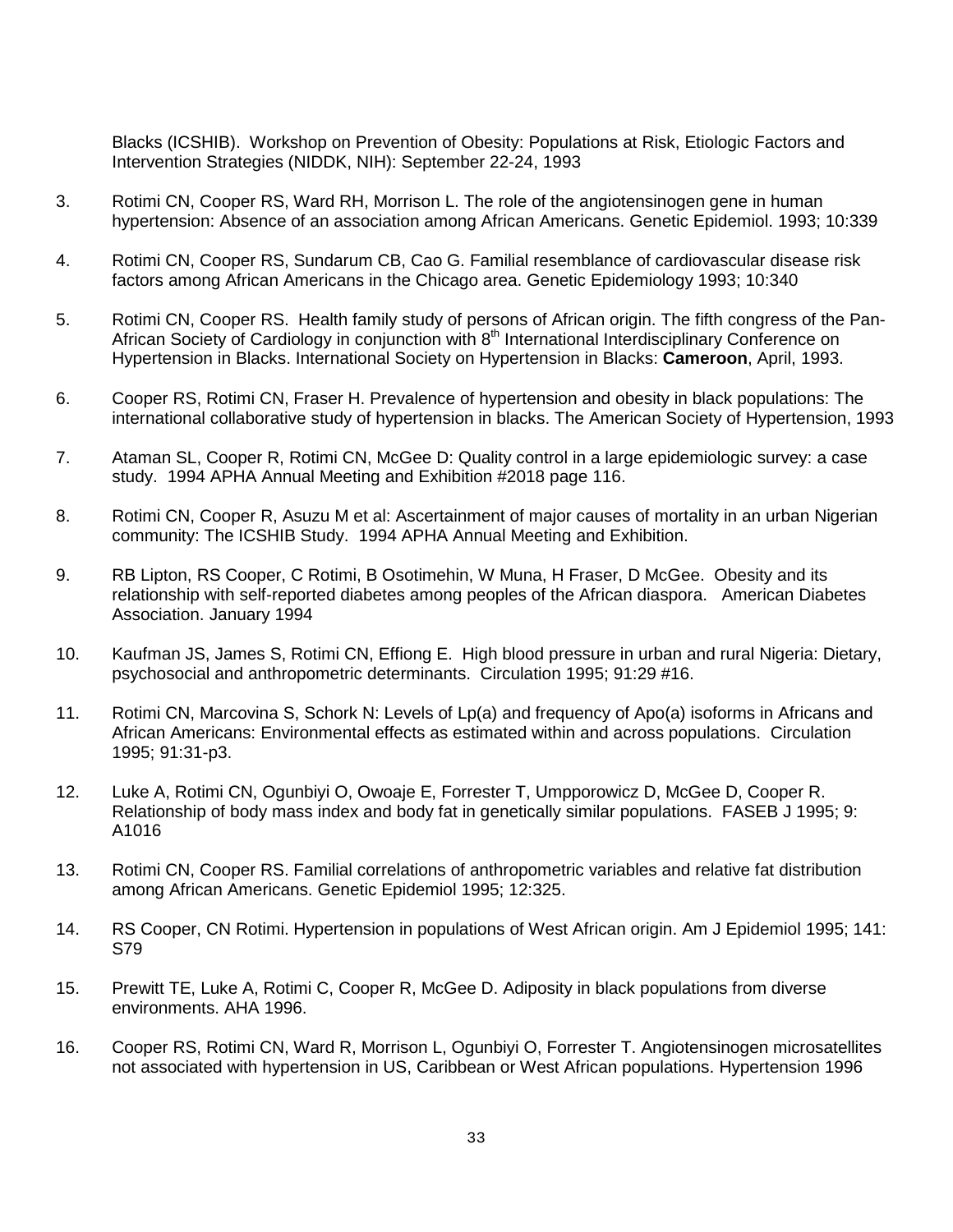Blacks (ICSHIB). Workshop on Prevention of Obesity: Populations at Risk, Etiologic Factors and Intervention Strategies (NIDDK, NIH): September 22-24, 1993

3. Rotimi CN, Cooper RS, Ward RH, Morrison L. The role of the angiotensinogen gene in human hypertension: Absence of an association among African Americans. Genetic Epidemiol. 1993; 10:339

4. Rotimi CN, Cooper RS, Sundarum CB, Cao G. Familial resemblance of cardiovascular disease risk factors among African Americans in the Chicago area. Genetic Epidemiology 1993; 10:340

5. Rotimi CN, Cooper RS. Health family study of persons of African origin. The fifth congress of the Pan-African Society of Cardiology in conjunction with 8th International Interdisciplinary Conference on Hypertension in Blacks. International Society on Hypertension in Blacks: **Cameroon**, April, 1993.

6. Cooper RS, Rotimi CN, Fraser H. Prevalence of hypertension and obesity in black populations: The international collaborative study of hypertension in blacks. The American Society of Hypertension, 1993

7. Ataman SL, Cooper R, Rotimi CN, McGee D: Quality control in a large epidemiologic survey: a case study. 1994 APHA Annual Meeting and Exhibition #2018 page 116.

8. Rotimi CN, Cooper R, Asuzu M et al: Ascertainment of major causes of mortality in an urban Nigerian community: The ICSHIB Study. 1994 APHA Annual Meeting and Exhibition.

9. RB Lipton, RS Cooper, C Rotimi, B Osotimehin, W Muna, H Fraser, D McGee. Obesity and its relationship with self-reported diabetes among peoples of the African diaspora. American Diabetes Association. January 1994

10. Kaufman JS, James S, Rotimi CN, Effiong E. High blood pressure in urban and rural Nigeria: Dietary, psychosocial and anthropometric determinants. Circulation 1995; 91:29 #16.

11. Rotimi CN, Marcovina S, Schork N: Levels of Lp(a) and frequency of Apo(a) isoforms in Africans and African Americans: Environmental effects as estimated within and across populations. Circulation 1995; 91:31-p3.

12. Luke A, Rotimi CN, Ogunbiyi O, Owoaje E, Forrester T, Umpporowicz D, McGee D, Cooper R. Relationship of body mass index and body fat in genetically similar populations. FASEB J 1995; 9: A1016

13. Rotimi CN, Cooper RS. Familial correlations of anthropometric variables and relative fat distribution among African Americans. Genetic Epidemiol 1995; 12:325.

14. RS Cooper, CN Rotimi. Hypertension in populations of West African origin. Am J Epidemiol 1995; 141: S79

15. Prewitt TE, Luke A, Rotimi C, Cooper R, McGee D. Adiposity in black populations from diverse environments. AHA 1996.

16. Cooper RS, Rotimi CN, Ward R, Morrison L, Ogunbiyi O, Forrester T. Angiotensinogen microsatellites not associated with hypertension in US, Caribbean or West African populations. Hypertension 1996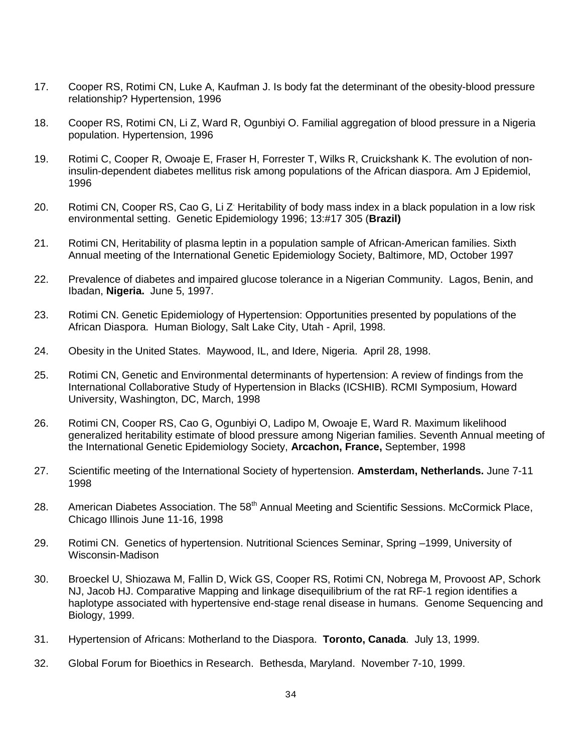17. Cooper RS, Rotimi CN, Luke A, Kaufman J. Is body fat the determinant of the obesity-blood pressure relationship? Hypertension, 1996

18. Cooper RS, Rotimi CN, Li Z, Ward R, Ogunbiyi O. Familial aggregation of blood pressure in a Nigeria population. Hypertension, 1996

19. Rotimi C, Cooper R, Owoaje E, Fraser H, Forrester T, Wilks R, Cruickshank K. The evolution of non-insulin-dependent diabetes mellitus risk among populations of the African diaspora. Am J Epidemiol, 1996

20. Rotimi CN, Cooper RS, Cao G, Li Z. Heritability of body mass index in a black population in a low risk environmental setting. Genetic Epidemiology 1996; 13:#17 305 (**Brazil)**

21. Rotimi CN, Heritability of plasma leptin in a population sample of African-American families. Sixth Annual meeting of the International Genetic Epidemiology Society, Baltimore, MD, October 1997

22. Prevalence of diabetes and impaired glucose tolerance in a Nigerian Community. Lagos, Benin, and Ibadan, **Nigeria.** June 5, 1997.

23. Rotimi CN. Genetic Epidemiology of Hypertension: Opportunities presented by populations of the African Diaspora. Human Biology, Salt Lake City, Utah - April, 1998.

24. Obesity in the United States. Maywood, IL, and Idere, Nigeria. April 28, 1998.

25. Rotimi CN, Genetic and Environmental determinants of hypertension: A review of findings from the International Collaborative Study of Hypertension in Blacks (ICSHIB). RCMI Symposium, Howard University, Washington, DC, March, 1998

26. Rotimi CN, Cooper RS, Cao G, Ogunbiyi O, Ladipo M, Owoaje E, Ward R. Maximum likelihood generalized heritability estimate of blood pressure among Nigerian families. Seventh Annual meeting of the International Genetic Epidemiology Society, **Arcachon, France,** September, 1998

27. Scientific meeting of the International Society of hypertension. **Amsterdam, Netherlands.** June 7-11 1998

28. American Diabetes Association. The 58th Annual Meeting and Scientific Sessions. McCormick Place, Chicago Illinois June 11-16, 1998

29. Rotimi CN. Genetics of hypertension. Nutritional Sciences Seminar, Spring –1999, University of Wisconsin-Madison

30. Broeckel U, Shiozawa M, Fallin D, Wick GS, Cooper RS, Rotimi CN, Nobrega M, Provoost AP, Schork NJ, Jacob HJ. Comparative Mapping and linkage disequilibrium of the rat RF-1 region identifies a haplotype associated with hypertensive end-stage renal disease in humans. Genome Sequencing and Biology, 1999.

31. Hypertension of Africans: Motherland to the Diaspora. **Toronto, Canada**. July 13, 1999.

32. Global Forum for Bioethics in Research. Bethesda, Maryland. November 7-10, 1999.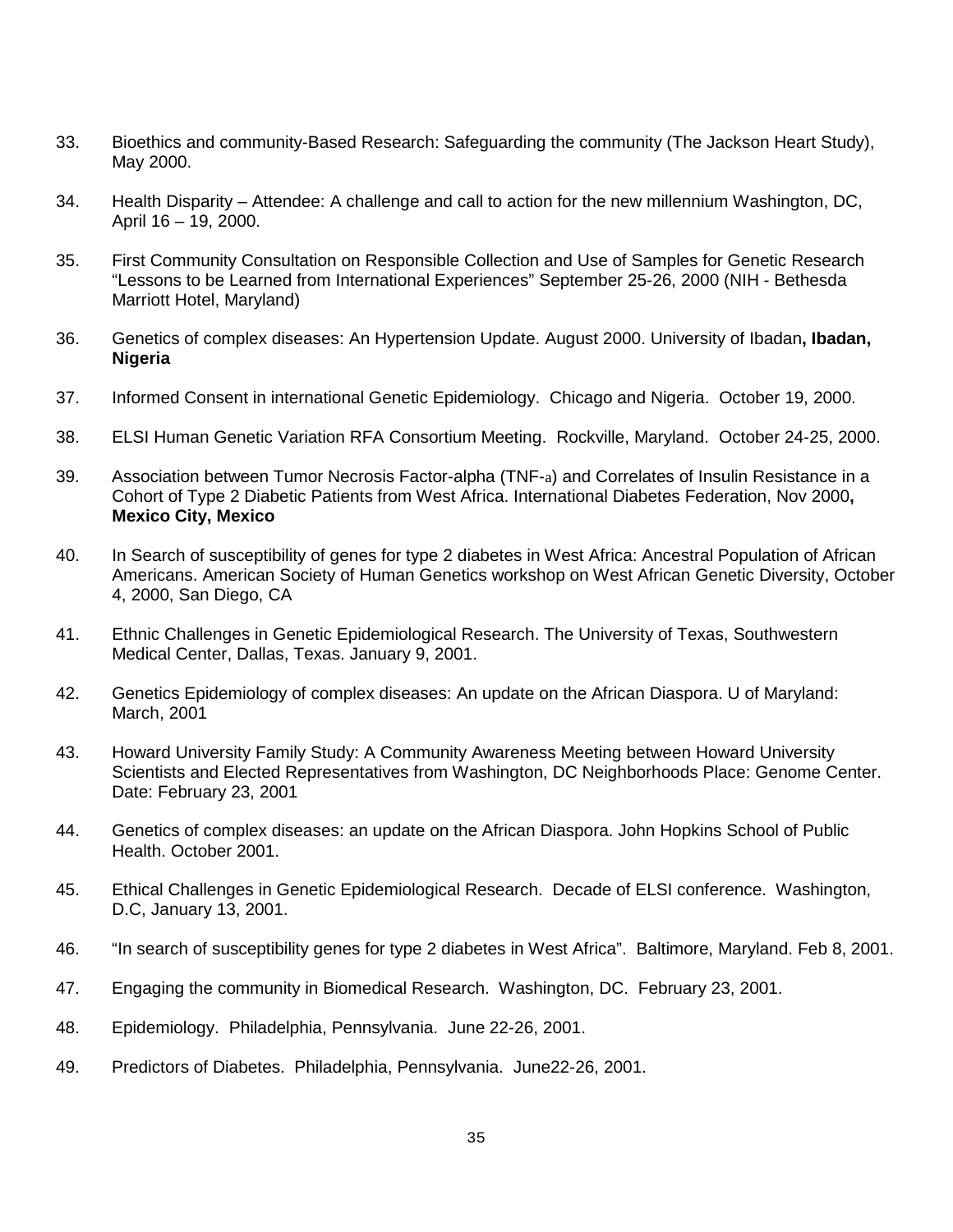33. Bioethics and community-Based Research: Safeguarding the community (The Jackson Heart Study), May 2000.

34. Health Disparity – Attendee: A challenge and call to action for the new millennium Washington, DC, April 16 – 19, 2000.

35. First Community Consultation on Responsible Collection and Use of Samples for Genetic Research "Lessons to be Learned from International Experiences" September 25-26, 2000 (NIH - Bethesda Marriott Hotel, Maryland)

36. Genetics of complex diseases: An Hypertension Update. August 2000. University of Ibadan**, Ibadan, Nigeria**

37. Informed Consent in international Genetic Epidemiology. Chicago and Nigeria. October 19, 2000.

38. ELSI Human Genetic Variation RFA Consortium Meeting. Rockville, Maryland. October 24-25, 2000.

39. Association between Tumor Necrosis Factor-alpha (TNF-a) and Correlates of Insulin Resistance in a Cohort of Type 2 Diabetic Patients from West Africa. International Diabetes Federation, Nov 2000**, Mexico City, Mexico**

40. In Search of susceptibility of genes for type 2 diabetes in West Africa: Ancestral Population of African Americans. American Society of Human Genetics workshop on West African Genetic Diversity, October 4, 2000, San Diego, CA

41. Ethnic Challenges in Genetic Epidemiological Research. The University of Texas, Southwestern Medical Center, Dallas, Texas. January 9, 2001.

42. Genetics Epidemiology of complex diseases: An update on the African Diaspora. U of Maryland: March, 2001

43. Howard University Family Study: A Community Awareness Meeting between Howard University Scientists and Elected Representatives from Washington, DC Neighborhoods Place: Genome Center. Date: February 23, 2001

44. Genetics of complex diseases: an update on the African Diaspora. John Hopkins School of Public Health. October 2001.

45. Ethical Challenges in Genetic Epidemiological Research. Decade of ELSI conference. Washington, D.C, January 13, 2001.

46. "In search of susceptibility genes for type 2 diabetes in West Africa". Baltimore, Maryland. Feb 8, 2001.

47. Engaging the community in Biomedical Research. Washington, DC. February 23, 2001.

48. Epidemiology. Philadelphia, Pennsylvania. June 22-26, 2001.

49. Predictors of Diabetes. Philadelphia, Pennsylvania. June22-26, 2001.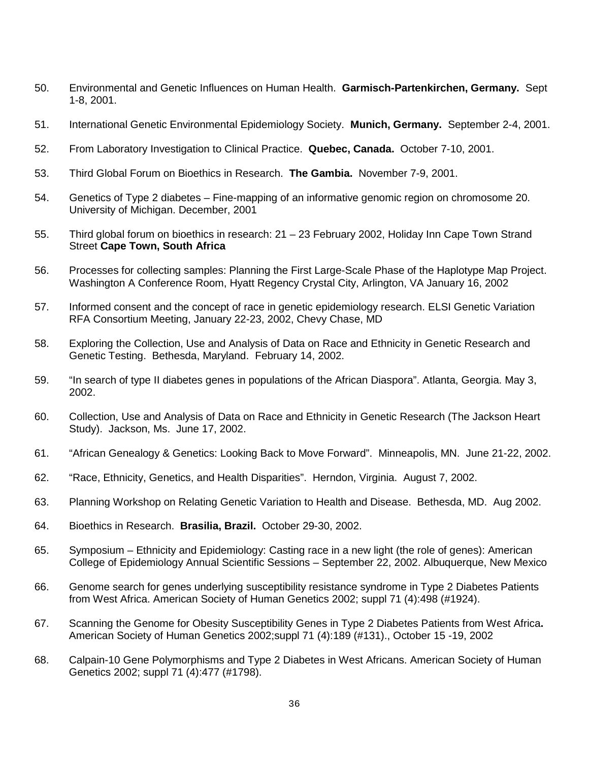50. Environmental and Genetic Influences on Human Health. **Garmisch-Partenkirchen, Germany.** Sept 1-8, 2001.

51. International Genetic Environmental Epidemiology Society. **Munich, Germany.** September 2-4, 2001.

52. From Laboratory Investigation to Clinical Practice. **Quebec, Canada.** October 7-10, 2001.

53. Third Global Forum on Bioethics in Research. **The Gambia.** November 7-9, 2001.

54. Genetics of Type 2 diabetes – Fine-mapping of an informative genomic region on chromosome 20. University of Michigan. December, 2001

55. Third global forum on bioethics in research: 21 – 23 February 2002, Holiday Inn Cape Town Strand Street **Cape Town, South Africa**

56. Processes for collecting samples: Planning the First Large-Scale Phase of the Haplotype Map Project. Washington A Conference Room, Hyatt Regency Crystal City, Arlington, VA January 16, 2002

57. Informed consent and the concept of race in genetic epidemiology research. ELSI Genetic Variation RFA Consortium Meeting, January 22-23, 2002, Chevy Chase, MD

58. Exploring the Collection, Use and Analysis of Data on Race and Ethnicity in Genetic Research and Genetic Testing. Bethesda, Maryland. February 14, 2002.

59. "In search of type II diabetes genes in populations of the African Diaspora". Atlanta, Georgia. May 3, 2002.

60. Collection, Use and Analysis of Data on Race and Ethnicity in Genetic Research (The Jackson Heart Study). Jackson, Ms. June 17, 2002.

61. "African Genealogy & Genetics: Looking Back to Move Forward". Minneapolis, MN. June 21-22, 2002.

62. "Race, Ethnicity, Genetics, and Health Disparities". Herndon, Virginia. August 7, 2002.

63. Planning Workshop on Relating Genetic Variation to Health and Disease. Bethesda, MD. Aug 2002.

64. Bioethics in Research. **Brasilia, Brazil.** October 29-30, 2002.

65. Symposium – Ethnicity and Epidemiology: Casting race in a new light (the role of genes): American College of Epidemiology Annual Scientific Sessions – September 22, 2002. Albuquerque, New Mexico

66. Genome search for genes underlying susceptibility resistance syndrome in Type 2 Diabetes Patients from West Africa. American Society of Human Genetics 2002; suppl 71 (4):498 (#1924).

67. Scanning the Genome for Obesity Susceptibility Genes in Type 2 Diabetes Patients from West Africa**.** American Society of Human Genetics 2002;suppl 71 (4):189 (#131)., October 15 -19, 2002

68. Calpain-10 Gene Polymorphisms and Type 2 Diabetes in West Africans. American Society of Human Genetics 2002; suppl 71 (4):477 (#1798).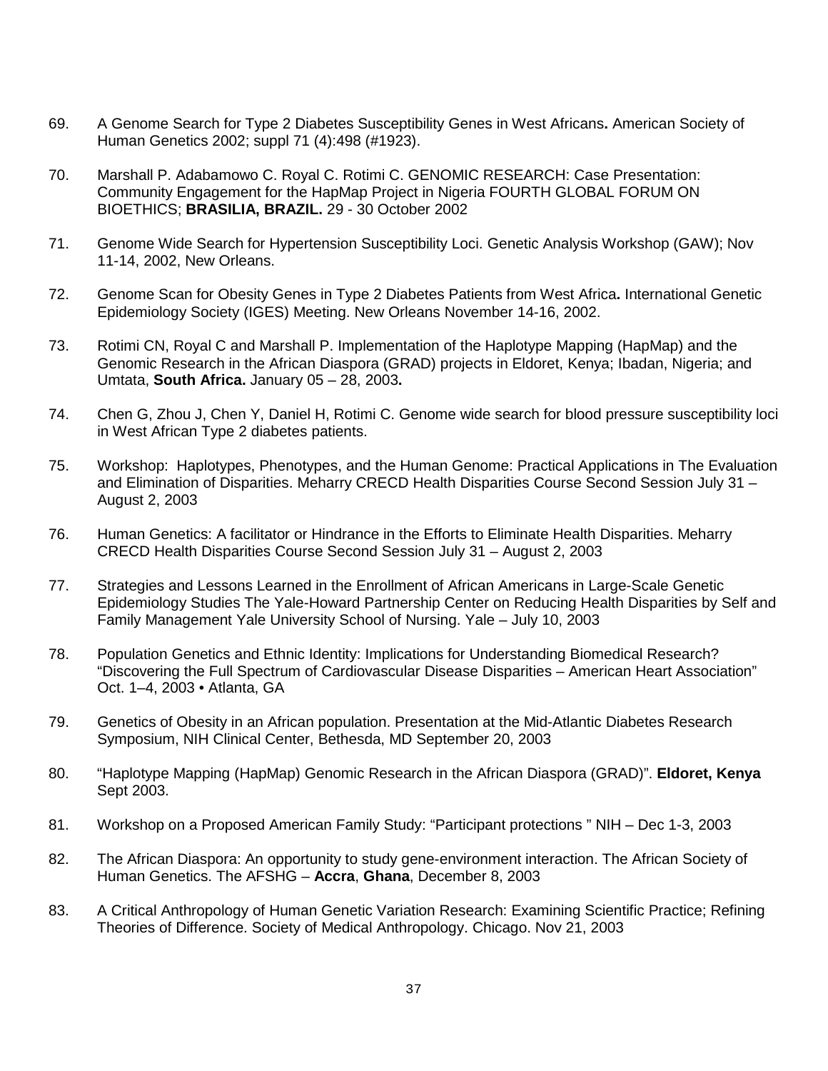69. A Genome Search for Type 2 Diabetes Susceptibility Genes in West Africans**.** American Society of Human Genetics 2002; suppl 71 (4):498 (#1923).

70. Marshall P. Adabamowo C. Royal C. Rotimi C. GENOMIC RESEARCH: Case Presentation: Community Engagement for the HapMap Project in Nigeria FOURTH GLOBAL FORUM ON BIOETHICS; **BRASILIA, BRAZIL.** 29 - 30 October 2002

71. Genome Wide Search for Hypertension Susceptibility Loci. Genetic Analysis Workshop (GAW); Nov 11-14, 2002, New Orleans.

72. Genome Scan for Obesity Genes in Type 2 Diabetes Patients from West Africa**.** International Genetic Epidemiology Society (IGES) Meeting. New Orleans November 14-16, 2002.

73. Rotimi CN, Royal C and Marshall P. Implementation of the Haplotype Mapping (HapMap) and the Genomic Research in the African Diaspora (GRAD) projects in Eldoret, Kenya; Ibadan, Nigeria; and Umtata, **South Africa.** January 05 – 28, 2003**.**

74. Chen G, Zhou J, Chen Y, Daniel H, Rotimi C. Genome wide search for blood pressure susceptibility loci in West African Type 2 diabetes patients.

75. Workshop: Haplotypes, Phenotypes, and the Human Genome: Practical Applications in The Evaluation and Elimination of Disparities. Meharry CRECD Health Disparities Course Second Session July 31 – August 2, 2003

76. Human Genetics: A facilitator or Hindrance in the Efforts to Eliminate Health Disparities. Meharry CRECD Health Disparities Course Second Session July 31 – August 2, 2003

77. Strategies and Lessons Learned in the Enrollment of African Americans in Large-Scale Genetic Epidemiology Studies The Yale-Howard Partnership Center on Reducing Health Disparities by Self and Family Management Yale University School of Nursing. Yale – July 10, 2003

78. Population Genetics and Ethnic Identity: Implications for Understanding Biomedical Research? "Discovering the Full Spectrum of Cardiovascular Disease Disparities – American Heart Association" Oct. 1–4, 2003 • Atlanta, GA

79. Genetics of Obesity in an African population. Presentation at the Mid-Atlantic Diabetes Research Symposium, NIH Clinical Center, Bethesda, MD September 20, 2003

80. "Haplotype Mapping (HapMap) Genomic Research in the African Diaspora (GRAD)". **Eldoret, Kenya** Sept 2003.

81. Workshop on a Proposed American Family Study: "Participant protections " NIH – Dec 1-3, 2003

82. The African Diaspora: An opportunity to study gene-environment interaction. The African Society of Human Genetics. The AFSHG – **Accra**, **Ghana**, December 8, 2003

83. A Critical Anthropology of Human Genetic Variation Research: Examining Scientific Practice; Refining Theories of Difference. Society of Medical Anthropology. Chicago. Nov 21, 2003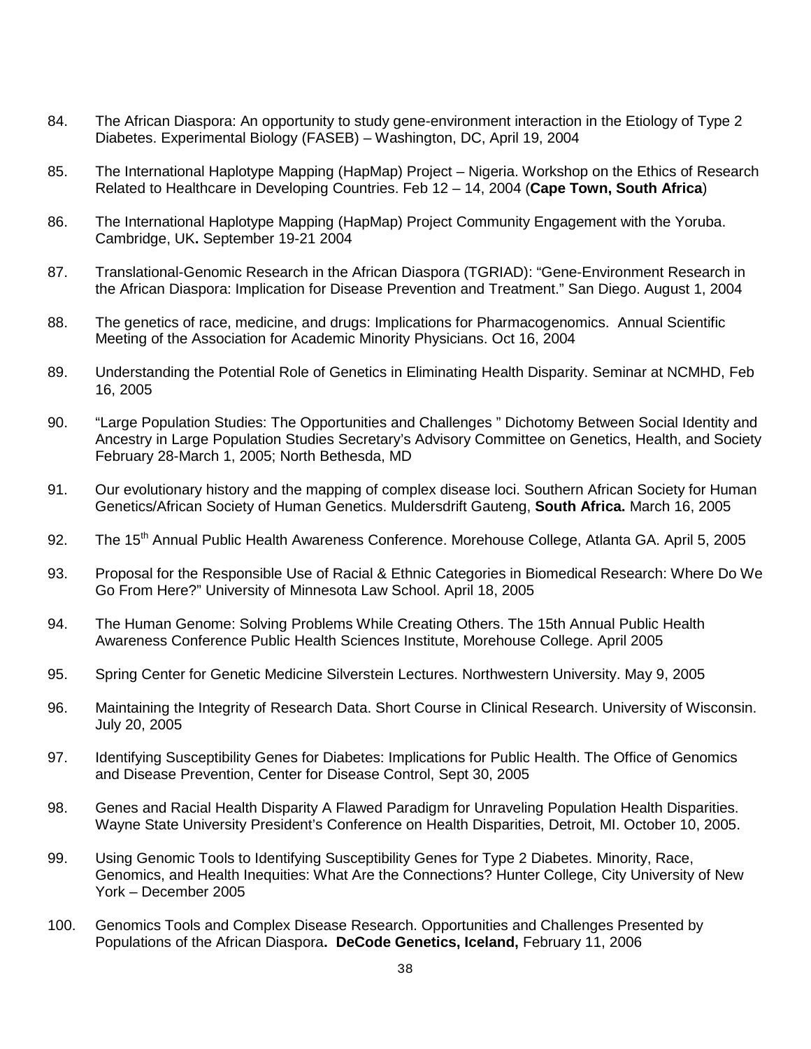84. The African Diaspora: An opportunity to study gene-environment interaction in the Etiology of Type 2 Diabetes. Experimental Biology (FASEB) – Washington, DC, April 19, 2004

85. The International Haplotype Mapping (HapMap) Project – Nigeria. Workshop on the Ethics of Research Related to Healthcare in Developing Countries. Feb 12 – 14, 2004 (**Cape Town, South Africa**)

86. The International Haplotype Mapping (HapMap) Project Community Engagement with the Yoruba. Cambridge, UK**.** September 19-21 2004

87. Translational-Genomic Research in the African Diaspora (TGRIAD): "Gene-Environment Research in the African Diaspora: Implication for Disease Prevention and Treatment." San Diego. August 1, 2004

88. The genetics of race, medicine, and drugs: Implications for Pharmacogenomics. Annual Scientific Meeting of the Association for Academic Minority Physicians. Oct 16, 2004

89. Understanding the Potential Role of Genetics in Eliminating Health Disparity. Seminar at NCMHD, Feb 16, 2005

90. "Large Population Studies: The Opportunities and Challenges " Dichotomy Between Social Identity and Ancestry in Large Population Studies Secretary's Advisory Committee on Genetics, Health, and Society February 28-March 1, 2005; North Bethesda, MD

91. Our evolutionary history and the mapping of complex disease loci. Southern African Society for Human Genetics/African Society of Human Genetics. Muldersdrift Gauteng, **South Africa.** March 16, 2005

92. The 15th Annual Public Health Awareness Conference. Morehouse College, Atlanta GA. April 5, 2005

93. Proposal for the Responsible Use of Racial & Ethnic Categories in Biomedical Research: Where Do We Go From Here?" University of Minnesota Law School. April 18, 2005

94. The Human Genome: Solving Problems While Creating Others. The 15th Annual Public Health Awareness Conference Public Health Sciences Institute, Morehouse College. April 2005

95. Spring Center for Genetic Medicine Silverstein Lectures. Northwestern University. May 9, 2005

96. Maintaining the Integrity of Research Data. Short Course in Clinical Research. University of Wisconsin. July 20, 2005

97. Identifying Susceptibility Genes for Diabetes: Implications for Public Health. The Office of Genomics and Disease Prevention, Center for Disease Control, Sept 30, 2005

98. Genes and Racial Health Disparity A Flawed Paradigm for Unraveling Population Health Disparities. Wayne State University President's Conference on Health Disparities, Detroit, MI. October 10, 2005.

99. Using Genomic Tools to Identifying Susceptibility Genes for Type 2 Diabetes. Minority, Race, Genomics, and Health Inequities: What Are the Connections? Hunter College, City University of New York – December 2005

100. Genomics Tools and Complex Disease Research. Opportunities and Challenges Presented by Populations of the African Diaspora**. DeCode Genetics, Iceland,** February 11, 2006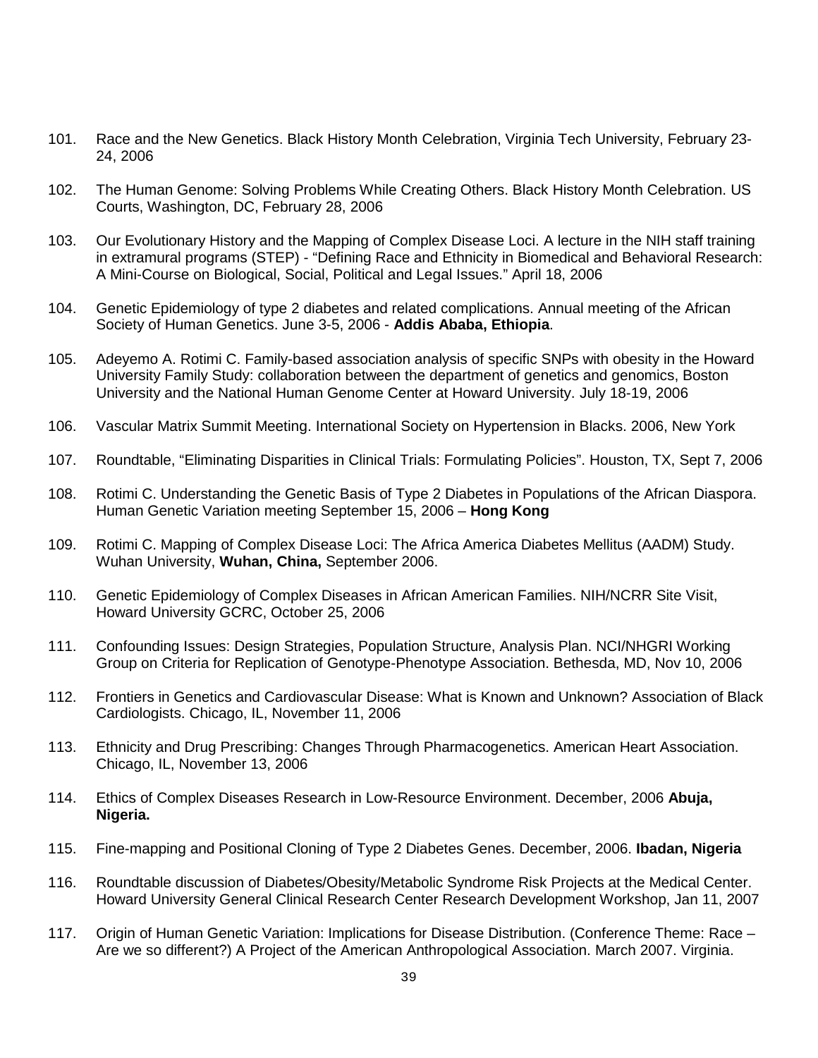101. Race and the New Genetics. Black History Month Celebration, Virginia Tech University, February 23-24, 2006

102. The Human Genome: Solving Problems While Creating Others. Black History Month Celebration. US Courts, Washington, DC, February 28, 2006

103. Our Evolutionary History and the Mapping of Complex Disease Loci. A lecture in the NIH staff training in extramural programs (STEP) - "Defining Race and Ethnicity in Biomedical and Behavioral Research: A Mini-Course on Biological, Social, Political and Legal Issues." April 18, 2006

104. Genetic Epidemiology of type 2 diabetes and related complications. Annual meeting of the African Society of Human Genetics. June 3-5, 2006 - **Addis Ababa, Ethiopia**.

105. Adeyemo A. Rotimi C. Family-based association analysis of specific SNPs with obesity in the Howard University Family Study: collaboration between the department of genetics and genomics, Boston University and the National Human Genome Center at Howard University. July 18-19, 2006

106. Vascular Matrix Summit Meeting. International Society on Hypertension in Blacks. 2006, New York

107. Roundtable, "Eliminating Disparities in Clinical Trials: Formulating Policies". Houston, TX, Sept 7, 2006

108. Rotimi C. Understanding the Genetic Basis of Type 2 Diabetes in Populations of the African Diaspora. Human Genetic Variation meeting September 15, 2006 – **Hong Kong**

109. Rotimi C. Mapping of Complex Disease Loci: The Africa America Diabetes Mellitus (AADM) Study. Wuhan University, **Wuhan, China,** September 2006.

110. Genetic Epidemiology of Complex Diseases in African American Families. NIH/NCRR Site Visit, Howard University GCRC, October 25, 2006

111. Confounding Issues: Design Strategies, Population Structure, Analysis Plan. NCI/NHGRI Working Group on Criteria for Replication of Genotype-Phenotype Association. Bethesda, MD, Nov 10, 2006

112. Frontiers in Genetics and Cardiovascular Disease: What is Known and Unknown? Association of Black Cardiologists. Chicago, IL, November 11, 2006

113. Ethnicity and Drug Prescribing: Changes Through Pharmacogenetics. American Heart Association. Chicago, IL, November 13, 2006

114. Ethics of Complex Diseases Research in Low-Resource Environment. December, 2006 **Abuja, Nigeria.**

115. Fine-mapping and Positional Cloning of Type 2 Diabetes Genes. December, 2006. **Ibadan, Nigeria**

116. Roundtable discussion of Diabetes/Obesity/Metabolic Syndrome Risk Projects at the Medical Center. Howard University General Clinical Research Center Research Development Workshop, Jan 11, 2007

117. Origin of Human Genetic Variation: Implications for Disease Distribution. (Conference Theme: Race – Are we so different?) A Project of the American Anthropological Association. March 2007. Virginia.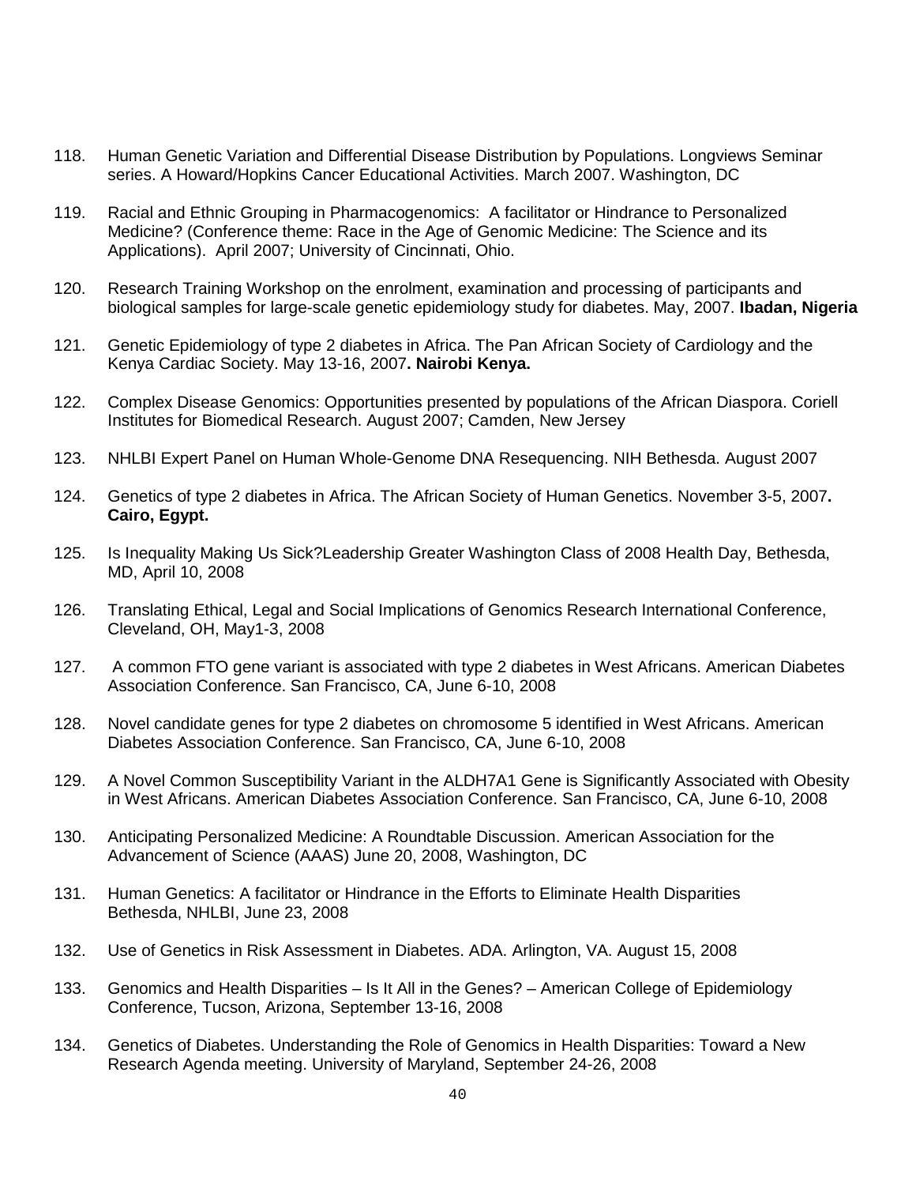118. Human Genetic Variation and Differential Disease Distribution by Populations. Longviews Seminar series. A Howard/Hopkins Cancer Educational Activities. March 2007. Washington, DC

119. Racial and Ethnic Grouping in Pharmacogenomics: A facilitator or Hindrance to Personalized Medicine? (Conference theme: Race in the Age of Genomic Medicine: The Science and its Applications). April 2007; University of Cincinnati, Ohio.

120. Research Training Workshop on the enrolment, examination and processing of participants and biological samples for large-scale genetic epidemiology study for diabetes. May, 2007. **Ibadan, Nigeria**

121. Genetic Epidemiology of type 2 diabetes in Africa. The Pan African Society of Cardiology and the Kenya Cardiac Society. May 13-16, 2007**. Nairobi Kenya.**

122. Complex Disease Genomics: Opportunities presented by populations of the African Diaspora. Coriell Institutes for Biomedical Research. August 2007; Camden, New Jersey

123. NHLBI Expert Panel on Human Whole-Genome DNA Resequencing. NIH Bethesda. August 2007

124. Genetics of type 2 diabetes in Africa. The African Society of Human Genetics. November 3-5, 2007**. Cairo, Egypt.**

125. Is Inequality Making Us Sick?Leadership Greater Washington Class of 2008 Health Day, Bethesda, MD, April 10, 2008

126. Translating Ethical, Legal and Social Implications of Genomics Research International Conference, Cleveland, OH, May1-3, 2008

127. A common FTO gene variant is associated with type 2 diabetes in West Africans. American Diabetes Association Conference. San Francisco, CA, June 6-10, 2008

128. Novel candidate genes for type 2 diabetes on chromosome 5 identified in West Africans. American Diabetes Association Conference. San Francisco, CA, June 6-10, 2008

129. A Novel Common Susceptibility Variant in the ALDH7A1 Gene is Significantly Associated with Obesity in West Africans. American Diabetes Association Conference. San Francisco, CA, June 6-10, 2008

130. Anticipating Personalized Medicine: A Roundtable Discussion. American Association for the Advancement of Science (AAAS) June 20, 2008, Washington, DC

131. Human Genetics: A facilitator or Hindrance in the Efforts to Eliminate Health Disparities Bethesda, NHLBI, June 23, 2008

132. Use of Genetics in Risk Assessment in Diabetes. ADA. Arlington, VA. August 15, 2008

133. Genomics and Health Disparities – Is It All in the Genes? – American College of Epidemiology Conference, Tucson, Arizona, September 13-16, 2008

134. Genetics of Diabetes. Understanding the Role of Genomics in Health Disparities: Toward a New Research Agenda meeting. University of Maryland, September 24-26, 2008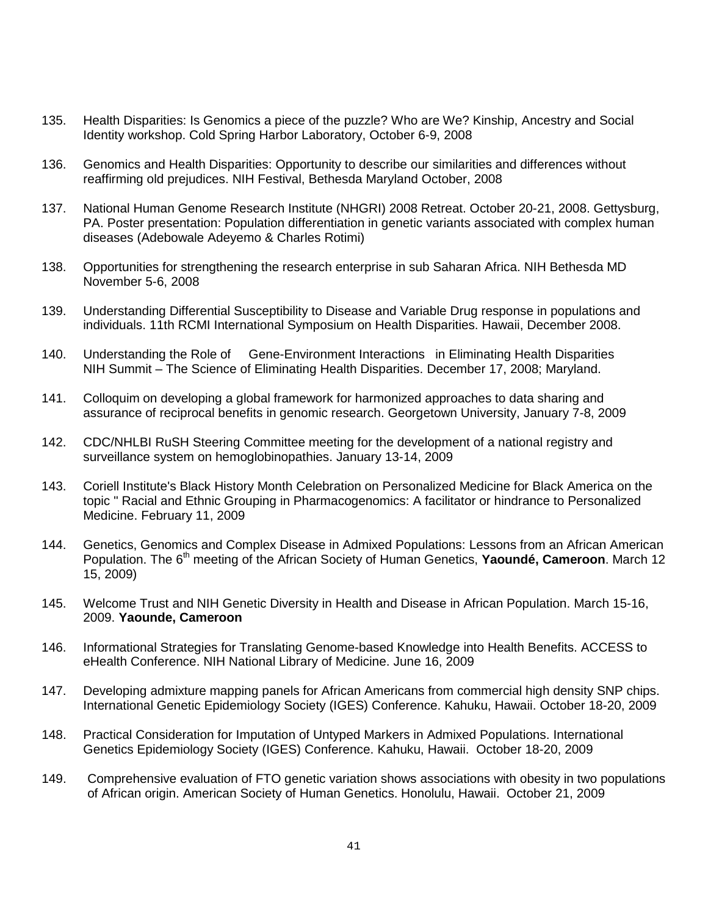135. Health Disparities: Is Genomics a piece of the puzzle? Who are We? Kinship, Ancestry and Social Identity workshop. Cold Spring Harbor Laboratory, October 6-9, 2008

136. Genomics and Health Disparities: Opportunity to describe our similarities and differences without reaffirming old prejudices. NIH Festival, Bethesda Maryland October, 2008

137. National Human Genome Research Institute (NHGRI) 2008 Retreat. October 20-21, 2008. Gettysburg, PA. Poster presentation: Population differentiation in genetic variants associated with complex human diseases (Adebowale Adeyemo & Charles Rotimi)

138. Opportunities for strengthening the research enterprise in sub Saharan Africa. NIH Bethesda MD November 5-6, 2008

139. Understanding Differential Susceptibility to Disease and Variable Drug response in populations and individuals. 11th RCMI International Symposium on Health Disparities. Hawaii, December 2008.

140. Understanding the Role of Gene-Environment Interactions in Eliminating Health Disparities NIH Summit – The Science of Eliminating Health Disparities. December 17, 2008; Maryland.

141. Colloquim on developing a global framework for harmonized approaches to data sharing and assurance of reciprocal benefits in genomic research. Georgetown University, January 7-8, 2009

142. CDC/NHLBI RuSH Steering Committee meeting for the development of a national registry and surveillance system on hemoglobinopathies. January 13-14, 2009

143. Coriell Institute's Black History Month Celebration on Personalized Medicine for Black America on the topic " Racial and Ethnic Grouping in Pharmacogenomics: A facilitator or hindrance to Personalized Medicine. February 11, 2009

144. Genetics, Genomics and Complex Disease in Admixed Populations: Lessons from an African American Population. The 6th meeting of the African Society of Human Genetics, **Yaoundé, Cameroon**. March 12 15, 2009)

145. Welcome Trust and NIH Genetic Diversity in Health and Disease in African Population. March 15-16, 2009. **Yaounde, Cameroon**

146. Informational Strategies for Translating Genome-based Knowledge into Health Benefits. ACCESS to eHealth Conference. NIH National Library of Medicine. June 16, 2009

147. Developing admixture mapping panels for African Americans from commercial high density SNP chips. International Genetic Epidemiology Society (IGES) Conference. Kahuku, Hawaii. October 18-20, 2009

148. Practical Consideration for Imputation of Untyped Markers in Admixed Populations. International Genetics Epidemiology Society (IGES) Conference. Kahuku, Hawaii. October 18-20, 2009

149. Comprehensive evaluation of FTO genetic variation shows associations with obesity in two populations of African origin. American Society of Human Genetics. Honolulu, Hawaii. October 21, 2009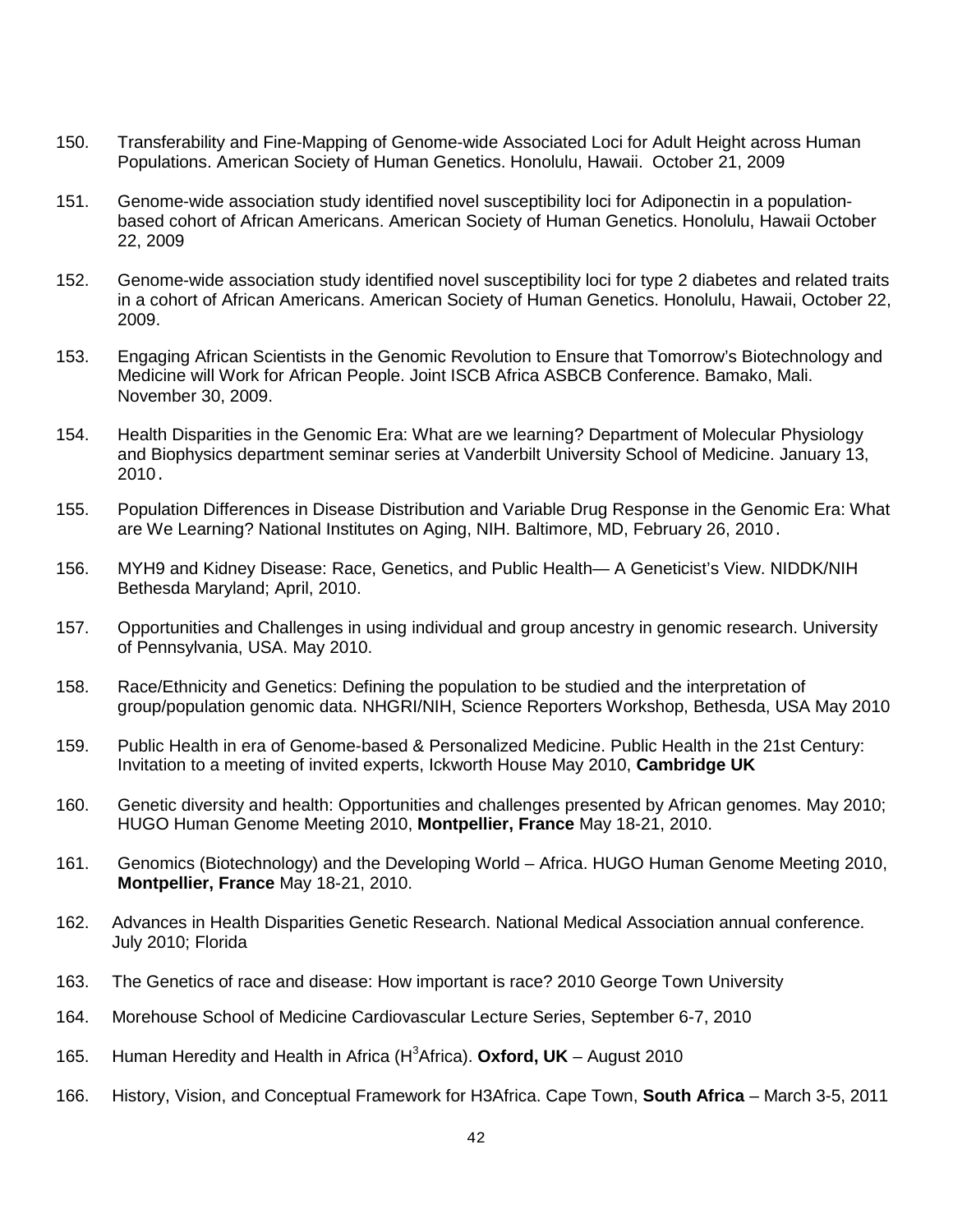150. Transferability and Fine-Mapping of Genome-wide Associated Loci for Adult Height across Human Populations. American Society of Human Genetics. Honolulu, Hawaii. October 21, 2009

151. Genome-wide association study identified novel susceptibility loci for Adiponectin in a population-based cohort of African Americans. American Society of Human Genetics. Honolulu, Hawaii October 22, 2009

152. Genome-wide association study identified novel susceptibility loci for type 2 diabetes and related traits in a cohort of African Americans. American Society of Human Genetics. Honolulu, Hawaii, October 22, 2009.

153. Engaging African Scientists in the Genomic Revolution to Ensure that Tomorrow's Biotechnology and Medicine will Work for African People. Joint ISCB Africa ASBCB Conference. Bamako, Mali. November 30, 2009.

154. Health Disparities in the Genomic Era: What are we learning? Department of Molecular Physiology and Biophysics department seminar series at Vanderbilt University School of Medicine. January 13, 2010.

155. Population Differences in Disease Distribution and Variable Drug Response in the Genomic Era: What are We Learning? National Institutes on Aging, NIH. Baltimore, MD, February 26, 2010.

156. MYH9 and Kidney Disease: Race, Genetics, and Public Health— A Geneticist's View. NIDDK/NIH Bethesda Maryland; April, 2010.

157. Opportunities and Challenges in using individual and group ancestry in genomic research. University of Pennsylvania, USA. May 2010.

158. Race/Ethnicity and Genetics: Defining the population to be studied and the interpretation of group/population genomic data. NHGRI/NIH, Science Reporters Workshop, Bethesda, USA May 2010

159. Public Health in era of Genome-based & Personalized Medicine. Public Health in the 21st Century: Invitation to a meeting of invited experts, Ickworth House May 2010, **Cambridge UK**

160. Genetic diversity and health: Opportunities and challenges presented by African genomes. May 2010; HUGO Human Genome Meeting 2010, **Montpellier, France** May 18-21, 2010.

161. Genomics (Biotechnology) and the Developing World – Africa. HUGO Human Genome Meeting 2010, **Montpellier, France** May 18-21, 2010.

162. Advances in Health Disparities Genetic Research. National Medical Association annual conference. July 2010; Florida

163. The Genetics of race and disease: How important is race? 2010 George Town University

164. Morehouse School of Medicine Cardiovascular Lecture Series, September 6-7, 2010

165. Human Heredity and Health in Africa ($H^3$Africa). **Oxford, UK** – August 2010

166. History, Vision, and Conceptual Framework for H3Africa. Cape Town, **South Africa** – March 3-5, 2011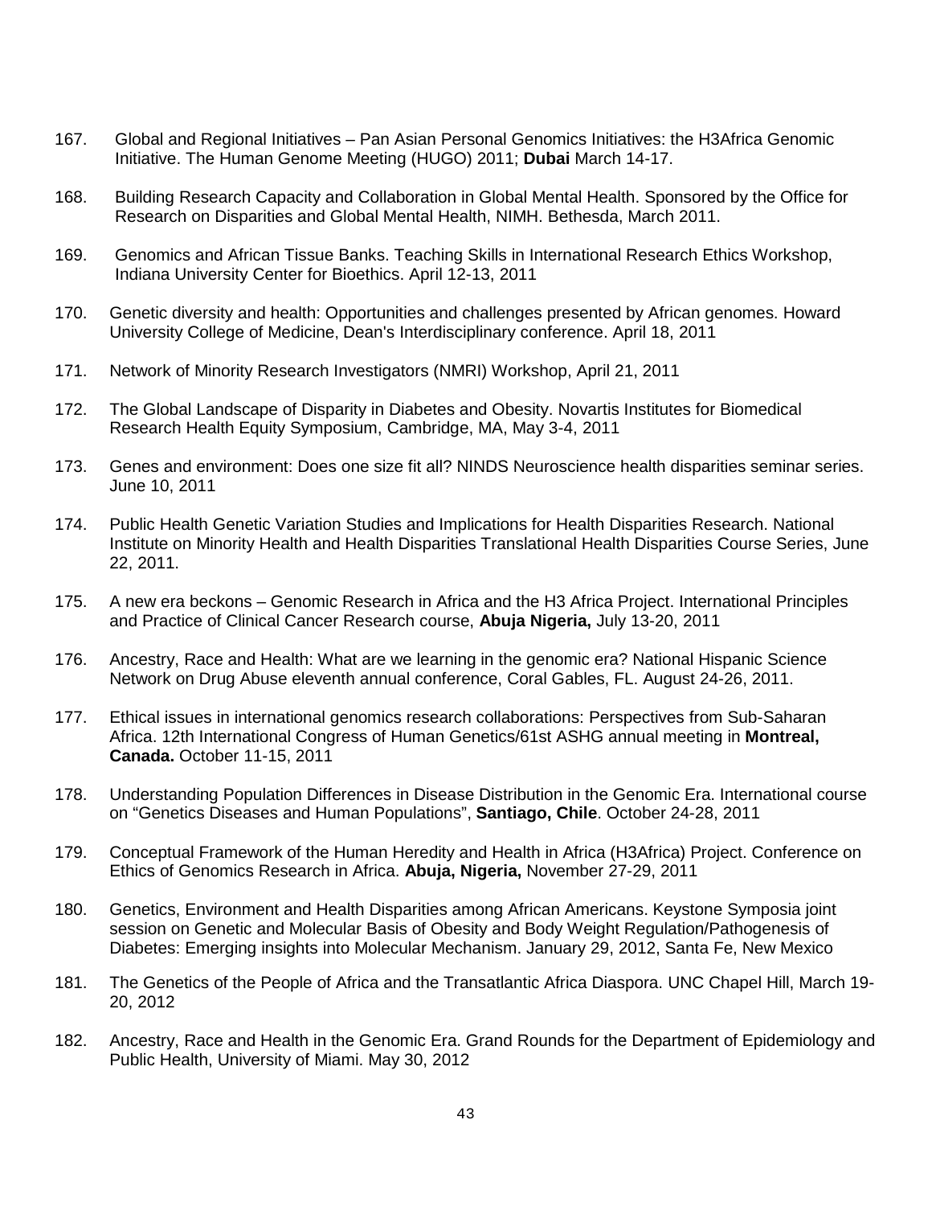167. Global and Regional Initiatives – Pan Asian Personal Genomics Initiatives: the H3Africa Genomic Initiative. The Human Genome Meeting (HUGO) 2011; **Dubai** March 14-17.

168. Building Research Capacity and Collaboration in Global Mental Health. Sponsored by the Office for Research on Disparities and Global Mental Health, NIMH. Bethesda, March 2011.

169. Genomics and African Tissue Banks. Teaching Skills in International Research Ethics Workshop, Indiana University Center for Bioethics. April 12-13, 2011

170. Genetic diversity and health: Opportunities and challenges presented by African genomes. Howard University College of Medicine, Dean's Interdisciplinary conference. April 18, 2011

171. Network of Minority Research Investigators (NMRI) Workshop, April 21, 2011

172. The Global Landscape of Disparity in Diabetes and Obesity. Novartis Institutes for Biomedical Research Health Equity Symposium, Cambridge, MA, May 3-4, 2011

173. Genes and environment: Does one size fit all? NINDS Neuroscience health disparities seminar series. June 10, 2011

174. Public Health Genetic Variation Studies and Implications for Health Disparities Research. National Institute on Minority Health and Health Disparities Translational Health Disparities Course Series, June 22, 2011.

175. A new era beckons – Genomic Research in Africa and the H3 Africa Project. International Principles and Practice of Clinical Cancer Research course, **Abuja Nigeria,** July 13-20, 2011

176. Ancestry, Race and Health: What are we learning in the genomic era? National Hispanic Science Network on Drug Abuse eleventh annual conference, Coral Gables, FL. August 24-26, 2011.

177. Ethical issues in international genomics research collaborations: Perspectives from Sub-Saharan Africa. 12th International Congress of Human Genetics/61st ASHG annual meeting in **Montreal, Canada.** October 11-15, 2011

178. Understanding Population Differences in Disease Distribution in the Genomic Era. International course on "Genetics Diseases and Human Populations", **Santiago, Chile**. October 24-28, 2011

179. Conceptual Framework of the Human Heredity and Health in Africa (H3Africa) Project. Conference on Ethics of Genomics Research in Africa. **Abuja, Nigeria,** November 27-29, 2011

180. Genetics, Environment and Health Disparities among African Americans. Keystone Symposia joint session on Genetic and Molecular Basis of Obesity and Body Weight Regulation/Pathogenesis of Diabetes: Emerging insights into Molecular Mechanism. January 29, 2012, Santa Fe, New Mexico

181. The Genetics of the People of Africa and the Transatlantic Africa Diaspora. UNC Chapel Hill, March 19-20, 2012

182. Ancestry, Race and Health in the Genomic Era. Grand Rounds for the Department of Epidemiology and Public Health, University of Miami. May 30, 2012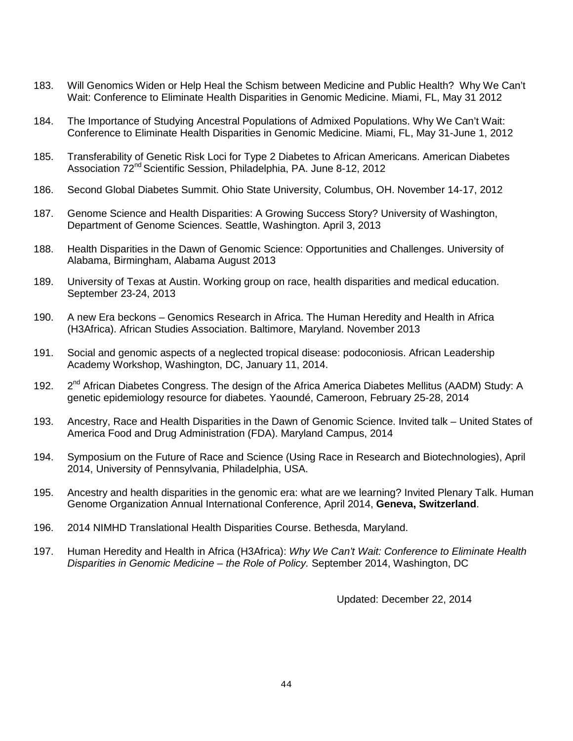183. Will Genomics Widen or Help Heal the Schism between Medicine and Public Health? Why We Can't Wait: Conference to Eliminate Health Disparities in Genomic Medicine. Miami, FL, May 31 2012

184. The Importance of Studying Ancestral Populations of Admixed Populations. Why We Can't Wait: Conference to Eliminate Health Disparities in Genomic Medicine. Miami, FL, May 31-June 1, 2012

185. Transferability of Genetic Risk Loci for Type 2 Diabetes to African Americans. American Diabetes Association 72nd Scientific Session, Philadelphia, PA. June 8-12, 2012

186. Second Global Diabetes Summit. Ohio State University, Columbus, OH. November 14-17, 2012

187. Genome Science and Health Disparities: A Growing Success Story? University of Washington, Department of Genome Sciences. Seattle, Washington. April 3, 2013

188. Health Disparities in the Dawn of Genomic Science: Opportunities and Challenges. University of Alabama, Birmingham, Alabama August 2013

189. University of Texas at Austin. Working group on race, health disparities and medical education. September 23-24, 2013

190. A new Era beckons – Genomics Research in Africa. The Human Heredity and Health in Africa (H3Africa). African Studies Association. Baltimore, Maryland. November 2013

191. Social and genomic aspects of a neglected tropical disease: podoconiosis. African Leadership Academy Workshop, Washington, DC, January 11, 2014.

192. 2nd African Diabetes Congress. The design of the Africa America Diabetes Mellitus (AADM) Study: A genetic epidemiology resource for diabetes. Yaoundé, Cameroon, February 25-28, 2014

193. Ancestry, Race and Health Disparities in the Dawn of Genomic Science. Invited talk – United States of America Food and Drug Administration (FDA). Maryland Campus, 2014

194. Symposium on the Future of Race and Science (Using Race in Research and Biotechnologies), April 2014, University of Pennsylvania, Philadelphia, USA.

195. Ancestry and health disparities in the genomic era: what are we learning? Invited Plenary Talk. Human Genome Organization Annual International Conference, April 2014, **Geneva, Switzerland**.

196. 2014 NIMHD Translational Health Disparities Course. Bethesda, Maryland.

197. Human Heredity and Health in Africa (H3Africa): *Why We Can't Wait: Conference to Eliminate Health Disparities in Genomic Medicine – the Role of Policy.* September 2014, Washington, DC

Updated: December 22, 2014